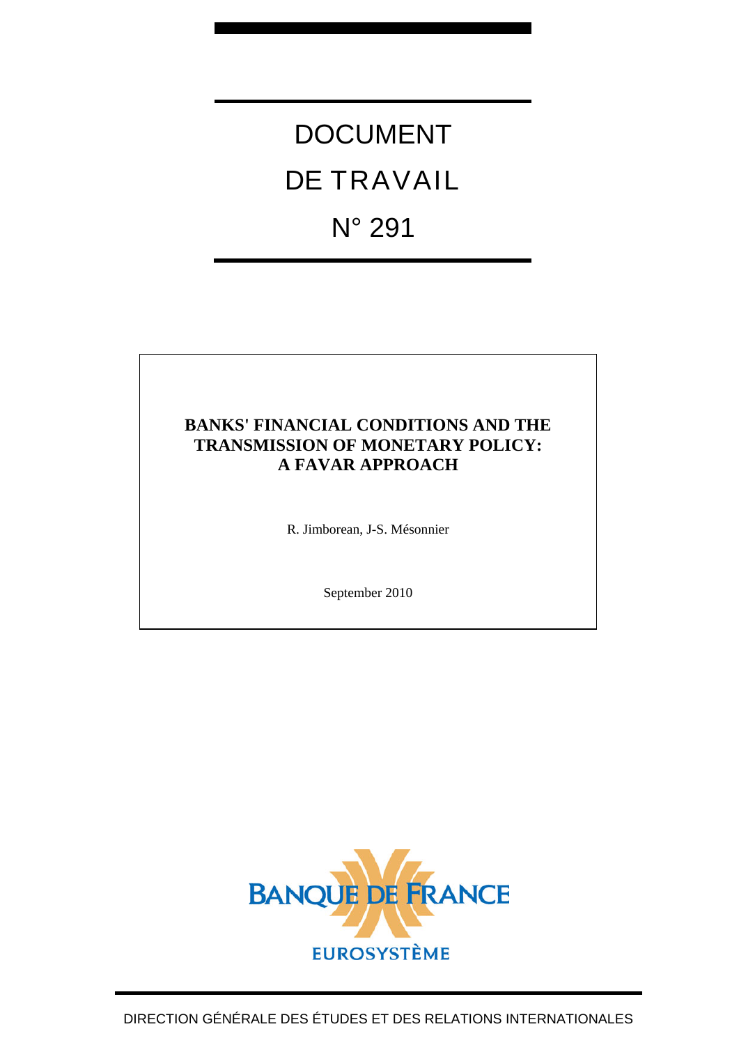# DOCUMENT DE TRAVAIL N° 291

## BANKS' FINANCIAL CONDITIONS AND THE TRANSMISSION OF MONETARY POLICY: A FAVAR APPROACH

R. Jimborean, J-S. Mésonnier

September 2010

BANQUE DE FRANCE

EUROSYSTÈME

DIRECTION GÉNÉRALE DES ÉTUDES ET DES RELATIONS INTERNATIONALES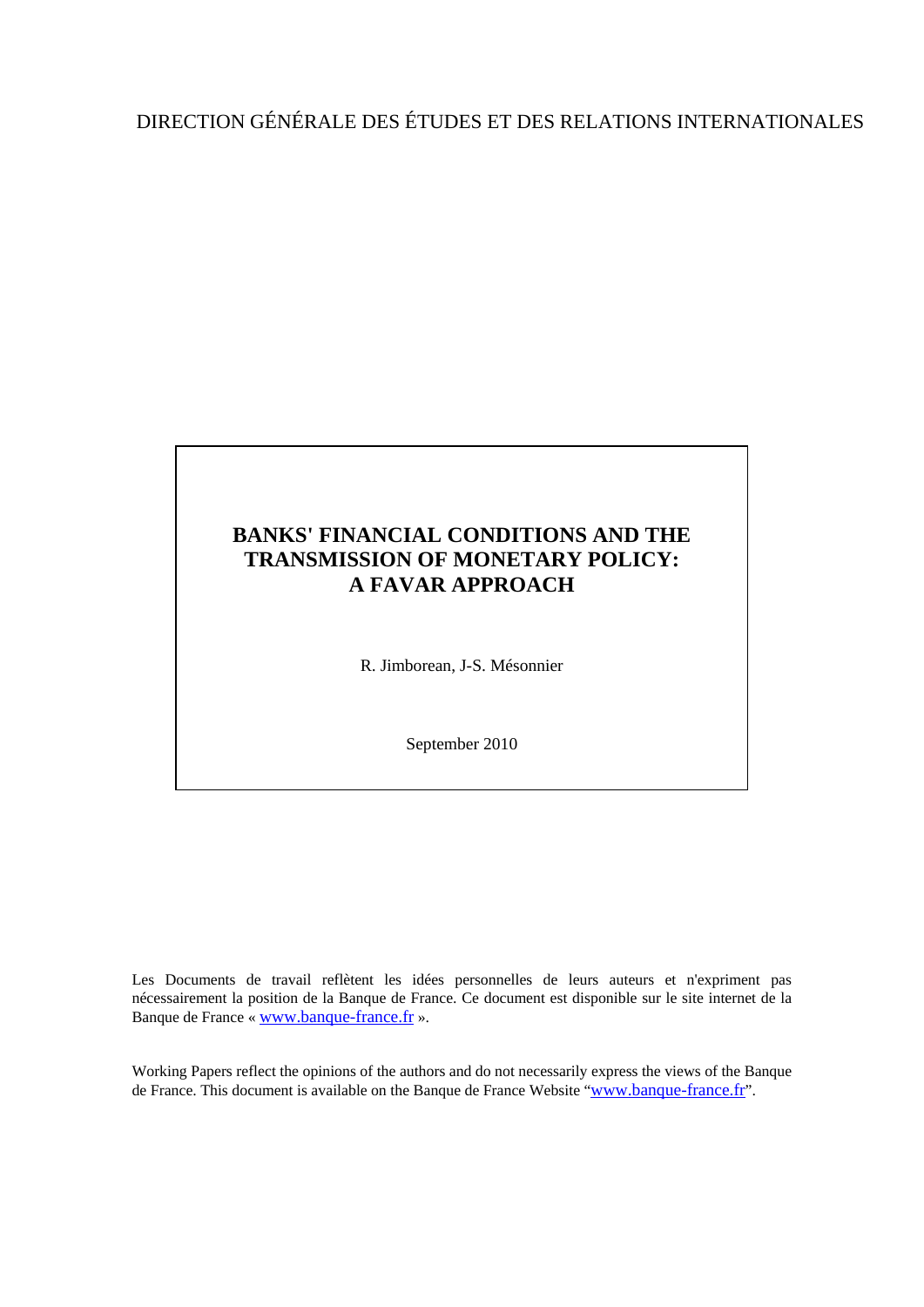DIRECTION GÉNÉRALE DES ÉTUDES ET DES RELATIONS INTERNATIONALES

# BANKS' FINANCIAL CONDITIONS AND THE TRANSMISSION OF MONETARY POLICY: A FAVAR APPROACH

R. Jimborean, J-S. Mésonnier

September 2010

Les Documents de travail reflètent les idées personnelles de leurs auteurs et n'expriment pas nécessairement la position de la Banque de France. Ce document est disponible sur le site internet de la Banque de France « www.banque-france.fr ».

Working Papers reflect the opinions of the authors and do not necessarily express the views of the Banque de France. This document is available on the Banque de France Website "www.banque-france.fr".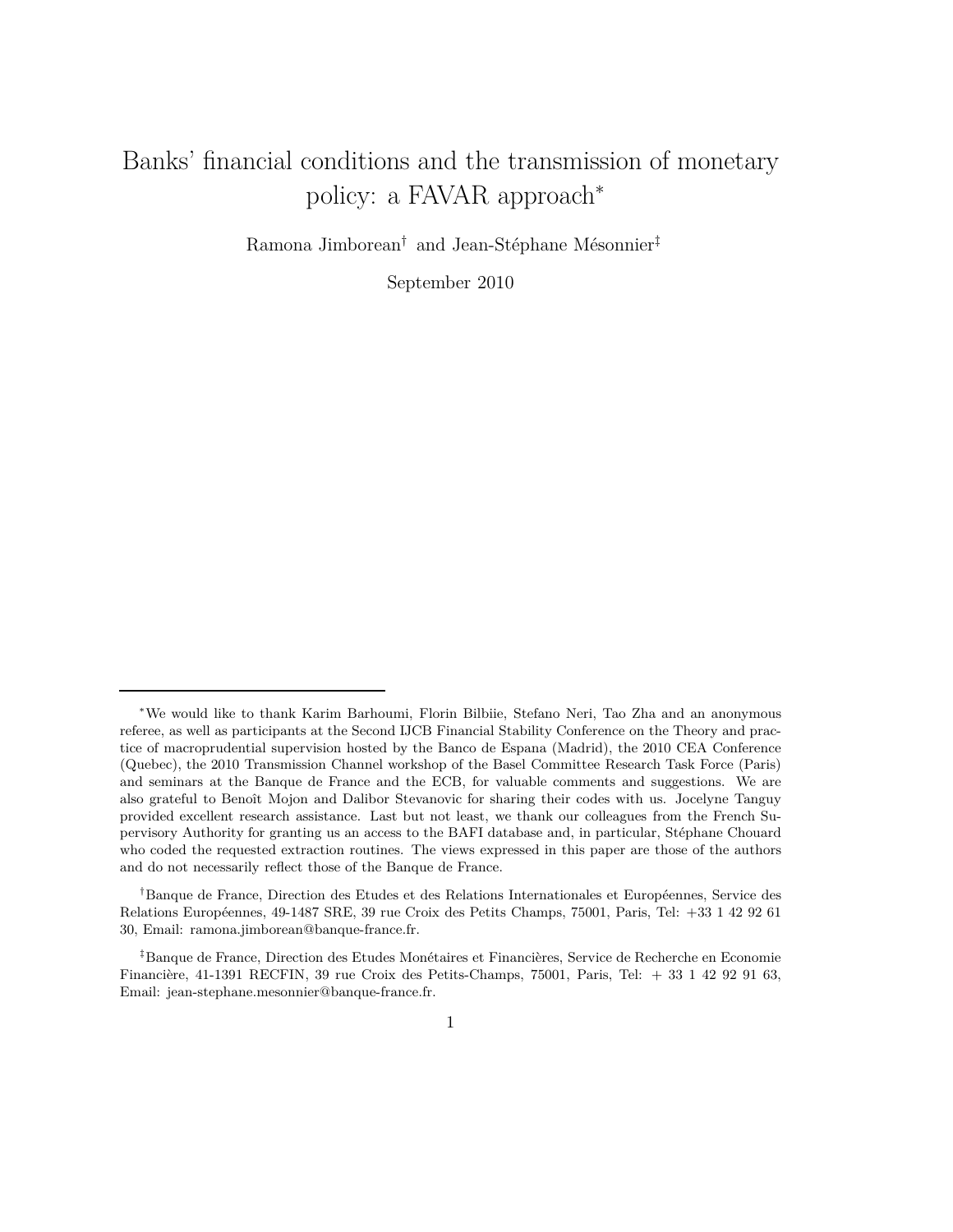# Banks' financial conditions and the transmission of monetary policy: a FAVAR approach[*]

Ramona Jimborean[†] and Jean-Stéphane Mésonnier[‡]

September 2010

[*]We would like to thank Karim Barhoumi, Florin Bilbiie, Stefano Neri, Tao Zha and an anonymous referee, as well as participants at the Second IJCB Financial Stability Conference on the Theory and practice of macroprudential supervision hosted by the Banco de Espana (Madrid), the 2010 CEA Conference (Quebec), the 2010 Transmission Channel workshop of the Basel Committee Research Task Force (Paris) and seminars at the Banque de France and the ECB, for valuable comments and suggestions. We are also grateful to Benoît Mojon and Dalibor Stevanovic for sharing their codes with us. Jocelyne Tanguy provided excellent research assistance. Last but not least, we thank our colleagues from the French Supervisory Authority for granting us an access to the BAFI database and, in particular, Stéphane Chouard who coded the requested extraction routines. The views expressed in this paper are those of the authors and do not necessarily reflect those of the Banque de France.

[†]Banque de France, Direction des Etudes et des Relations Internationales et Européennes, Service des Relations Européennes, 49-1487 SRE, 39 rue Croix des Petits Champs, 75001, Paris, Tel: +33 1 42 92 61 30, Email: ramona.jimborean@banque-france.fr.

[‡]Banque de France, Direction des Etudes Monétaires et Financières, Service de Recherche en Economie Financière, 41-1391 RECFIN, 39 rue Croix des Petits-Champs, 75001, Paris, Tel: + 33 1 42 92 91 63, Email: jean-stephane.mesonnier@banque-france.fr.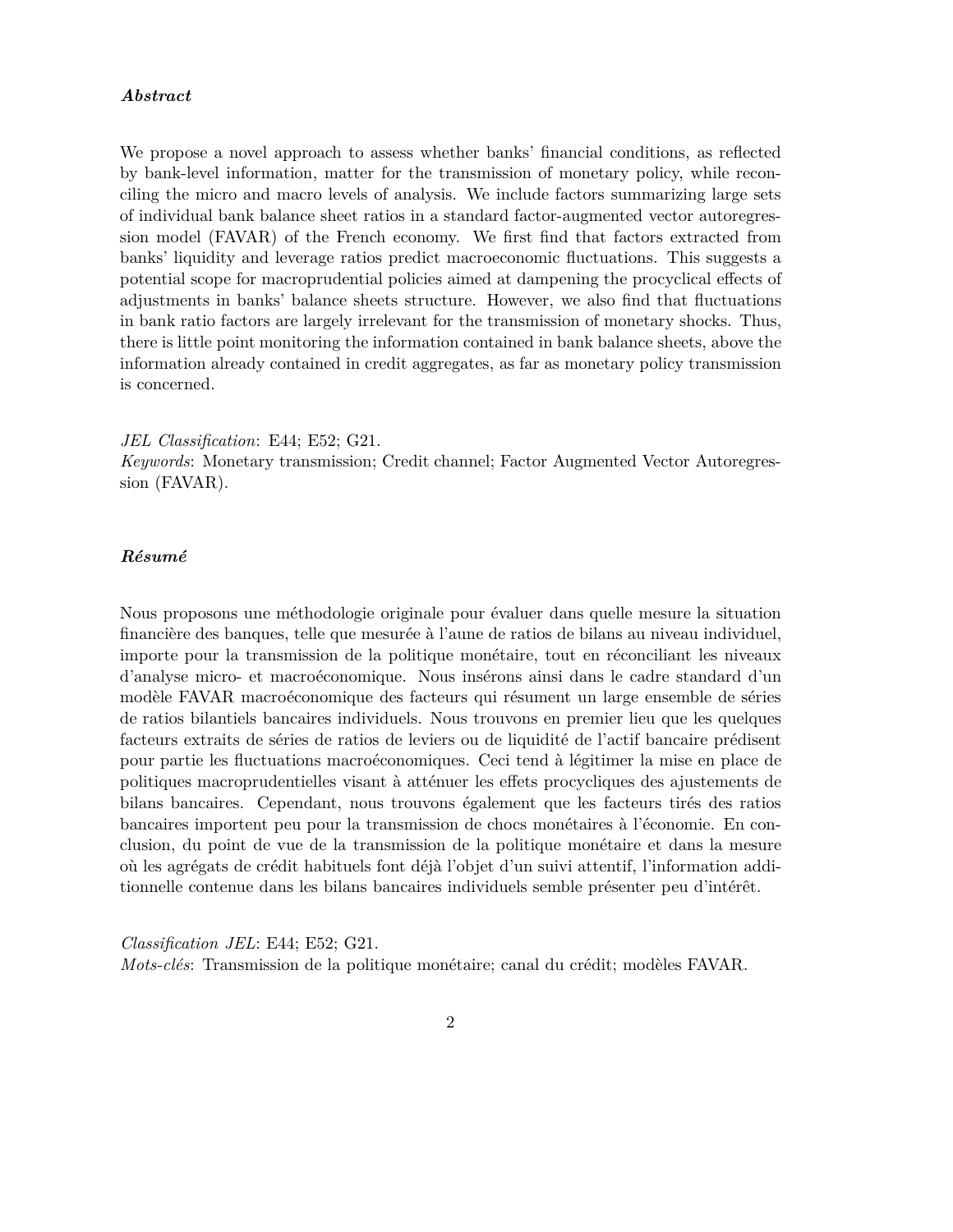***Abstract***

We propose a novel approach to assess whether banks' financial conditions, as reflected by bank-level information, matter for the transmission of monetary policy, while reconciling the micro and macro levels of analysis. We include factors summarizing large sets of individual bank balance sheet ratios in a standard factor-augmented vector autoregression model (FAVAR) of the French economy. We first find that factors extracted from banks' liquidity and leverage ratios predict macroeconomic fluctuations. This suggests a potential scope for macroprudential policies aimed at dampening the procyclical effects of adjustments in banks' balance sheets structure. However, we also find that fluctuations in bank ratio factors are largely irrelevant for the transmission of monetary shocks. Thus, there is little point monitoring the information contained in bank balance sheets, above the information already contained in credit aggregates, as far as monetary policy transmission is concerned.

*JEL Classification*: E44; E52; G21.
*Keywords*: Monetary transmission; Credit channel; Factor Augmented Vector Autoregression (FAVAR).

***Résumé***

Nous proposons une méthodologie originale pour évaluer dans quelle mesure la situation financière des banques, telle que mesurée à l'aune de ratios de bilans au niveau individuel, importe pour la transmission de la politique monétaire, tout en réconciliant les niveaux d'analyse micro- et macroéconomique. Nous insérons ainsi dans le cadre standard d'un modèle FAVAR macroéconomique des facteurs qui résument un large ensemble de séries de ratios bilantiels bancaires individuels. Nous trouvons en premier lieu que les quelques facteurs extraits de séries de ratios de leviers ou de liquidité de l'actif bancaire prédisent pour partie les fluctuations macroéconomiques. Ceci tend à légitimer la mise en place de politiques macroprudentielles visant à atténuer les effets procycliques des ajustements de bilans bancaires. Cependant, nous trouvons également que les facteurs tirés des ratios bancaires importent peu pour la transmission de chocs monétaires à l'économie. En conclusion, du point de vue de la transmission de la politique monétaire et dans la mesure où les agrégats de crédit habituels font déjà l'objet d'un suivi attentif, l'information additionnelle contenue dans les bilans bancaires individuels semble présenter peu d'intérêt.

*Classification JEL*: E44; E52; G21.
*Mots-clés*: Transmission de la politique monétaire; canal du crédit; modèles FAVAR.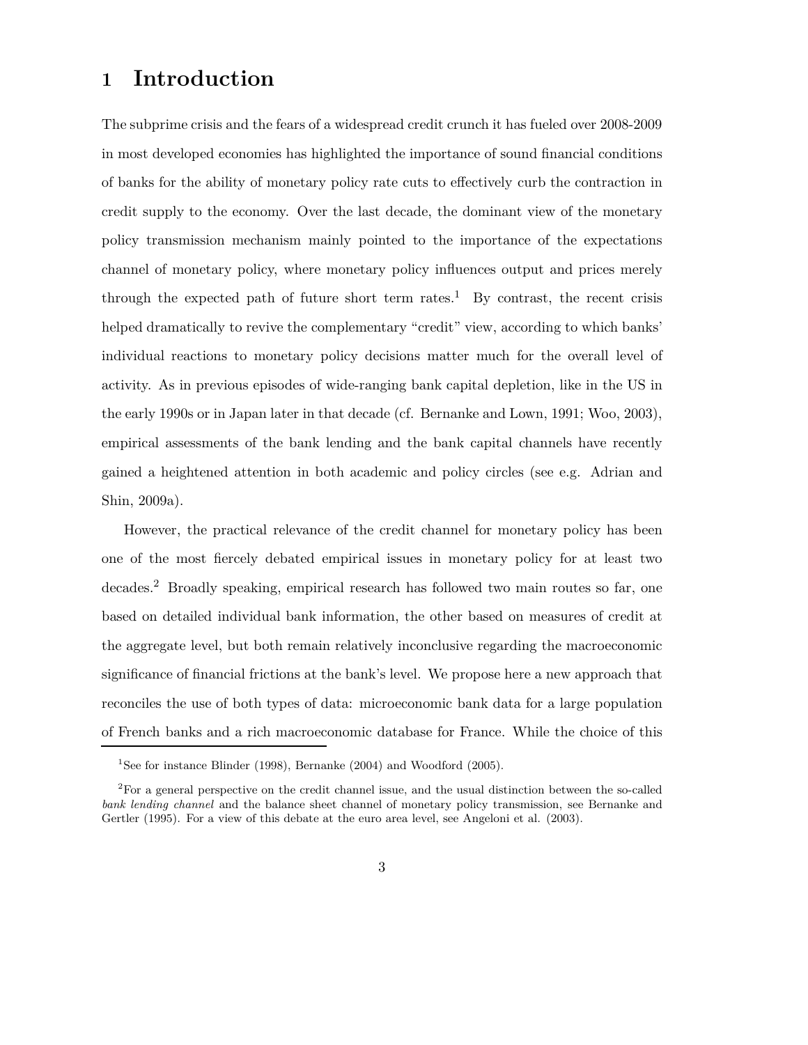# 1 Introduction

The subprime crisis and the fears of a widespread credit crunch it has fueled over 2008-2009 in most developed economies has highlighted the importance of sound financial conditions of banks for the ability of monetary policy rate cuts to effectively curb the contraction in credit supply to the economy. Over the last decade, the dominant view of the monetary policy transmission mechanism mainly pointed to the importance of the expectations channel of monetary policy, where monetary policy influences output and prices merely through the expected path of future short term rates.[1] By contrast, the recent crisis helped dramatically to revive the complementary "credit" view, according to which banks' individual reactions to monetary policy decisions matter much for the overall level of activity. As in previous episodes of wide-ranging bank capital depletion, like in the US in the early 1990s or in Japan later in that decade (cf. Bernanke and Lown, 1991; Woo, 2003), empirical assessments of the bank lending and the bank capital channels have recently gained a heightened attention in both academic and policy circles (see e.g. Adrian and Shin, 2009a).

However, the practical relevance of the credit channel for monetary policy has been one of the most fiercely debated empirical issues in monetary policy for at least two decades.[2] Broadly speaking, empirical research has followed two main routes so far, one based on detailed individual bank information, the other based on measures of credit at the aggregate level, but both remain relatively inconclusive regarding the macroeconomic significance of financial frictions at the bank's level. We propose here a new approach that reconciles the use of both types of data: microeconomic bank data for a large population of French banks and a rich macroeconomic database for France. While the choice of this

[1] See for instance Blinder (1998), Bernanke (2004) and Woodford (2005).

[2] For a general perspective on the credit channel issue, and the usual distinction between the so-called *bank lending channel* and the balance sheet channel of monetary policy transmission, see Bernanke and Gertler (1995). For a view of this debate at the euro area level, see Angeloni et al. (2003).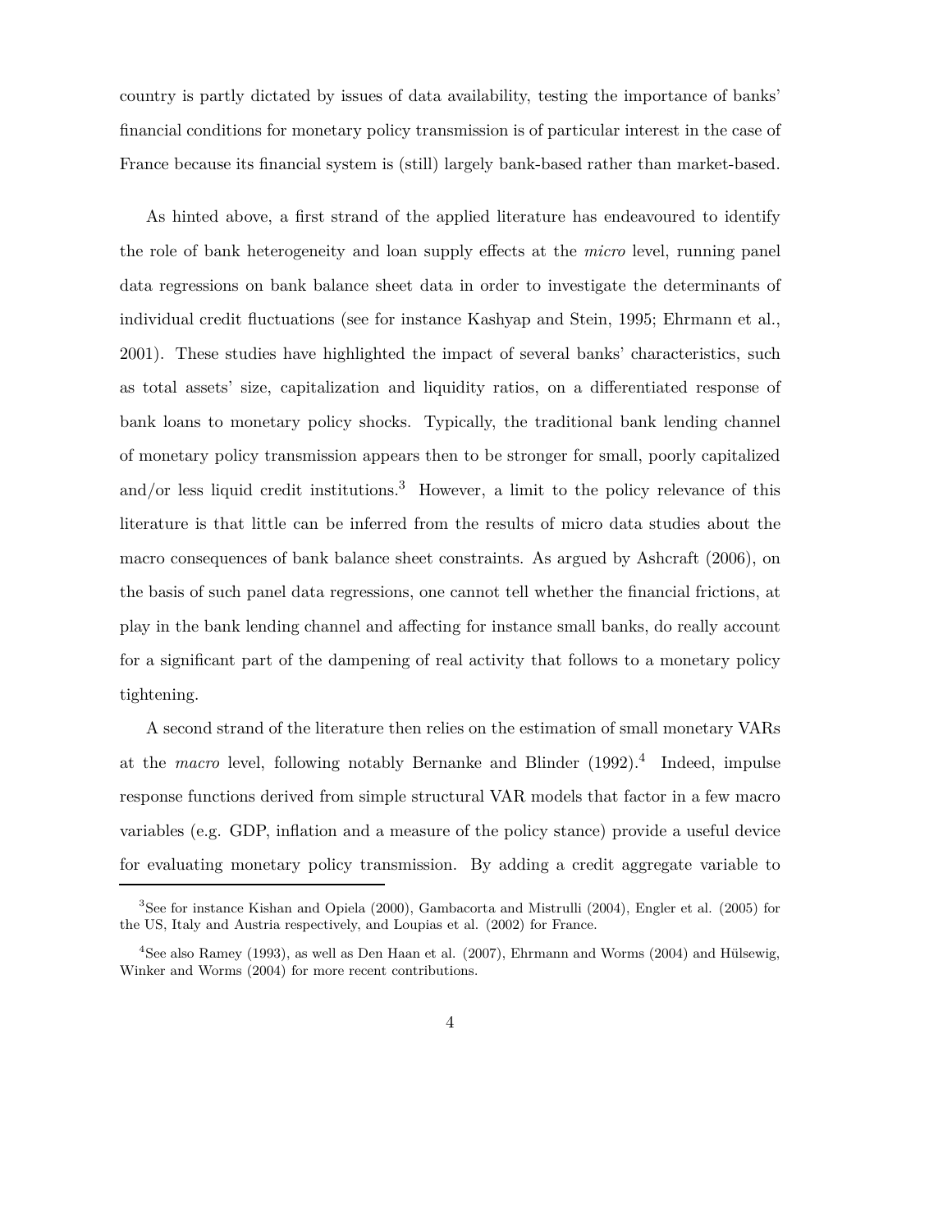country is partly dictated by issues of data availability, testing the importance of banks' financial conditions for monetary policy transmission is of particular interest in the case of France because its financial system is (still) largely bank-based rather than market-based.

As hinted above, a first strand of the applied literature has endeavoured to identify the role of bank heterogeneity and loan supply effects at the *micro* level, running panel data regressions on bank balance sheet data in order to investigate the determinants of individual credit fluctuations (see for instance Kashyap and Stein, 1995; Ehrmann et al., 2001). These studies have highlighted the impact of several banks' characteristics, such as total assets' size, capitalization and liquidity ratios, on a differentiated response of bank loans to monetary policy shocks. Typically, the traditional bank lending channel of monetary policy transmission appears then to be stronger for small, poorly capitalized and/or less liquid credit institutions.[3] However, a limit to the policy relevance of this literature is that little can be inferred from the results of micro data studies about the macro consequences of bank balance sheet constraints. As argued by Ashcraft (2006), on the basis of such panel data regressions, one cannot tell whether the financial frictions, at play in the bank lending channel and affecting for instance small banks, do really account for a significant part of the dampening of real activity that follows to a monetary policy tightening.

A second strand of the literature then relies on the estimation of small monetary VARs at the *macro* level, following notably Bernanke and Blinder (1992).[4] Indeed, impulse response functions derived from simple structural VAR models that factor in a few macro variables (e.g. GDP, inflation and a measure of the policy stance) provide a useful device for evaluating monetary policy transmission. By adding a credit aggregate variable to

[3] See for instance Kishan and Opiela (2000), Gambacorta and Mistrulli (2004), Engler et al. (2005) for the US, Italy and Austria respectively, and Loupias et al. (2002) for France.

[4] See also Ramey (1993), as well as Den Haan et al. (2007), Ehrmann and Worms (2004) and Hülsewig, Winker and Worms (2004) for more recent contributions.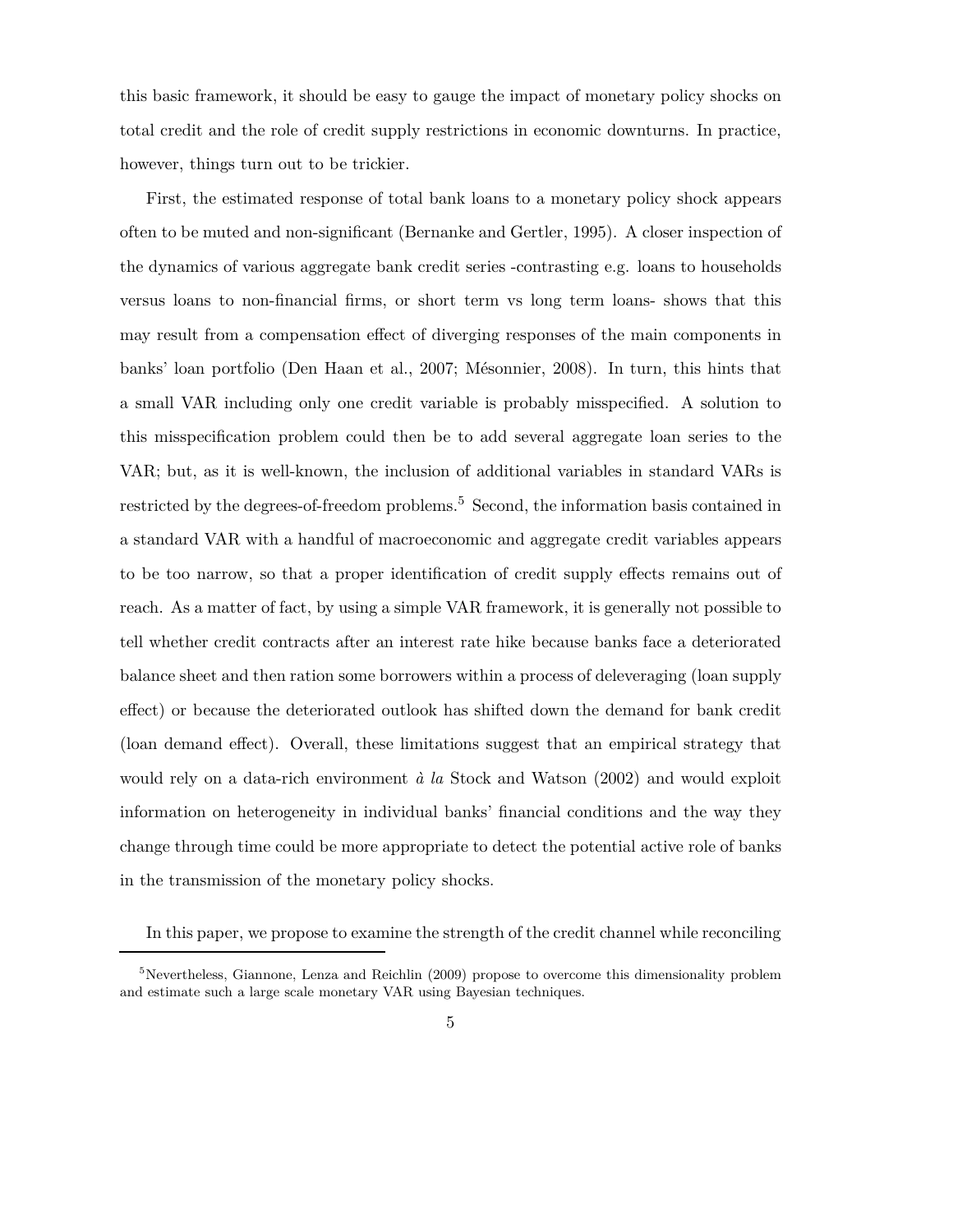this basic framework, it should be easy to gauge the impact of monetary policy shocks on total credit and the role of credit supply restrictions in economic downturns. In practice, however, things turn out to be trickier.

First, the estimated response of total bank loans to a monetary policy shock appears often to be muted and non-significant (Bernanke and Gertler, 1995). A closer inspection of the dynamics of various aggregate bank credit series -contrasting e.g. loans to households versus loans to non-financial firms, or short term vs long term loans- shows that this may result from a compensation effect of diverging responses of the main components in banks' loan portfolio (Den Haan et al., 2007; Mésonnier, 2008). In turn, this hints that a small VAR including only one credit variable is probably misspecified. A solution to this misspecification problem could then be to add several aggregate loan series to the VAR; but, as it is well-known, the inclusion of additional variables in standard VARs is restricted by the degrees-of-freedom problems.[5] Second, the information basis contained in a standard VAR with a handful of macroeconomic and aggregate credit variables appears to be too narrow, so that a proper identification of credit supply effects remains out of reach. As a matter of fact, by using a simple VAR framework, it is generally not possible to tell whether credit contracts after an interest rate hike because banks face a deteriorated balance sheet and then ration some borrowers within a process of deleveraging (loan supply effect) or because the deteriorated outlook has shifted down the demand for bank credit (loan demand effect). Overall, these limitations suggest that an empirical strategy that would rely on a data-rich environment *à la* Stock and Watson (2002) and would exploit information on heterogeneity in individual banks' financial conditions and the way they change through time could be more appropriate to detect the potential active role of banks in the transmission of the monetary policy shocks.

In this paper, we propose to examine the strength of the credit channel while reconciling

[5] Nevertheless, Giannone, Lenza and Reichlin (2009) propose to overcome this dimensionality problem and estimate such a large scale monetary VAR using Bayesian techniques.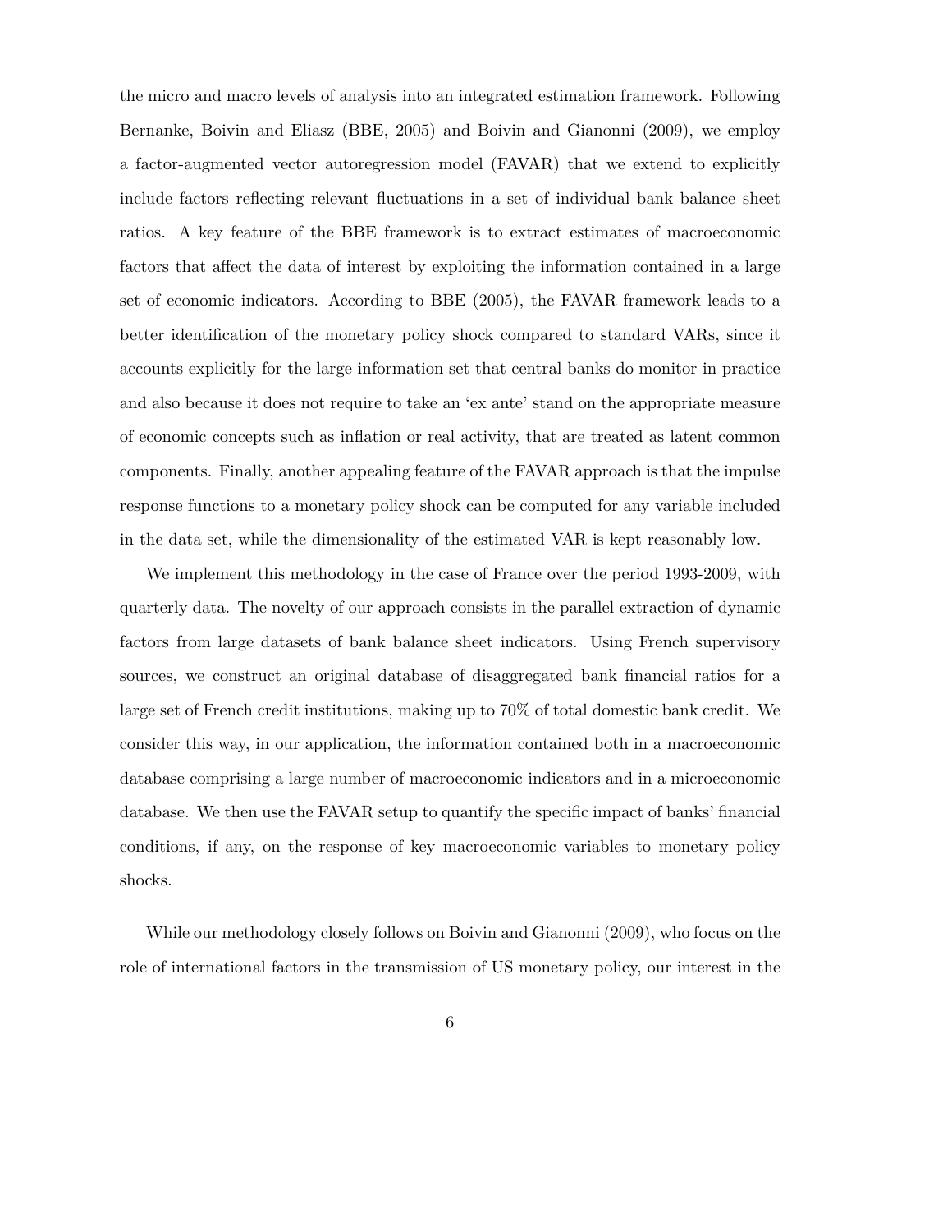the micro and macro levels of analysis into an integrated estimation framework. Following Bernanke, Boivin and Eliasz (BBE, 2005) and Boivin and Gianonni (2009), we employ a factor-augmented vector autoregression model (FAVAR) that we extend to explicitly include factors reflecting relevant fluctuations in a set of individual bank balance sheet ratios. A key feature of the BBE framework is to extract estimates of macroeconomic factors that affect the data of interest by exploiting the information contained in a large set of economic indicators. According to BBE (2005), the FAVAR framework leads to a better identification of the monetary policy shock compared to standard VARs, since it accounts explicitly for the large information set that central banks do monitor in practice and also because it does not require to take an 'ex ante' stand on the appropriate measure of economic concepts such as inflation or real activity, that are treated as latent common components. Finally, another appealing feature of the FAVAR approach is that the impulse response functions to a monetary policy shock can be computed for any variable included in the data set, while the dimensionality of the estimated VAR is kept reasonably low.

We implement this methodology in the case of France over the period 1993-2009, with quarterly data. The novelty of our approach consists in the parallel extraction of dynamic factors from large datasets of bank balance sheet indicators. Using French supervisory sources, we construct an original database of disaggregated bank financial ratios for a large set of French credit institutions, making up to 70% of total domestic bank credit. We consider this way, in our application, the information contained both in a macroeconomic database comprising a large number of macroeconomic indicators and in a microeconomic database. We then use the FAVAR setup to quantify the specific impact of banks' financial conditions, if any, on the response of key macroeconomic variables to monetary policy shocks.

While our methodology closely follows on Boivin and Gianonni (2009), who focus on the role of international factors in the transmission of US monetary policy, our interest in the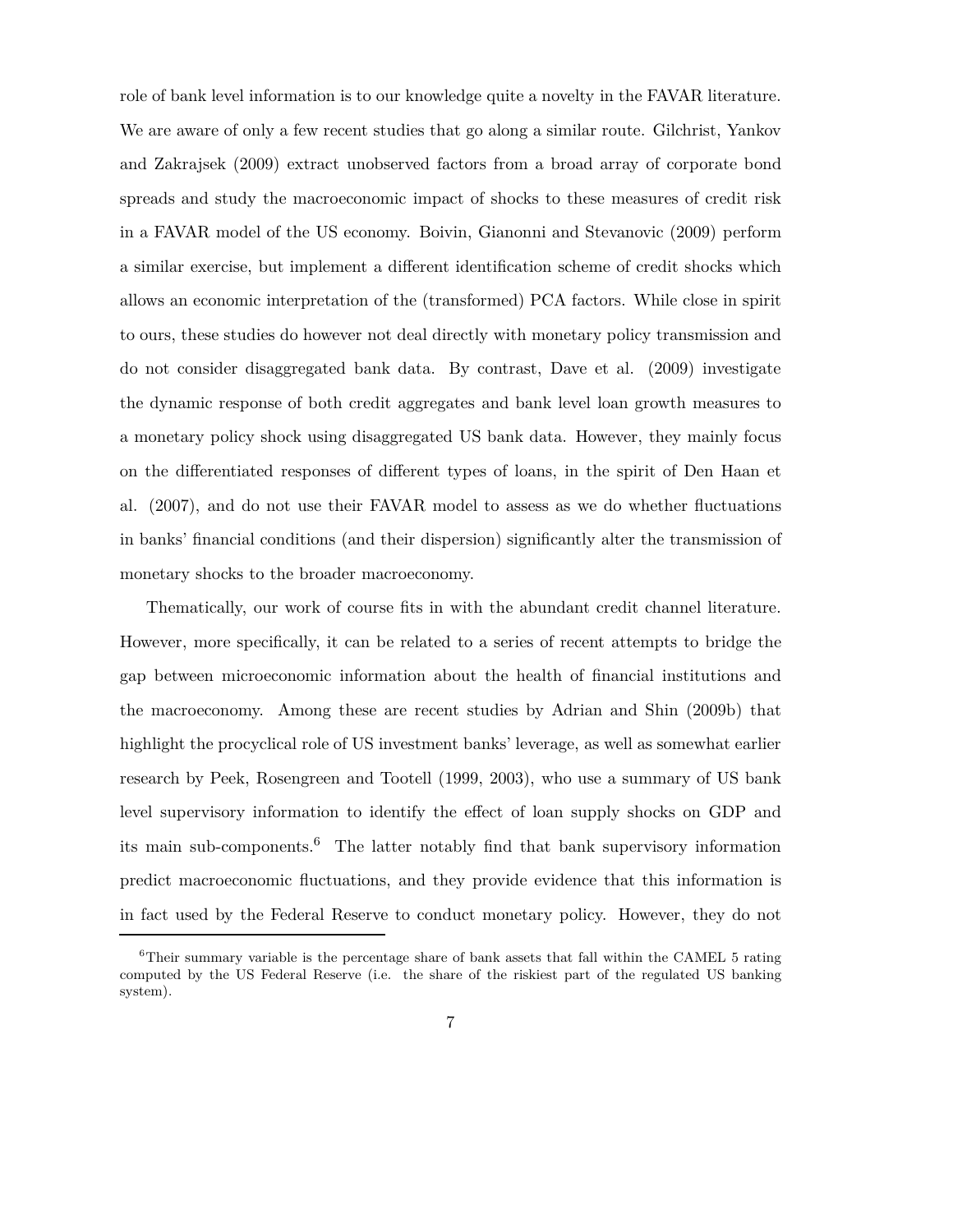role of bank level information is to our knowledge quite a novelty in the FAVAR literature. We are aware of only a few recent studies that go along a similar route. Gilchrist, Yankov and Zakrajsek (2009) extract unobserved factors from a broad array of corporate bond spreads and study the macroeconomic impact of shocks to these measures of credit risk in a FAVAR model of the US economy. Boivin, Gianonni and Stevanovic (2009) perform a similar exercise, but implement a different identification scheme of credit shocks which allows an economic interpretation of the (transformed) PCA factors. While close in spirit to ours, these studies do however not deal directly with monetary policy transmission and do not consider disaggregated bank data. By contrast, Dave et al. (2009) investigate the dynamic response of both credit aggregates and bank level loan growth measures to a monetary policy shock using disaggregated US bank data. However, they mainly focus on the differentiated responses of different types of loans, in the spirit of Den Haan et al. (2007), and do not use their FAVAR model to assess as we do whether fluctuations in banks' financial conditions (and their dispersion) significantly alter the transmission of monetary shocks to the broader macroeconomy.

Thematically, our work of course fits in with the abundant credit channel literature. However, more specifically, it can be related to a series of recent attempts to bridge the gap between microeconomic information about the health of financial institutions and the macroeconomy. Among these are recent studies by Adrian and Shin (2009b) that highlight the procyclical role of US investment banks' leverage, as well as somewhat earlier research by Peek, Rosengreen and Tootell (1999, 2003), who use a summary of US bank level supervisory information to identify the effect of loan supply shocks on GDP and its main sub-components.[6] The latter notably find that bank supervisory information predict macroeconomic fluctuations, and they provide evidence that this information is in fact used by the Federal Reserve to conduct monetary policy. However, they do not

[6] Their summary variable is the percentage share of bank assets that fall within the CAMEL 5 rating computed by the US Federal Reserve (i.e. the share of the riskiest part of the regulated US banking system).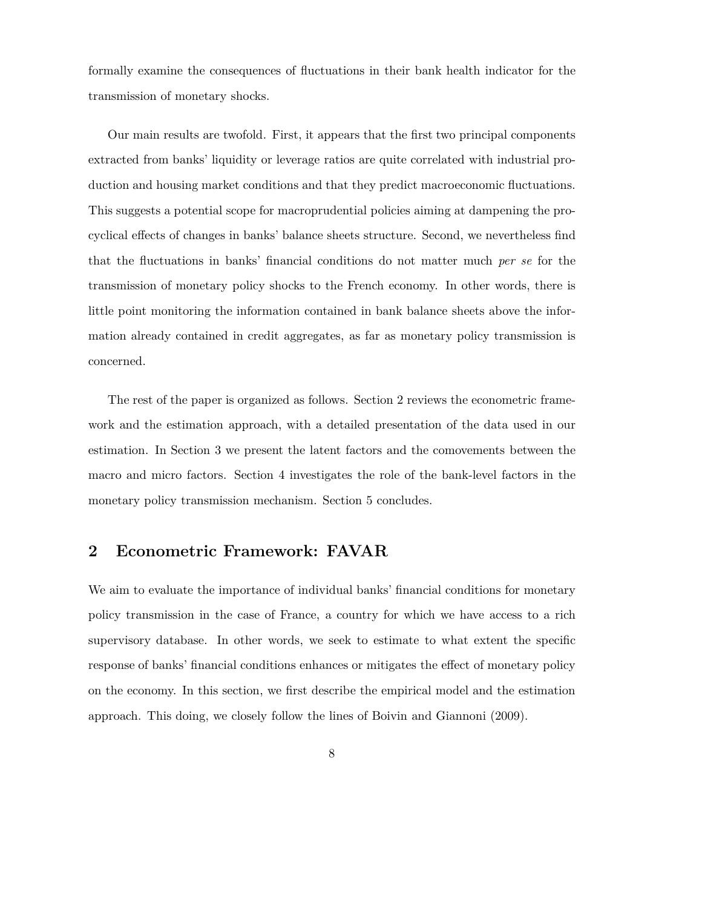formally examine the consequences of fluctuations in their bank health indicator for the transmission of monetary shocks.

Our main results are twofold. First, it appears that the first two principal components extracted from banks' liquidity or leverage ratios are quite correlated with industrial production and housing market conditions and that they predict macroeconomic fluctuations. This suggests a potential scope for macroprudential policies aiming at dampening the procyclical effects of changes in banks' balance sheets structure. Second, we nevertheless find that the fluctuations in banks' financial conditions do not matter much *per se* for the transmission of monetary policy shocks to the French economy. In other words, there is little point monitoring the information contained in bank balance sheets above the information already contained in credit aggregates, as far as monetary policy transmission is concerned.

The rest of the paper is organized as follows. Section 2 reviews the econometric framework and the estimation approach, with a detailed presentation of the data used in our estimation. In Section 3 we present the latent factors and the comovements between the macro and micro factors. Section 4 investigates the role of the bank-level factors in the monetary policy transmission mechanism. Section 5 concludes.

## 2 Econometric Framework: FAVAR

We aim to evaluate the importance of individual banks' financial conditions for monetary policy transmission in the case of France, a country for which we have access to a rich supervisory database. In other words, we seek to estimate to what extent the specific response of banks' financial conditions enhances or mitigates the effect of monetary policy on the economy. In this section, we first describe the empirical model and the estimation approach. This doing, we closely follow the lines of Boivin and Giannoni (2009).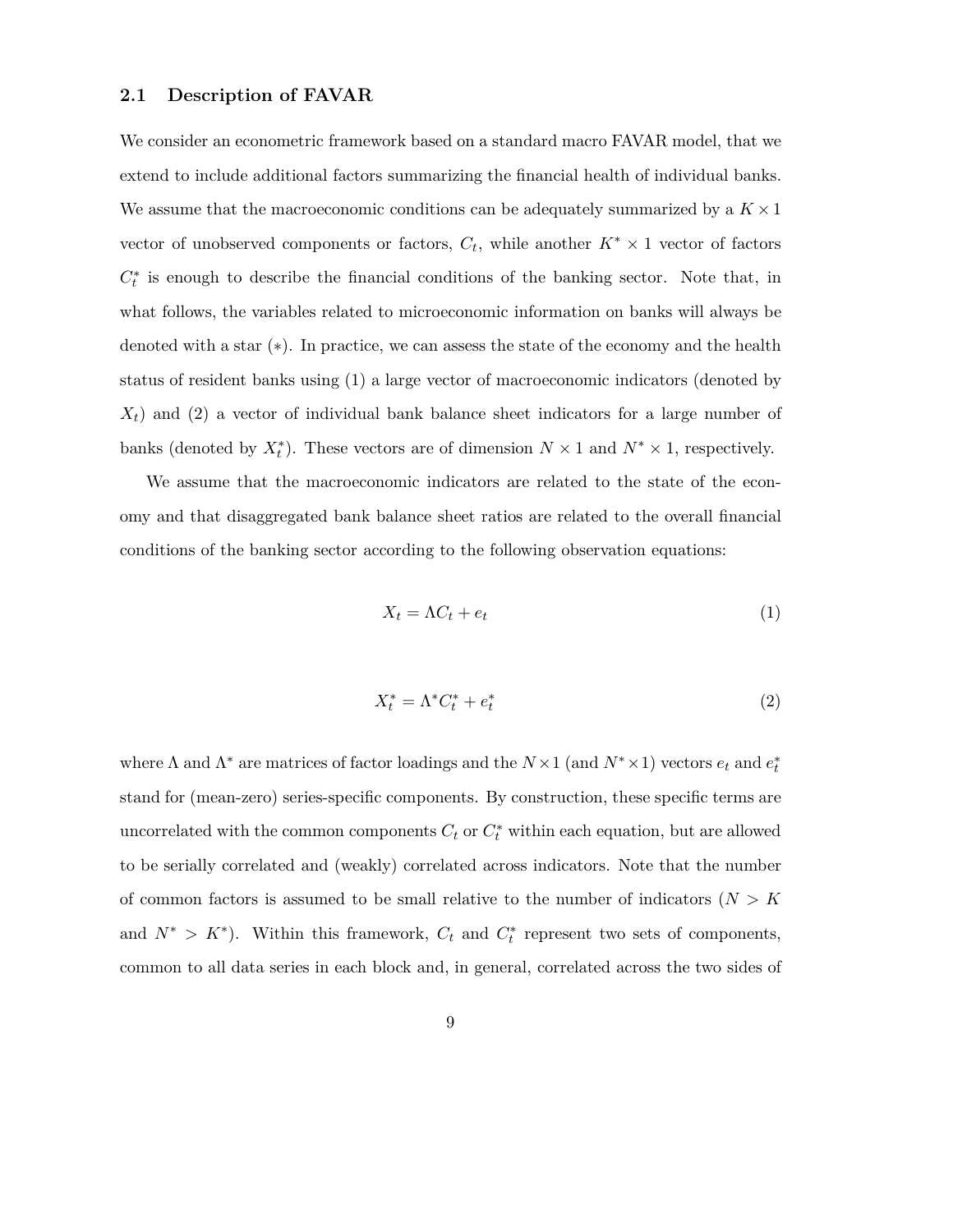### 2.1 Description of FAVAR

We consider an econometric framework based on a standard macro FAVAR model, that we extend to include additional factors summarizing the financial health of individual banks. We assume that the macroeconomic conditions can be adequately summarized by a $K \times 1$ vector of unobserved components or factors, $C_t$, while another $K^* \times 1$ vector of factors $C_t^*$ is enough to describe the financial conditions of the banking sector. Note that, in what follows, the variables related to microeconomic information on banks will always be denoted with a star ($*$). In practice, we can assess the state of the economy and the health status of resident banks using (1) a large vector of macroeconomic indicators (denoted by $X_t$) and (2) a vector of individual bank balance sheet indicators for a large number of banks (denoted by $X_t^*$). These vectors are of dimension $N \times 1$ and $N^* \times 1$, respectively.

We assume that the macroeconomic indicators are related to the state of the economy and that disaggregated bank balance sheet ratios are related to the overall financial conditions of the banking sector according to the following observation equations:

$$X_t = \Lambda C_t + e_t \tag{1}$$

$$X_t^* = \Lambda^* C_t^* + e_t^* \tag{2}$$

where $\Lambda$ and $\Lambda^*$ are matrices of factor loadings and the $N \times 1$ (and $N^* \times 1$) vectors $e_t$ and $e_t^*$ stand for (mean-zero) series-specific components. By construction, these specific terms are uncorrelated with the common components $C_t$ or $C_t^*$ within each equation, but are allowed to be serially correlated and (weakly) correlated across indicators. Note that the number of common factors is assumed to be small relative to the number of indicators ($N > K$ and $N^* > K^*$). Within this framework, $C_t$ and $C_t^*$ represent two sets of components, common to all data series in each block and, in general, correlated across the two sides of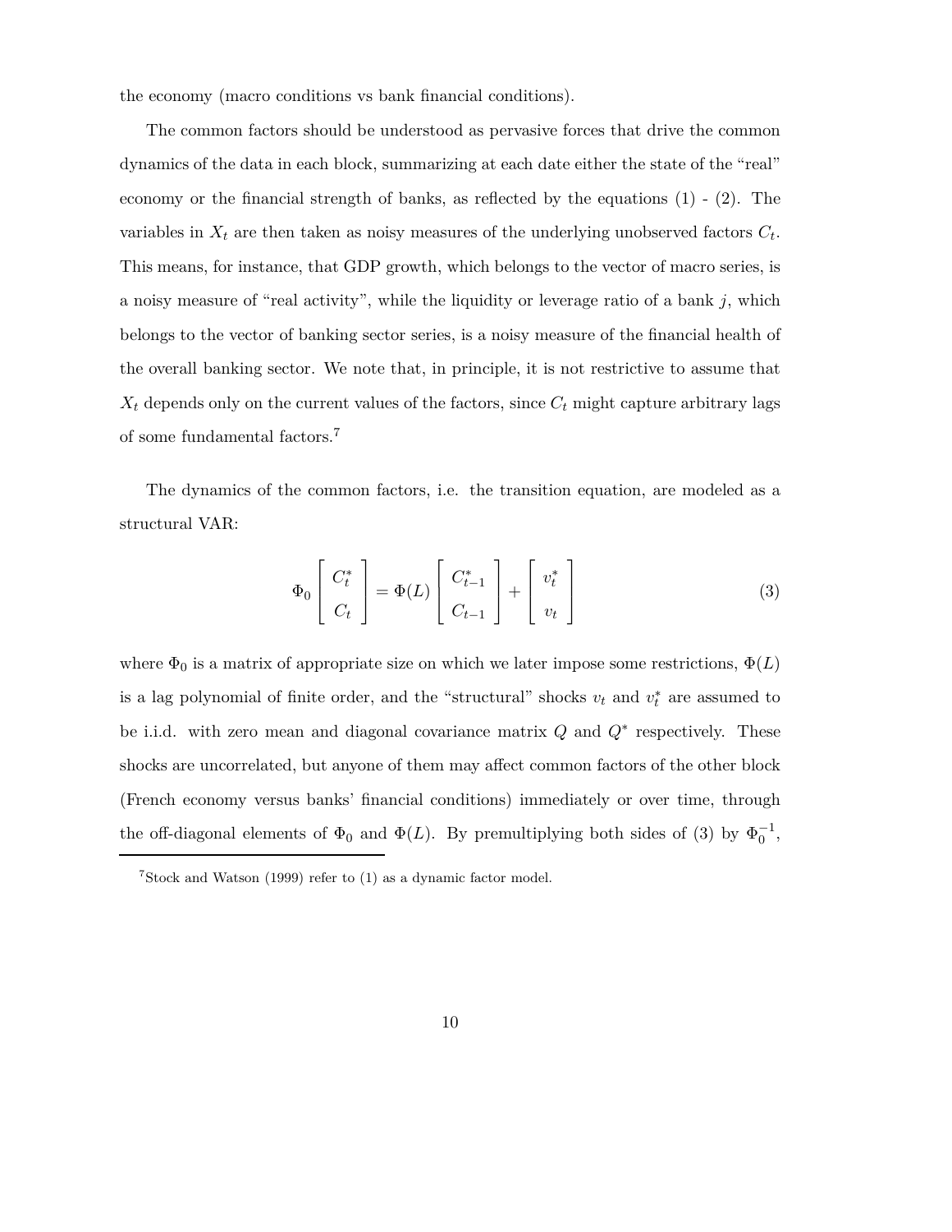the economy (macro conditions vs bank financial conditions).

The common factors should be understood as pervasive forces that drive the common dynamics of the data in each block, summarizing at each date either the state of the "real" economy or the financial strength of banks, as reflected by the equations (1) - (2). The variables in $X_t$ are then taken as noisy measures of the underlying unobserved factors $C_t$. This means, for instance, that GDP growth, which belongs to the vector of macro series, is a noisy measure of "real activity", while the liquidity or leverage ratio of a bank $j$, which belongs to the vector of banking sector series, is a noisy measure of the financial health of the overall banking sector. We note that, in principle, it is not restrictive to assume that $X_t$ depends only on the current values of the factors, since $C_t$ might capture arbitrary lags of some fundamental factors.[7]

The dynamics of the common factors, i.e. the transition equation, are modeled as a structural VAR:

$$\Phi_0 \begin{bmatrix} C_t^* \\ C_t \end{bmatrix} = \Phi(L) \begin{bmatrix} C_{t-1}^* \\ C_{t-1} \end{bmatrix} + \begin{bmatrix} v_t^* \\ v_t \end{bmatrix} \tag{3}$$

where $\Phi_0$ is a matrix of appropriate size on which we later impose some restrictions, $\Phi(L)$ is a lag polynomial of finite order, and the "structural" shocks $v_t$ and $v_t^*$ are assumed to be i.i.d. with zero mean and diagonal covariance matrix $Q$ and $Q^*$ respectively. These shocks are uncorrelated, but anyone of them may affect common factors of the other block (French economy versus banks' financial conditions) immediately or over time, through the off-diagonal elements of $\Phi_0$ and $\Phi(L)$. By premultiplying both sides of (3) by $\Phi_0^{-1}$,

[7] Stock and Watson (1999) refer to (1) as a dynamic factor model.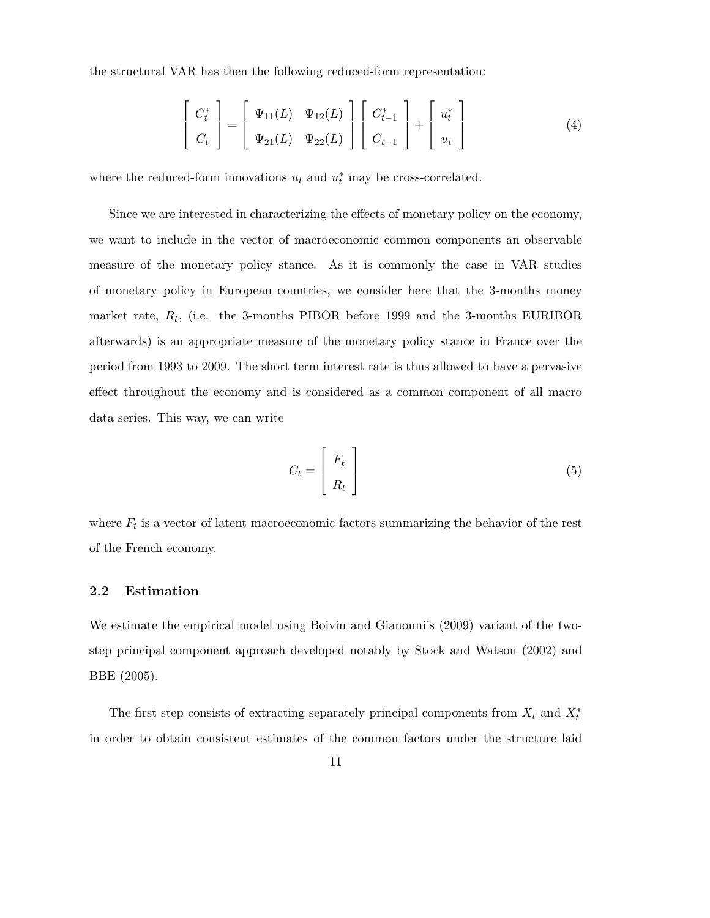the structural VAR has then the following reduced-form representation:

$$\begin{bmatrix} C_t^* \\ C_t \end{bmatrix} = \begin{bmatrix} \Psi_{11}(L) & \Psi_{12}(L) \\ \Psi_{21}(L) & \Psi_{22}(L) \end{bmatrix} \begin{bmatrix} C_{t-1}^* \\ C_{t-1} \end{bmatrix} + \begin{bmatrix} u_t^* \\ u_t \end{bmatrix} \tag{4}$$

where the reduced-form innovations $u_t$ and $u_t^*$ may be cross-correlated.

Since we are interested in characterizing the effects of monetary policy on the economy, we want to include in the vector of macroeconomic common components an observable measure of the monetary policy stance. As it is commonly the case in VAR studies of monetary policy in European countries, we consider here that the 3-months money market rate, $R_t$, (i.e. the 3-months PIBOR before 1999 and the 3-months EURIBOR afterwards) is an appropriate measure of the monetary policy stance in France over the period from 1993 to 2009. The short term interest rate is thus allowed to have a pervasive effect throughout the economy and is considered as a common component of all macro data series. This way, we can write

$$C_t = \begin{bmatrix} F_t \\ R_t \end{bmatrix} \tag{5}$$

where $F_t$ is a vector of latent macroeconomic factors summarizing the behavior of the rest of the French economy.

## 2.2 Estimation

We estimate the empirical model using Boivin and Gianonni's (2009) variant of the two-step principal component approach developed notably by Stock and Watson (2002) and BBE (2005).

The first step consists of extracting separately principal components from $X_t$ and $X_t^*$ in order to obtain consistent estimates of the common factors under the structure laid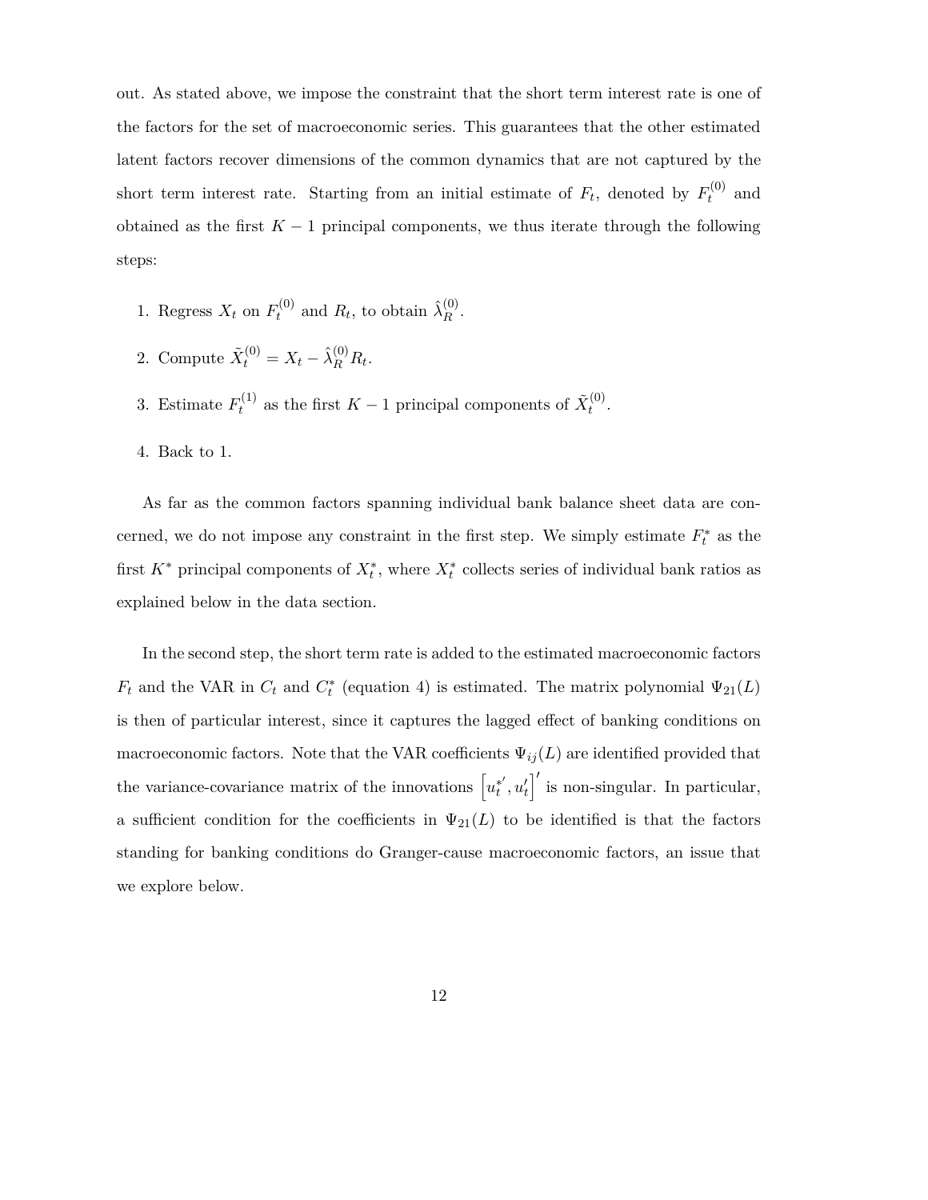out. As stated above, we impose the constraint that the short term interest rate is one of the factors for the set of macroeconomic series. This guarantees that the other estimated latent factors recover dimensions of the common dynamics that are not captured by the short term interest rate. Starting from an initial estimate of $F_t$, denoted by $F_t^{(0)}$ and obtained as the first $K-1$ principal components, we thus iterate through the following steps:

1. Regress $X_t$ on $F_t^{(0)}$ and $R_t$, to obtain $\hat{\lambda}_R^{(0)}$.
2. Compute $\tilde{X}_t^{(0)} = X_t - \hat{\lambda}_R^{(0)} R_t$.
3. Estimate $F_t^{(1)}$ as the first $K-1$ principal components of $\tilde{X}_t^{(0)}$.
4. Back to 1.

As far as the common factors spanning individual bank balance sheet data are concerned, we do not impose any constraint in the first step. We simply estimate $F_t^*$ as the first $K^*$ principal components of $X_t^*$, where $X_t^*$ collects series of individual bank ratios as explained below in the data section.

In the second step, the short term rate is added to the estimated macroeconomic factors $F_t$ and the VAR in $C_t$ and $C_t^*$ (equation 4) is estimated. The matrix polynomial $\Psi_{21}(L)$ is then of particular interest, since it captures the lagged effect of banking conditions on macroeconomic factors. Note that the VAR coefficients $\Psi_{ij}(L)$ are identified provided that the variance-covariance matrix of the innovations $\left[u_t^{*\prime}, u_t'\right]'$ is non-singular. In particular, a sufficient condition for the coefficients in $\Psi_{21}(L)$ to be identified is that the factors standing for banking conditions do Granger-cause macroeconomic factors, an issue that we explore below.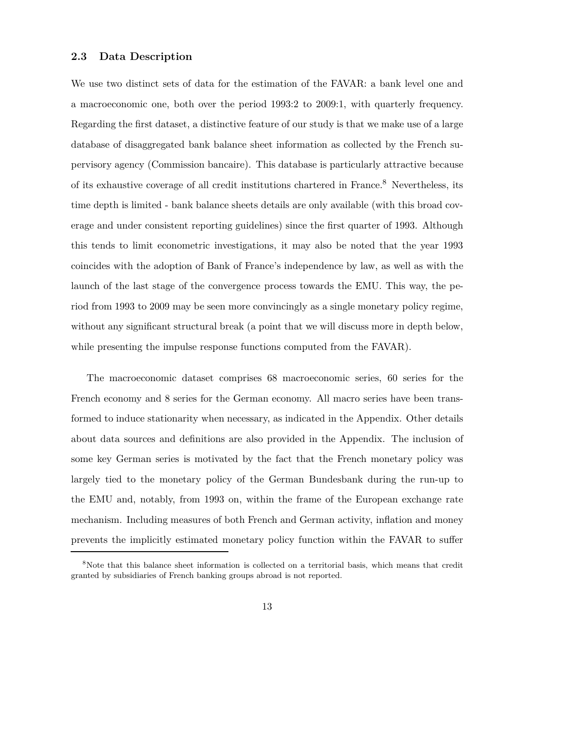### 2.3 Data Description

We use two distinct sets of data for the estimation of the FAVAR: a bank level one and a macroeconomic one, both over the period 1993:2 to 2009:1, with quarterly frequency. Regarding the first dataset, a distinctive feature of our study is that we make use of a large database of disaggregated bank balance sheet information as collected by the French supervisory agency (Commission bancaire). This database is particularly attractive because of its exhaustive coverage of all credit institutions chartered in France.[8] Nevertheless, its time depth is limited - bank balance sheets details are only available (with this broad coverage and under consistent reporting guidelines) since the first quarter of 1993. Although this tends to limit econometric investigations, it may also be noted that the year 1993 coincides with the adoption of Bank of France's independence by law, as well as with the launch of the last stage of the convergence process towards the EMU. This way, the period from 1993 to 2009 may be seen more convincingly as a single monetary policy regime, without any significant structural break (a point that we will discuss more in depth below, while presenting the impulse response functions computed from the FAVAR).

The macroeconomic dataset comprises 68 macroeconomic series, 60 series for the French economy and 8 series for the German economy. All macro series have been transformed to induce stationarity when necessary, as indicated in the Appendix. Other details about data sources and definitions are also provided in the Appendix. The inclusion of some key German series is motivated by the fact that the French monetary policy was largely tied to the monetary policy of the German Bundesbank during the run-up to the EMU and, notably, from 1993 on, within the frame of the European exchange rate mechanism. Including measures of both French and German activity, inflation and money prevents the implicitly estimated monetary policy function within the FAVAR to suffer

[8] Note that this balance sheet information is collected on a territorial basis, which means that credit granted by subsidiaries of French banking groups abroad is not reported.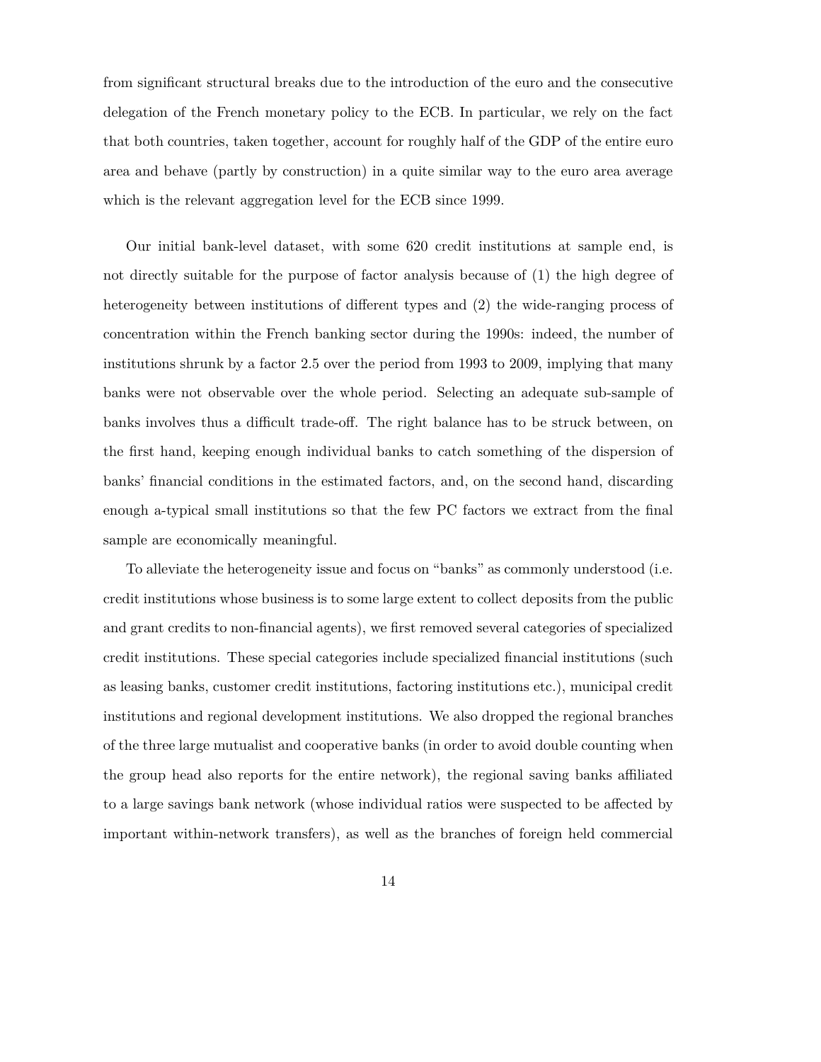from significant structural breaks due to the introduction of the euro and the consecutive delegation of the French monetary policy to the ECB. In particular, we rely on the fact that both countries, taken together, account for roughly half of the GDP of the entire euro area and behave (partly by construction) in a quite similar way to the euro area average which is the relevant aggregation level for the ECB since 1999.

Our initial bank-level dataset, with some 620 credit institutions at sample end, is not directly suitable for the purpose of factor analysis because of (1) the high degree of heterogeneity between institutions of different types and (2) the wide-ranging process of concentration within the French banking sector during the 1990s: indeed, the number of institutions shrunk by a factor 2.5 over the period from 1993 to 2009, implying that many banks were not observable over the whole period. Selecting an adequate sub-sample of banks involves thus a difficult trade-off. The right balance has to be struck between, on the first hand, keeping enough individual banks to catch something of the dispersion of banks' financial conditions in the estimated factors, and, on the second hand, discarding enough a-typical small institutions so that the few PC factors we extract from the final sample are economically meaningful.

To alleviate the heterogeneity issue and focus on "banks" as commonly understood (i.e. credit institutions whose business is to some large extent to collect deposits from the public and grant credits to non-financial agents), we first removed several categories of specialized credit institutions. These special categories include specialized financial institutions (such as leasing banks, customer credit institutions, factoring institutions etc.), municipal credit institutions and regional development institutions. We also dropped the regional branches of the three large mutualist and cooperative banks (in order to avoid double counting when the group head also reports for the entire network), the regional saving banks affiliated to a large savings bank network (whose individual ratios were suspected to be affected by important within-network transfers), as well as the branches of foreign held commercial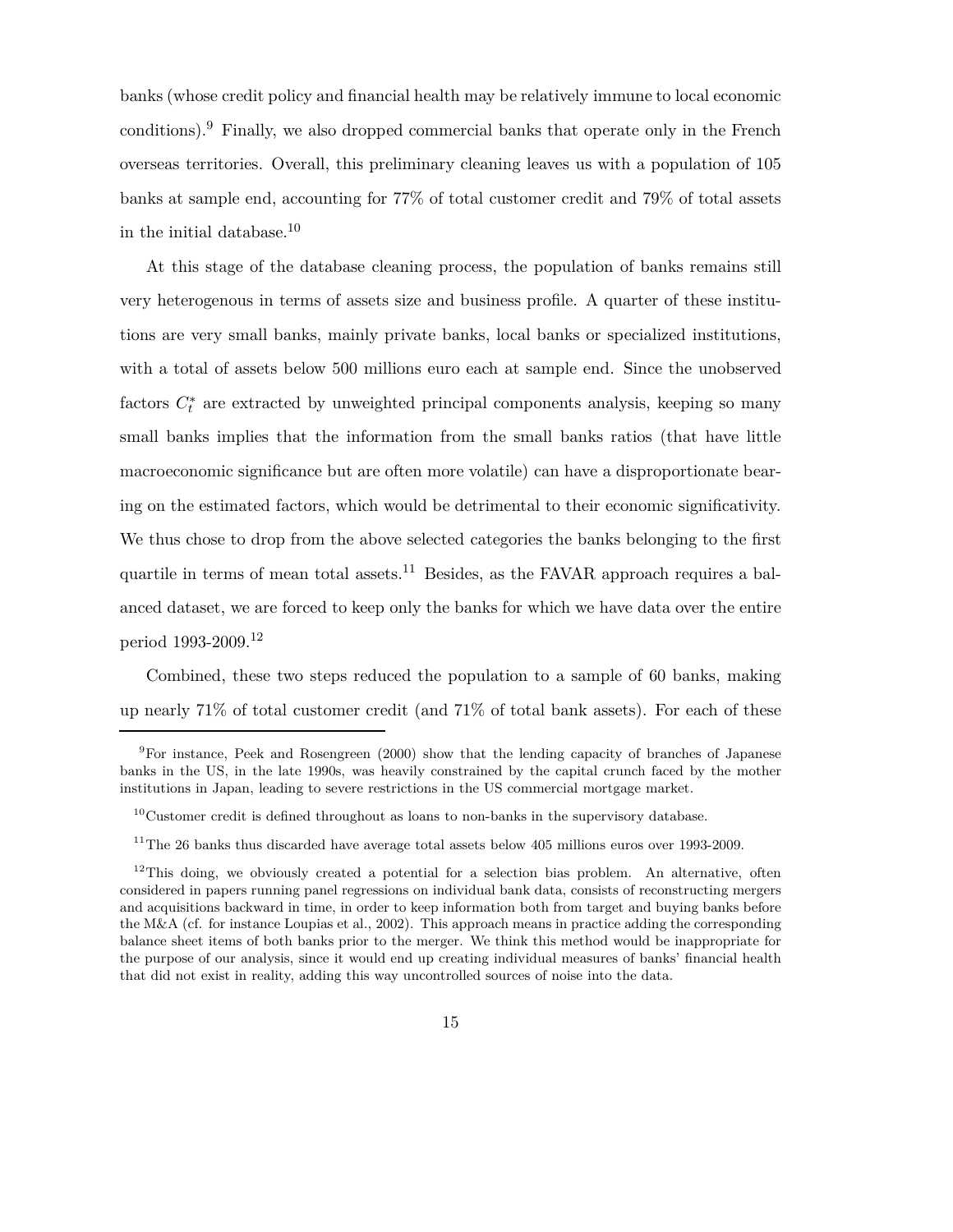banks (whose credit policy and financial health may be relatively immune to local economic conditions).[9] Finally, we also dropped commercial banks that operate only in the French overseas territories. Overall, this preliminary cleaning leaves us with a population of 105 banks at sample end, accounting for 77% of total customer credit and 79% of total assets in the initial database.[10]

At this stage of the database cleaning process, the population of banks remains still very heterogenous in terms of assets size and business profile. A quarter of these institutions are very small banks, mainly private banks, local banks or specialized institutions, with a total of assets below 500 millions euro each at sample end. Since the unobserved factors $C_t^*$ are extracted by unweighted principal components analysis, keeping so many small banks implies that the information from the small banks ratios (that have little macroeconomic significance but are often more volatile) can have a disproportionate bearing on the estimated factors, which would be detrimental to their economic significativity. We thus chose to drop from the above selected categories the banks belonging to the first quartile in terms of mean total assets.[11] Besides, as the FAVAR approach requires a balanced dataset, we are forced to keep only the banks for which we have data over the entire period 1993-2009.[12]

Combined, these two steps reduced the population to a sample of 60 banks, making up nearly 71% of total customer credit (and 71% of total bank assets). For each of these

---

[9] For instance, Peek and Rosengreen (2000) show that the lending capacity of branches of Japanese banks in the US, in the late 1990s, was heavily constrained by the capital crunch faced by the mother institutions in Japan, leading to severe restrictions in the US commercial mortgage market.

[10] Customer credit is defined throughout as loans to non-banks in the supervisory database.

[11] The 26 banks thus discarded have average total assets below 405 millions euros over 1993-2009.

[12] This doing, we obviously created a potential for a selection bias problem. An alternative, often considered in papers running panel regressions on individual bank data, consists of reconstructing mergers and acquisitions backward in time, in order to keep information both from target and buying banks before the M&A (cf. for instance Loupias et al., 2002). This approach means in practice adding the corresponding balance sheet items of both banks prior to the merger. We think this method would be inappropriate for the purpose of our analysis, since it would end up creating individual measures of banks' financial health that did not exist in reality, adding this way uncontrolled sources of noise into the data.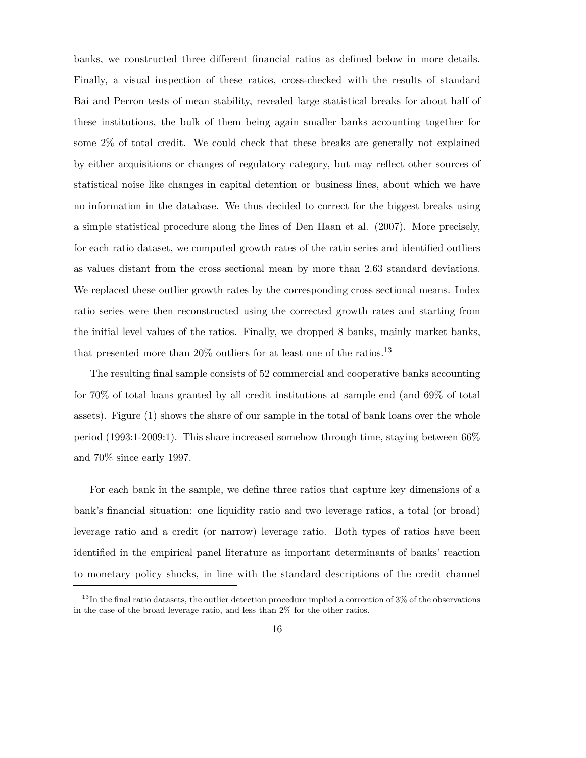banks, we constructed three different financial ratios as defined below in more details. Finally, a visual inspection of these ratios, cross-checked with the results of standard Bai and Perron tests of mean stability, revealed large statistical breaks for about half of these institutions, the bulk of them being again smaller banks accounting together for some 2% of total credit. We could check that these breaks are generally not explained by either acquisitions or changes of regulatory category, but may reflect other sources of statistical noise like changes in capital detention or business lines, about which we have no information in the database. We thus decided to correct for the biggest breaks using a simple statistical procedure along the lines of Den Haan et al. (2007). More precisely, for each ratio dataset, we computed growth rates of the ratio series and identified outliers as values distant from the cross sectional mean by more than 2.63 standard deviations. We replaced these outlier growth rates by the corresponding cross sectional means. Index ratio series were then reconstructed using the corrected growth rates and starting from the initial level values of the ratios. Finally, we dropped 8 banks, mainly market banks, that presented more than 20% outliers for at least one of the ratios.[13]

The resulting final sample consists of 52 commercial and cooperative banks accounting for 70% of total loans granted by all credit institutions at sample end (and 69% of total assets). Figure (1) shows the share of our sample in the total of bank loans over the whole period (1993:1-2009:1). This share increased somehow through time, staying between 66% and 70% since early 1997.

For each bank in the sample, we define three ratios that capture key dimensions of a bank's financial situation: one liquidity ratio and two leverage ratios, a total (or broad) leverage ratio and a credit (or narrow) leverage ratio. Both types of ratios have been identified in the empirical panel literature as important determinants of banks' reaction to monetary policy shocks, in line with the standard descriptions of the credit channel

[13] In the final ratio datasets, the outlier detection procedure implied a correction of 3% of the observations in the case of the broad leverage ratio, and less than 2% for the other ratios.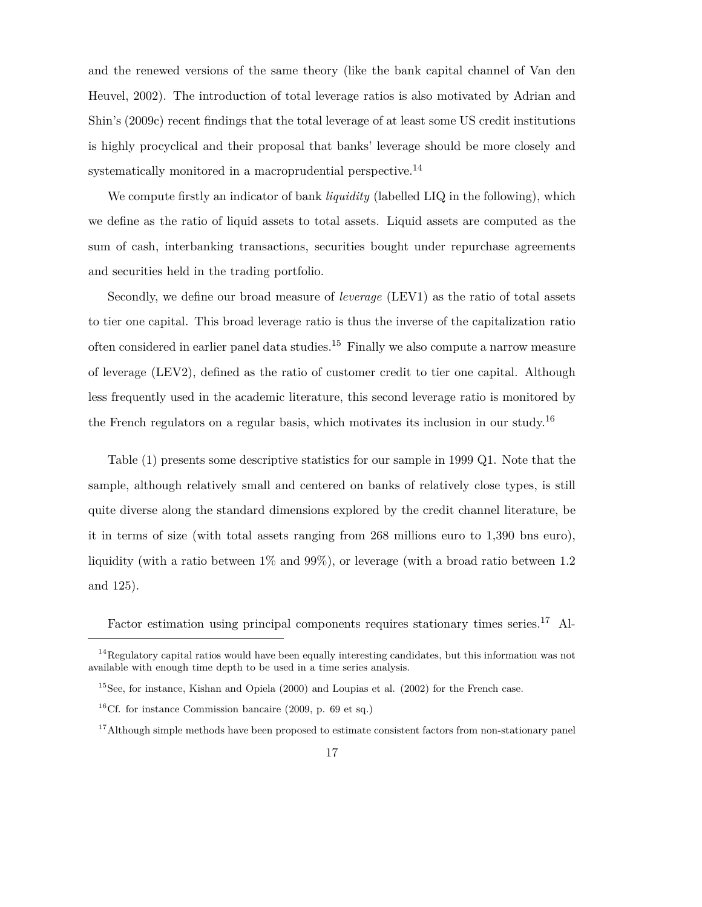and the renewed versions of the same theory (like the bank capital channel of Van den Heuvel, 2002). The introduction of total leverage ratios is also motivated by Adrian and Shin's (2009c) recent findings that the total leverage of at least some US credit institutions is highly procyclical and their proposal that banks' leverage should be more closely and systematically monitored in a macroprudential perspective.[14]

We compute firstly an indicator of bank *liquidity* (labelled LIQ in the following), which we define as the ratio of liquid assets to total assets. Liquid assets are computed as the sum of cash, interbanking transactions, securities bought under repurchase agreements and securities held in the trading portfolio.

Secondly, we define our broad measure of *leverage* (LEV1) as the ratio of total assets to tier one capital. This broad leverage ratio is thus the inverse of the capitalization ratio often considered in earlier panel data studies.[15] Finally we also compute a narrow measure of leverage (LEV2), defined as the ratio of customer credit to tier one capital. Although less frequently used in the academic literature, this second leverage ratio is monitored by the French regulators on a regular basis, which motivates its inclusion in our study.[16]

Table (1) presents some descriptive statistics for our sample in 1999 Q1. Note that the sample, although relatively small and centered on banks of relatively close types, is still quite diverse along the standard dimensions explored by the credit channel literature, be it in terms of size (with total assets ranging from 268 millions euro to 1,390 bns euro), liquidity (with a ratio between 1% and 99%), or leverage (with a broad ratio between 1.2 and 125).

Factor estimation using principal components requires stationary times series.[17] Al-

---

[14] Regulatory capital ratios would have been equally interesting candidates, but this information was not available with enough time depth to be used in a time series analysis.

[15] See, for instance, Kishan and Opiela (2000) and Loupias et al. (2002) for the French case.

[16] Cf. for instance Commission bancaire (2009, p. 69 et sq.)

[17] Although simple methods have been proposed to estimate consistent factors from non-stationary panel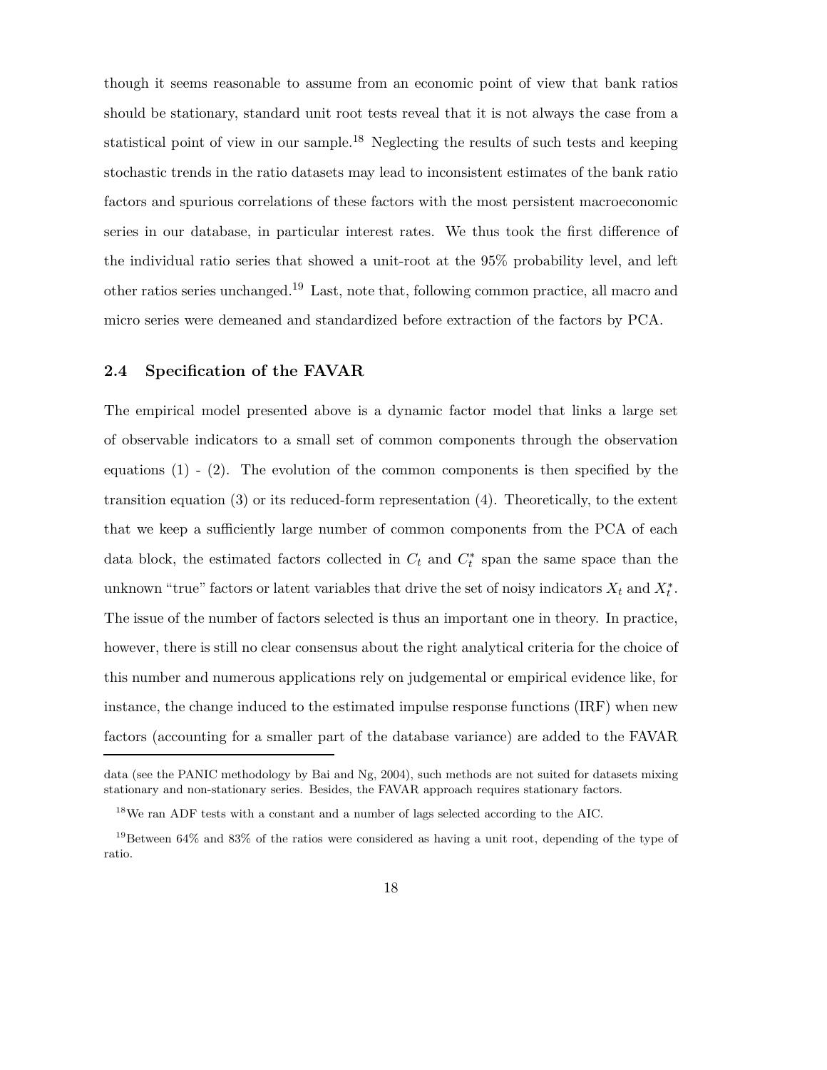though it seems reasonable to assume from an economic point of view that bank ratios should be stationary, standard unit root tests reveal that it is not always the case from a statistical point of view in our sample.[18] Neglecting the results of such tests and keeping stochastic trends in the ratio datasets may lead to inconsistent estimates of the bank ratio factors and spurious correlations of these factors with the most persistent macroeconomic series in our database, in particular interest rates. We thus took the first difference of the individual ratio series that showed a unit-root at the 95% probability level, and left other ratios series unchanged.[19] Last, note that, following common practice, all macro and micro series were demeaned and standardized before extraction of the factors by PCA.

### 2.4 Specification of the FAVAR

The empirical model presented above is a dynamic factor model that links a large set of observable indicators to a small set of common components through the observation equations (1) - (2). The evolution of the common components is then specified by the transition equation (3) or its reduced-form representation (4). Theoretically, to the extent that we keep a sufficiently large number of common components from the PCA of each data block, the estimated factors collected in $C_t$ and $C_t^*$ span the same space than the unknown "true" factors or latent variables that drive the set of noisy indicators $X_t$ and $X_t^*$. The issue of the number of factors selected is thus an important one in theory. In practice, however, there is still no clear consensus about the right analytical criteria for the choice of this number and numerous applications rely on judgemental or empirical evidence like, for instance, the change induced to the estimated impulse response functions (IRF) when new factors (accounting for a smaller part of the database variance) are added to the FAVAR

---

data (see the PANIC methodology by Bai and Ng, 2004), such methods are not suited for datasets mixing stationary and non-stationary series. Besides, the FAVAR approach requires stationary factors.

[18] We ran ADF tests with a constant and a number of lags selected according to the AIC.

[19] Between 64% and 83% of the ratios were considered as having a unit root, depending of the type of ratio.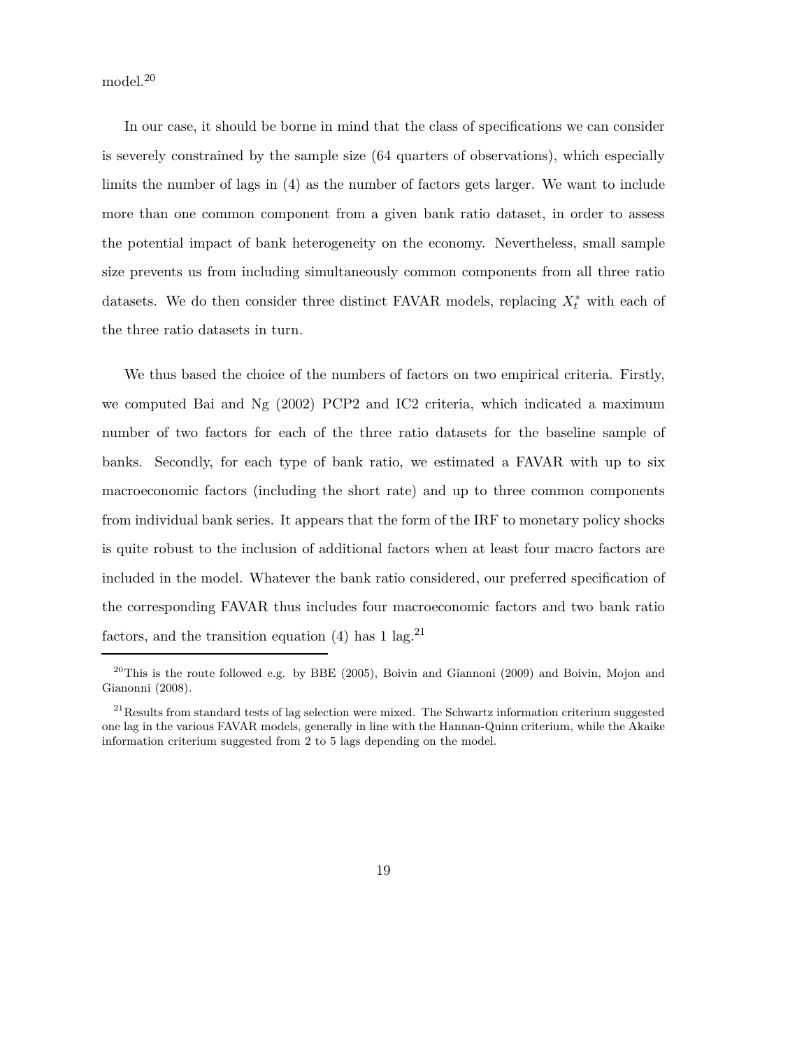model.[20]

In our case, it should be borne in mind that the class of specifications we can consider is severely constrained by the sample size (64 quarters of observations), which especially limits the number of lags in (4) as the number of factors gets larger. We want to include more than one common component from a given bank ratio dataset, in order to assess the potential impact of bank heterogeneity on the economy. Nevertheless, small sample size prevents us from including simultaneously common components from all three ratio datasets. We do then consider three distinct FAVAR models, replacing $X_t^*$ with each of the three ratio datasets in turn.

We thus based the choice of the numbers of factors on two empirical criteria. Firstly, we computed Bai and Ng (2002) PCP2 and IC2 criteria, which indicated a maximum number of two factors for each of the three ratio datasets for the baseline sample of banks. Secondly, for each type of bank ratio, we estimated a FAVAR with up to six macroeconomic factors (including the short rate) and up to three common components from individual bank series. It appears that the form of the IRF to monetary policy shocks is quite robust to the inclusion of additional factors when at least four macro factors are included in the model. Whatever the bank ratio considered, our preferred specification of the corresponding FAVAR thus includes four macroeconomic factors and two bank ratio factors, and the transition equation (4) has 1 lag.[21]

[20] This is the route followed e.g. by BBE (2005), Boivin and Giannoni (2009) and Boivin, Mojon and Gianonni (2008).

[21] Results from standard tests of lag selection were mixed. The Schwartz information criterium suggested one lag in the various FAVAR models, generally in line with the Hannan-Quinn criterium, while the Akaike information criterium suggested from 2 to 5 lags depending on the model.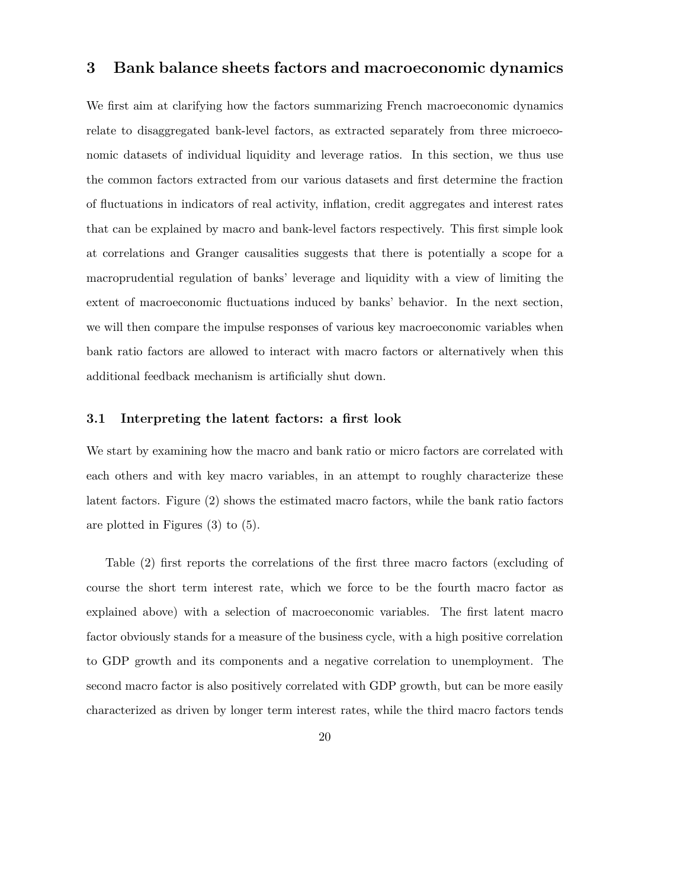## 3 Bank balance sheets factors and macroeconomic dynamics

We first aim at clarifying how the factors summarizing French macroeconomic dynamics relate to disaggregated bank-level factors, as extracted separately from three microeconomic datasets of individual liquidity and leverage ratios. In this section, we thus use the common factors extracted from our various datasets and first determine the fraction of fluctuations in indicators of real activity, inflation, credit aggregates and interest rates that can be explained by macro and bank-level factors respectively. This first simple look at correlations and Granger causalities suggests that there is potentially a scope for a macroprudential regulation of banks' leverage and liquidity with a view of limiting the extent of macroeconomic fluctuations induced by banks' behavior. In the next section, we will then compare the impulse responses of various key macroeconomic variables when bank ratio factors are allowed to interact with macro factors or alternatively when this additional feedback mechanism is artificially shut down.

### 3.1 Interpreting the latent factors: a first look

We start by examining how the macro and bank ratio or micro factors are correlated with each others and with key macro variables, in an attempt to roughly characterize these latent factors. Figure (2) shows the estimated macro factors, while the bank ratio factors are plotted in Figures (3) to (5).

Table (2) first reports the correlations of the first three macro factors (excluding of course the short term interest rate, which we force to be the fourth macro factor as explained above) with a selection of macroeconomic variables. The first latent macro factor obviously stands for a measure of the business cycle, with a high positive correlation to GDP growth and its components and a negative correlation to unemployment. The second macro factor is also positively correlated with GDP growth, but can be more easily characterized as driven by longer term interest rates, while the third macro factors tends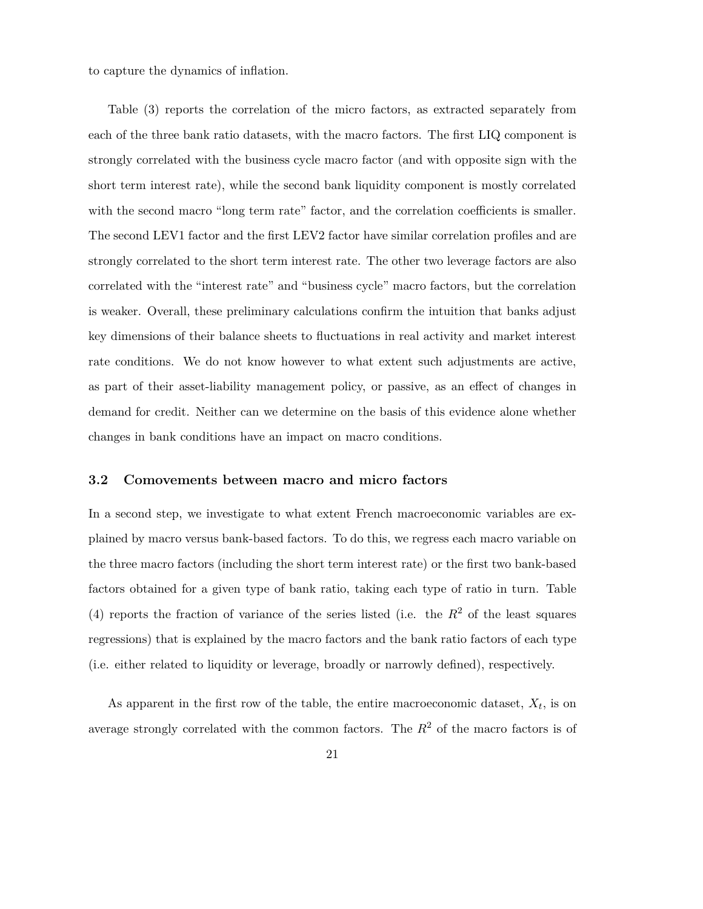to capture the dynamics of inflation.

Table (3) reports the correlation of the micro factors, as extracted separately from each of the three bank ratio datasets, with the macro factors. The first LIQ component is strongly correlated with the business cycle macro factor (and with opposite sign with the short term interest rate), while the second bank liquidity component is mostly correlated with the second macro "long term rate" factor, and the correlation coefficients is smaller. The second LEV1 factor and the first LEV2 factor have similar correlation profiles and are strongly correlated to the short term interest rate. The other two leverage factors are also correlated with the "interest rate" and "business cycle" macro factors, but the correlation is weaker. Overall, these preliminary calculations confirm the intuition that banks adjust key dimensions of their balance sheets to fluctuations in real activity and market interest rate conditions. We do not know however to what extent such adjustments are active, as part of their asset-liability management policy, or passive, as an effect of changes in demand for credit. Neither can we determine on the basis of this evidence alone whether changes in bank conditions have an impact on macro conditions.

### 3.2 Comovements between macro and micro factors

In a second step, we investigate to what extent French macroeconomic variables are explained by macro versus bank-based factors. To do this, we regress each macro variable on the three macro factors (including the short term interest rate) or the first two bank-based factors obtained for a given type of bank ratio, taking each type of ratio in turn. Table (4) reports the fraction of variance of the series listed (i.e. the $R^2$ of the least squares regressions) that is explained by the macro factors and the bank ratio factors of each type (i.e. either related to liquidity or leverage, broadly or narrowly defined), respectively.

As apparent in the first row of the table, the entire macroeconomic dataset, $X_t$, is on average strongly correlated with the common factors. The $R^2$ of the macro factors is of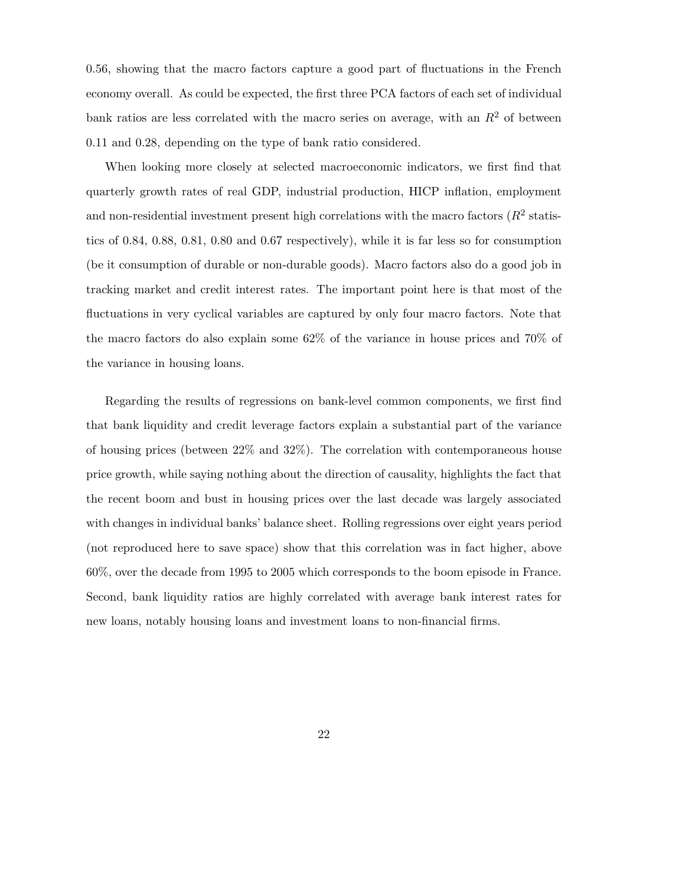0.56, showing that the macro factors capture a good part of fluctuations in the French economy overall. As could be expected, the first three PCA factors of each set of individual bank ratios are less correlated with the macro series on average, with an $R^2$ of between 0.11 and 0.28, depending on the type of bank ratio considered.

When looking more closely at selected macroeconomic indicators, we first find that quarterly growth rates of real GDP, industrial production, HICP inflation, employment and non-residential investment present high correlations with the macro factors ($R^2$ statistics of 0.84, 0.88, 0.81, 0.80 and 0.67 respectively), while it is far less so for consumption (be it consumption of durable or non-durable goods). Macro factors also do a good job in tracking market and credit interest rates. The important point here is that most of the fluctuations in very cyclical variables are captured by only four macro factors. Note that the macro factors do also explain some 62% of the variance in house prices and 70% of the variance in housing loans.

Regarding the results of regressions on bank-level common components, we first find that bank liquidity and credit leverage factors explain a substantial part of the variance of housing prices (between 22% and 32%). The correlation with contemporaneous house price growth, while saying nothing about the direction of causality, highlights the fact that the recent boom and bust in housing prices over the last decade was largely associated with changes in individual banks' balance sheet. Rolling regressions over eight years period (not reproduced here to save space) show that this correlation was in fact higher, above 60%, over the decade from 1995 to 2005 which corresponds to the boom episode in France. Second, bank liquidity ratios are highly correlated with average bank interest rates for new loans, notably housing loans and investment loans to non-financial firms.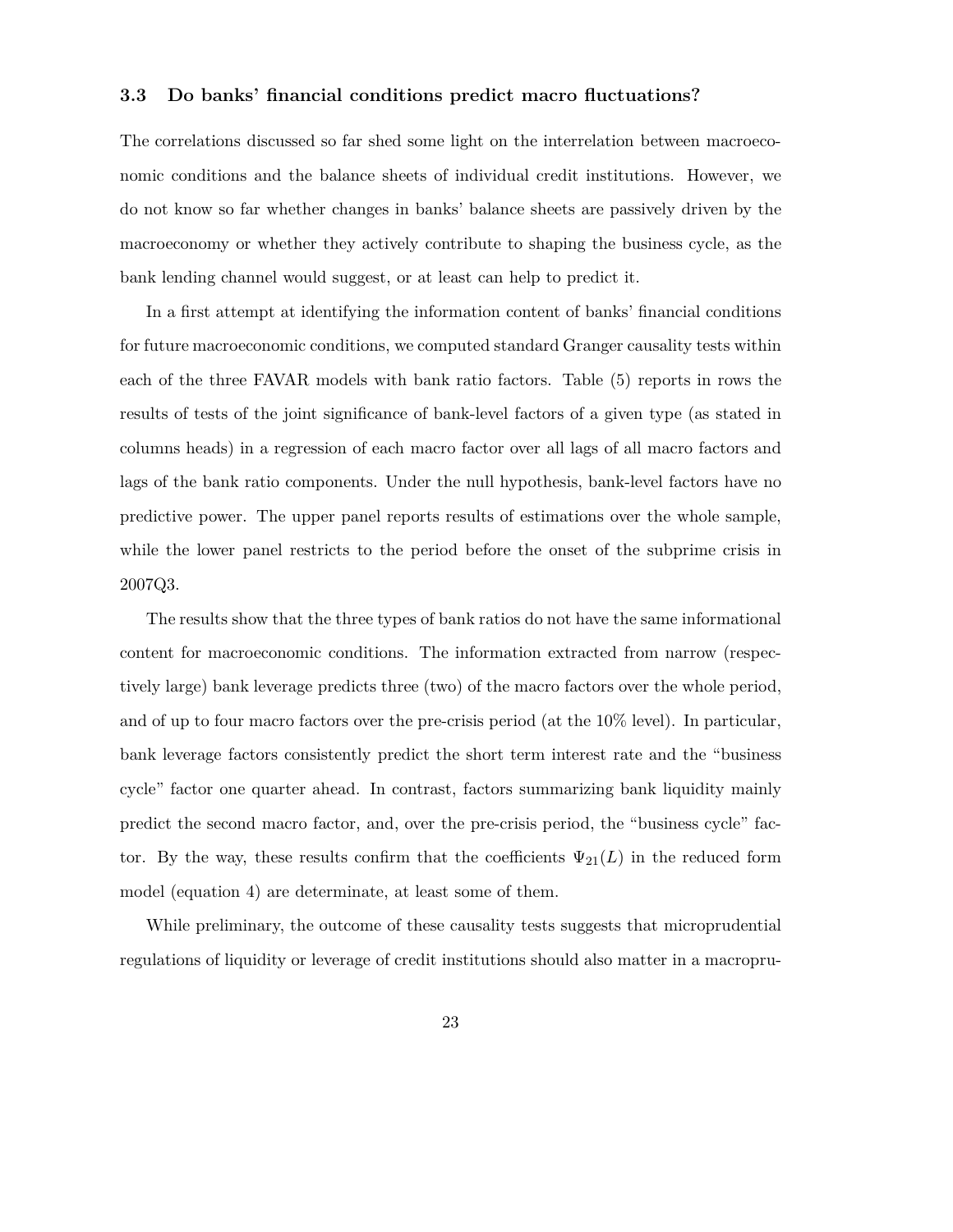### 3.3 Do banks' financial conditions predict macro fluctuations?

The correlations discussed so far shed some light on the interrelation between macroeconomic conditions and the balance sheets of individual credit institutions. However, we do not know so far whether changes in banks' balance sheets are passively driven by the macroeconomy or whether they actively contribute to shaping the business cycle, as the bank lending channel would suggest, or at least can help to predict it.

In a first attempt at identifying the information content of banks' financial conditions for future macroeconomic conditions, we computed standard Granger causality tests within each of the three FAVAR models with bank ratio factors. Table (5) reports in rows the results of tests of the joint significance of bank-level factors of a given type (as stated in columns heads) in a regression of each macro factor over all lags of all macro factors and lags of the bank ratio components. Under the null hypothesis, bank-level factors have no predictive power. The upper panel reports results of estimations over the whole sample, while the lower panel restricts to the period before the onset of the subprime crisis in 2007Q3.

The results show that the three types of bank ratios do not have the same informational content for macroeconomic conditions. The information extracted from narrow (respectively large) bank leverage predicts three (two) of the macro factors over the whole period, and of up to four macro factors over the pre-crisis period (at the 10% level). In particular, bank leverage factors consistently predict the short term interest rate and the "business cycle" factor one quarter ahead. In contrast, factors summarizing bank liquidity mainly predict the second macro factor, and, over the pre-crisis period, the "business cycle" factor. By the way, these results confirm that the coefficients $\Psi_{21}(L)$ in the reduced form model (equation 4) are determinate, at least some of them.

While preliminary, the outcome of these causality tests suggests that microprudential regulations of liquidity or leverage of credit institutions should also matter in a macropru-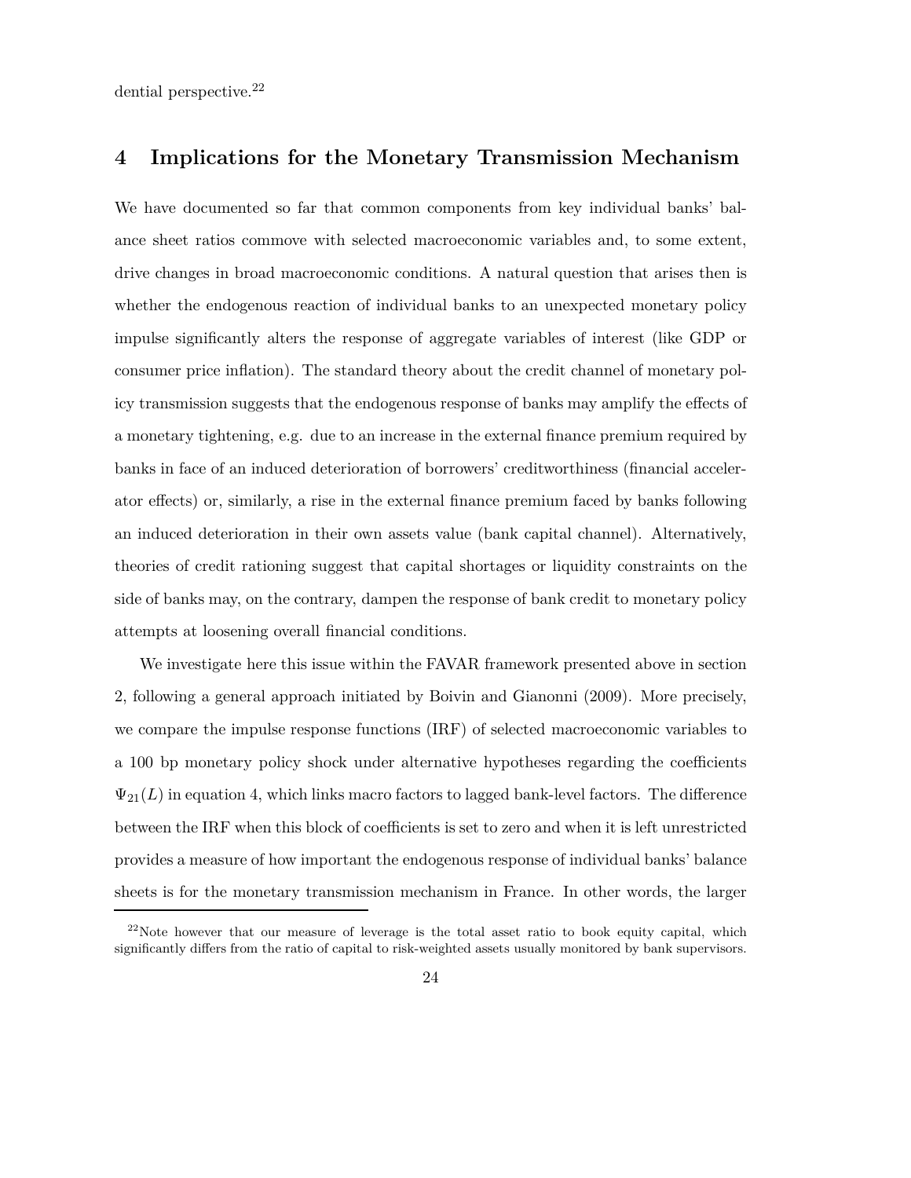dential perspective.[22]

## 4 Implications for the Monetary Transmission Mechanism

We have documented so far that common components from key individual banks' balance sheet ratios commove with selected macroeconomic variables and, to some extent, drive changes in broad macroeconomic conditions. A natural question that arises then is whether the endogenous reaction of individual banks to an unexpected monetary policy impulse significantly alters the response of aggregate variables of interest (like GDP or consumer price inflation). The standard theory about the credit channel of monetary policy transmission suggests that the endogenous response of banks may amplify the effects of a monetary tightening, e.g. due to an increase in the external finance premium required by banks in face of an induced deterioration of borrowers' creditworthiness (financial accelerator effects) or, similarly, a rise in the external finance premium faced by banks following an induced deterioration in their own assets value (bank capital channel). Alternatively, theories of credit rationing suggest that capital shortages or liquidity constraints on the side of banks may, on the contrary, dampen the response of bank credit to monetary policy attempts at loosening overall financial conditions.

We investigate here this issue within the FAVAR framework presented above in section 2, following a general approach initiated by Boivin and Gianonni (2009). More precisely, we compare the impulse response functions (IRF) of selected macroeconomic variables to a 100 bp monetary policy shock under alternative hypotheses regarding the coefficients $\Psi_{21}(L)$ in equation 4, which links macro factors to lagged bank-level factors. The difference between the IRF when this block of coefficients is set to zero and when it is left unrestricted provides a measure of how important the endogenous response of individual banks' balance sheets is for the monetary transmission mechanism in France. In other words, the larger

[22] Note however that our measure of leverage is the total asset ratio to book equity capital, which significantly differs from the ratio of capital to risk-weighted assets usually monitored by bank supervisors.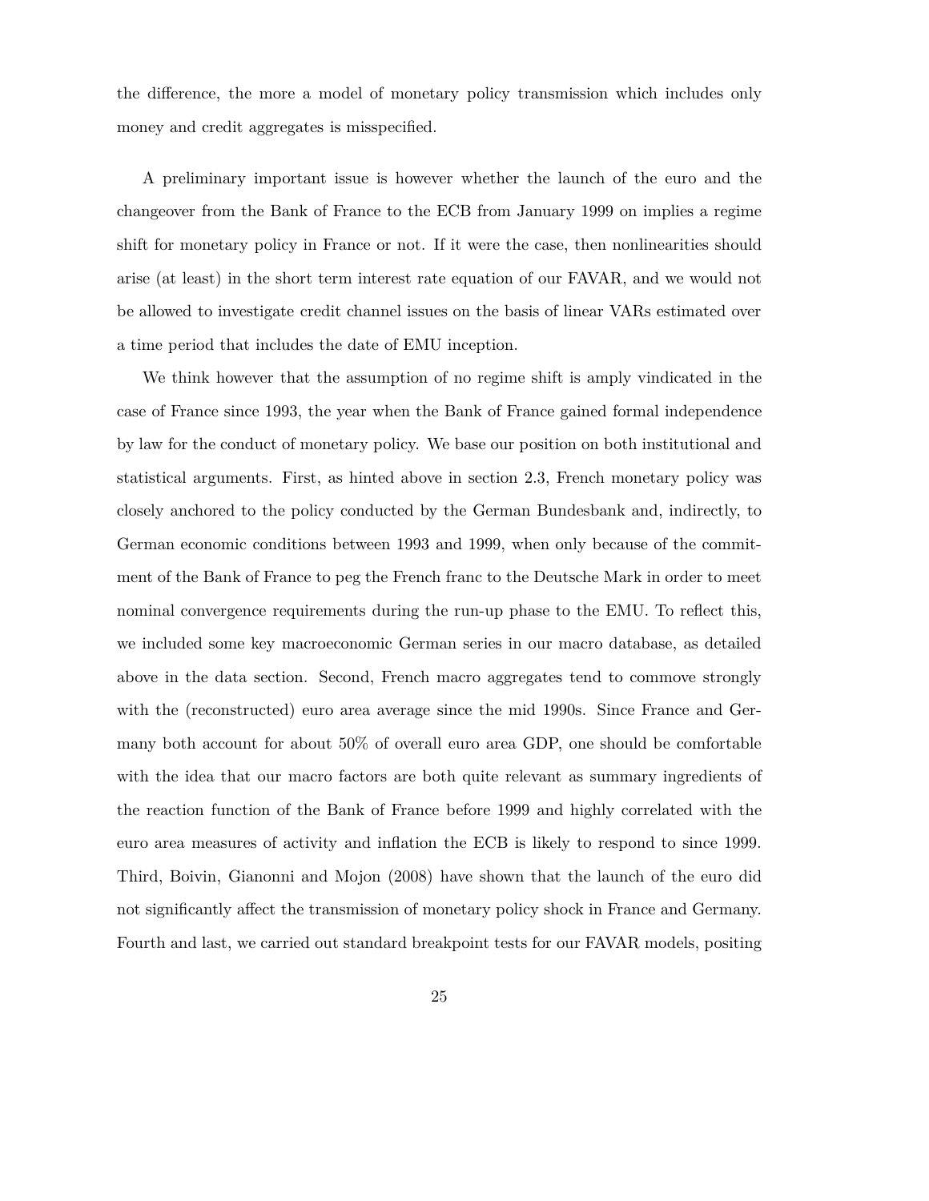the difference, the more a model of monetary policy transmission which includes only money and credit aggregates is misspecified.

A preliminary important issue is however whether the launch of the euro and the changeover from the Bank of France to the ECB from January 1999 on implies a regime shift for monetary policy in France or not. If it were the case, then nonlinearities should arise (at least) in the short term interest rate equation of our FAVAR, and we would not be allowed to investigate credit channel issues on the basis of linear VARs estimated over a time period that includes the date of EMU inception.

We think however that the assumption of no regime shift is amply vindicated in the case of France since 1993, the year when the Bank of France gained formal independence by law for the conduct of monetary policy. We base our position on both institutional and statistical arguments. First, as hinted above in section 2.3, French monetary policy was closely anchored to the policy conducted by the German Bundesbank and, indirectly, to German economic conditions between 1993 and 1999, when only because of the commitment of the Bank of France to peg the French franc to the Deutsche Mark in order to meet nominal convergence requirements during the run-up phase to the EMU. To reflect this, we included some key macroeconomic German series in our macro database, as detailed above in the data section. Second, French macro aggregates tend to commove strongly with the (reconstructed) euro area average since the mid 1990s. Since France and Germany both account for about 50% of overall euro area GDP, one should be comfortable with the idea that our macro factors are both quite relevant as summary ingredients of the reaction function of the Bank of France before 1999 and highly correlated with the euro area measures of activity and inflation the ECB is likely to respond to since 1999. Third, Boivin, Gianonni and Mojon (2008) have shown that the launch of the euro did not significantly affect the transmission of monetary policy shock in France and Germany. Fourth and last, we carried out standard breakpoint tests for our FAVAR models, positing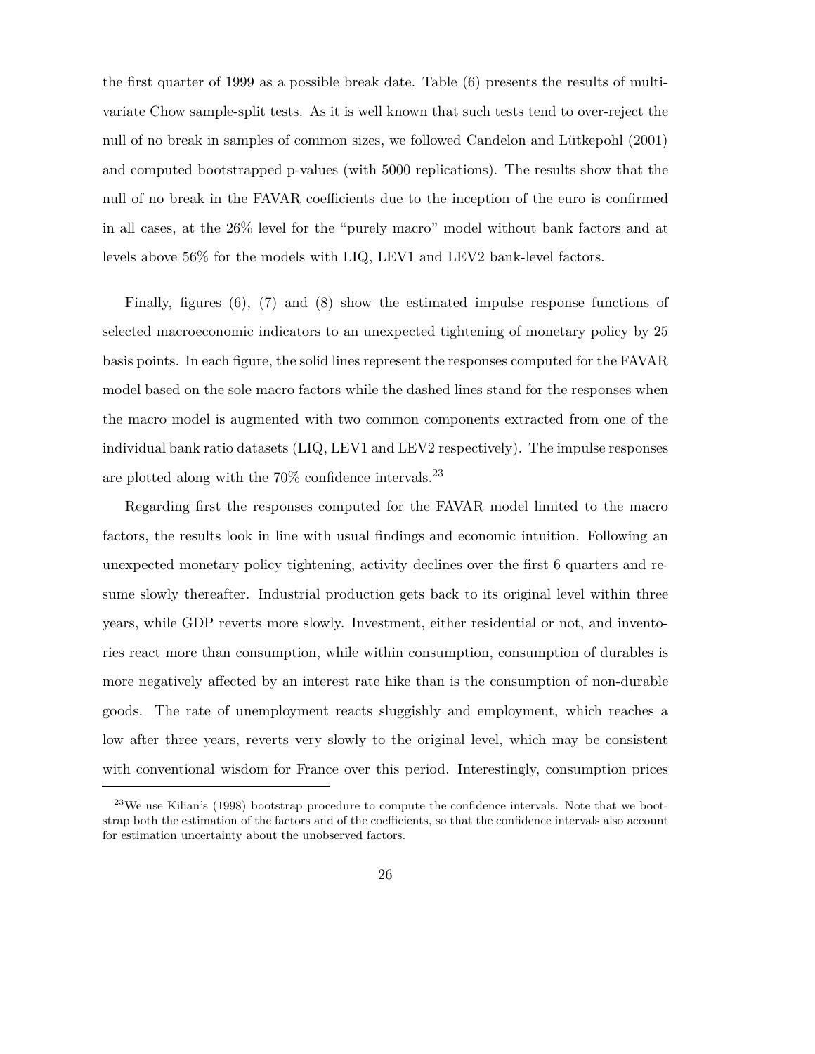the first quarter of 1999 as a possible break date. Table (6) presents the results of multivariate Chow sample-split tests. As it is well known that such tests tend to over-reject the null of no break in samples of common sizes, we followed Candelon and Lütkepohl (2001) and computed bootstrapped p-values (with 5000 replications). The results show that the null of no break in the FAVAR coefficients due to the inception of the euro is confirmed in all cases, at the 26% level for the "purely macro" model without bank factors and at levels above 56% for the models with LIQ, LEV1 and LEV2 bank-level factors.

Finally, figures (6), (7) and (8) show the estimated impulse response functions of selected macroeconomic indicators to an unexpected tightening of monetary policy by 25 basis points. In each figure, the solid lines represent the responses computed for the FAVAR model based on the sole macro factors while the dashed lines stand for the responses when the macro model is augmented with two common components extracted from one of the individual bank ratio datasets (LIQ, LEV1 and LEV2 respectively). The impulse responses are plotted along with the 70% confidence intervals.[23]

Regarding first the responses computed for the FAVAR model limited to the macro factors, the results look in line with usual findings and economic intuition. Following an unexpected monetary policy tightening, activity declines over the first 6 quarters and resume slowly thereafter. Industrial production gets back to its original level within three years, while GDP reverts more slowly. Investment, either residential or not, and inventories react more than consumption, while within consumption, consumption of durables is more negatively affected by an interest rate hike than is the consumption of non-durable goods. The rate of unemployment reacts sluggishly and employment, which reaches a low after three years, reverts very slowly to the original level, which may be consistent with conventional wisdom for France over this period. Interestingly, consumption prices

[23] We use Kilian's (1998) bootstrap procedure to compute the confidence intervals. Note that we bootstrap both the estimation of the factors and of the coefficients, so that the confidence intervals also account for estimation uncertainty about the unobserved factors.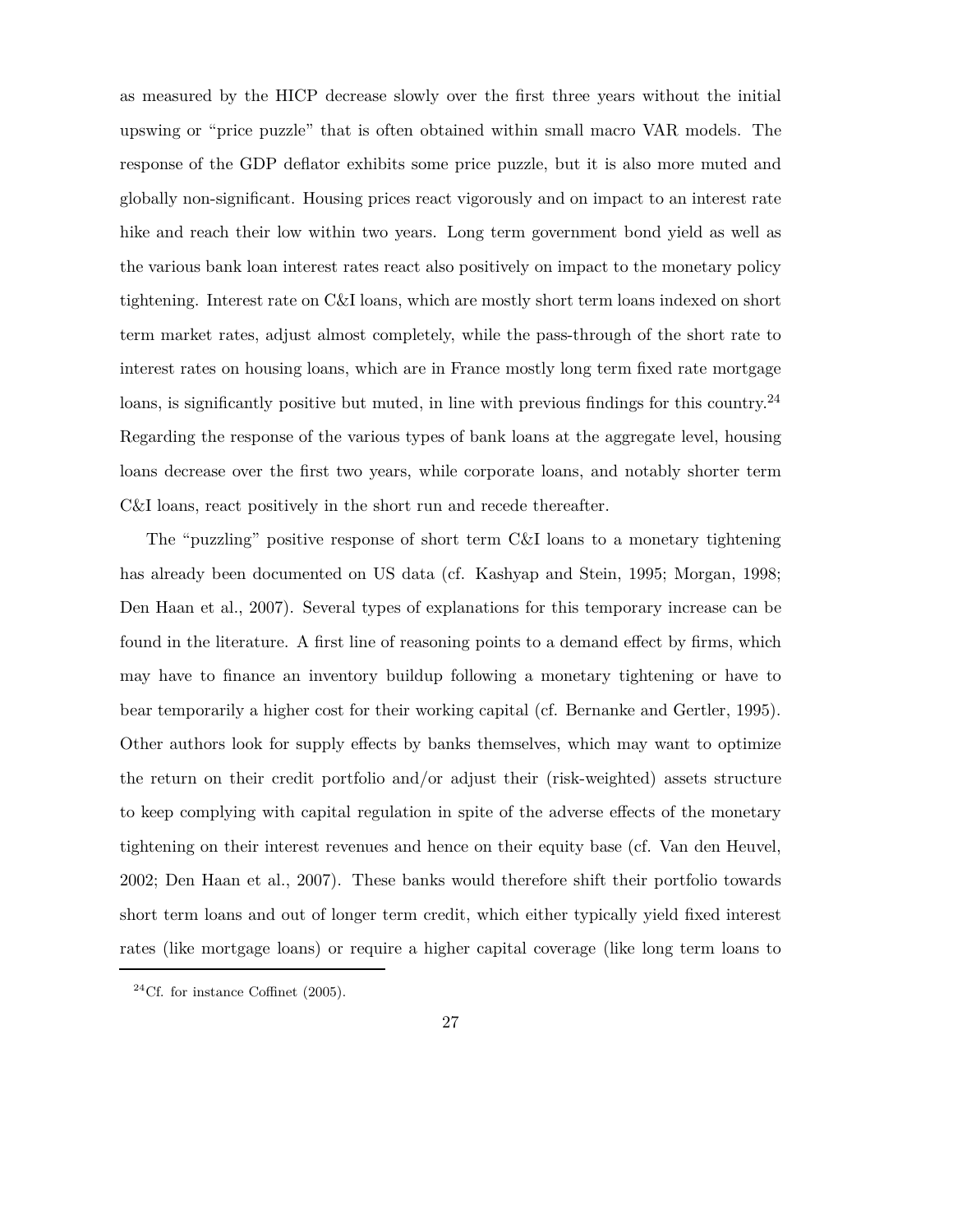as measured by the HICP decrease slowly over the first three years without the initial upswing or "price puzzle" that is often obtained within small macro VAR models. The response of the GDP deflator exhibits some price puzzle, but it is also more muted and globally non-significant. Housing prices react vigorously and on impact to an interest rate hike and reach their low within two years. Long term government bond yield as well as the various bank loan interest rates react also positively on impact to the monetary policy tightening. Interest rate on C&I loans, which are mostly short term loans indexed on short term market rates, adjust almost completely, while the pass-through of the short rate to interest rates on housing loans, which are in France mostly long term fixed rate mortgage loans, is significantly positive but muted, in line with previous findings for this country.[24] Regarding the response of the various types of bank loans at the aggregate level, housing loans decrease over the first two years, while corporate loans, and notably shorter term C&I loans, react positively in the short run and recede thereafter.

The "puzzling" positive response of short term C&I loans to a monetary tightening has already been documented on US data (cf. Kashyap and Stein, 1995; Morgan, 1998; Den Haan et al., 2007). Several types of explanations for this temporary increase can be found in the literature. A first line of reasoning points to a demand effect by firms, which may have to finance an inventory buildup following a monetary tightening or have to bear temporarily a higher cost for their working capital (cf. Bernanke and Gertler, 1995). Other authors look for supply effects by banks themselves, which may want to optimize the return on their credit portfolio and/or adjust their (risk-weighted) assets structure to keep complying with capital regulation in spite of the adverse effects of the monetary tightening on their interest revenues and hence on their equity base (cf. Van den Heuvel, 2002; Den Haan et al., 2007). These banks would therefore shift their portfolio towards short term loans and out of longer term credit, which either typically yield fixed interest rates (like mortgage loans) or require a higher capital coverage (like long term loans to

[24] Cf. for instance Coffinet (2005).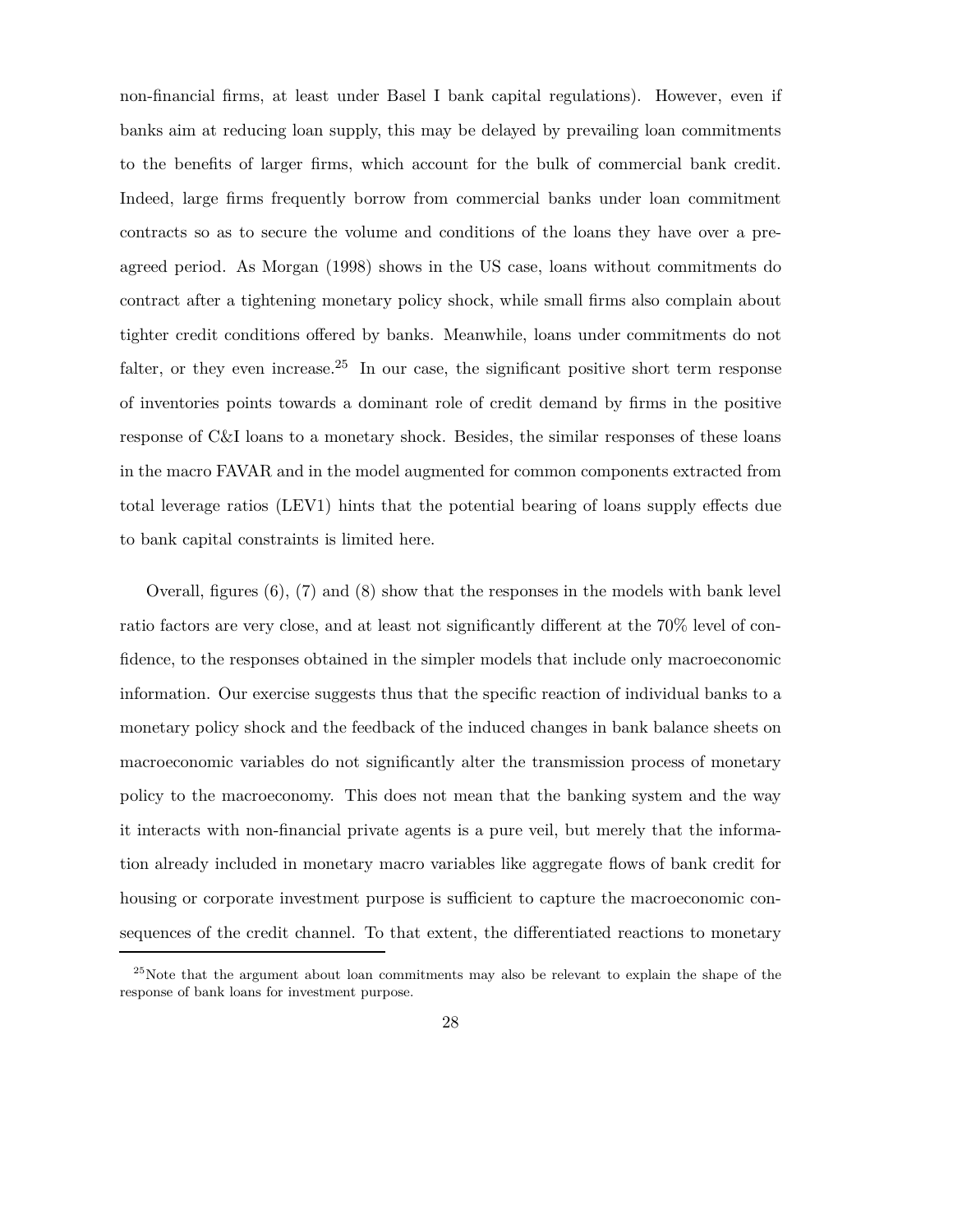non-financial firms, at least under Basel I bank capital regulations). However, even if banks aim at reducing loan supply, this may be delayed by prevailing loan commitments to the benefits of larger firms, which account for the bulk of commercial bank credit. Indeed, large firms frequently borrow from commercial banks under loan commitment contracts so as to secure the volume and conditions of the loans they have over a pre-agreed period. As Morgan (1998) shows in the US case, loans without commitments do contract after a tightening monetary policy shock, while small firms also complain about tighter credit conditions offered by banks. Meanwhile, loans under commitments do not falter, or they even increase.[25] In our case, the significant positive short term response of inventories points towards a dominant role of credit demand by firms in the positive response of C&I loans to a monetary shock. Besides, the similar responses of these loans in the macro FAVAR and in the model augmented for common components extracted from total leverage ratios (LEV1) hints that the potential bearing of loans supply effects due to bank capital constraints is limited here.

Overall, figures (6), (7) and (8) show that the responses in the models with bank level ratio factors are very close, and at least not significantly different at the 70% level of confidence, to the responses obtained in the simpler models that include only macroeconomic information. Our exercise suggests thus that the specific reaction of individual banks to a monetary policy shock and the feedback of the induced changes in bank balance sheets on macroeconomic variables do not significantly alter the transmission process of monetary policy to the macroeconomy. This does not mean that the banking system and the way it interacts with non-financial private agents is a pure veil, but merely that the information already included in monetary macro variables like aggregate flows of bank credit for housing or corporate investment purpose is sufficient to capture the macroeconomic consequences of the credit channel. To that extent, the differentiated reactions to monetary

[25]Note that the argument about loan commitments may also be relevant to explain the shape of the response of bank loans for investment purpose.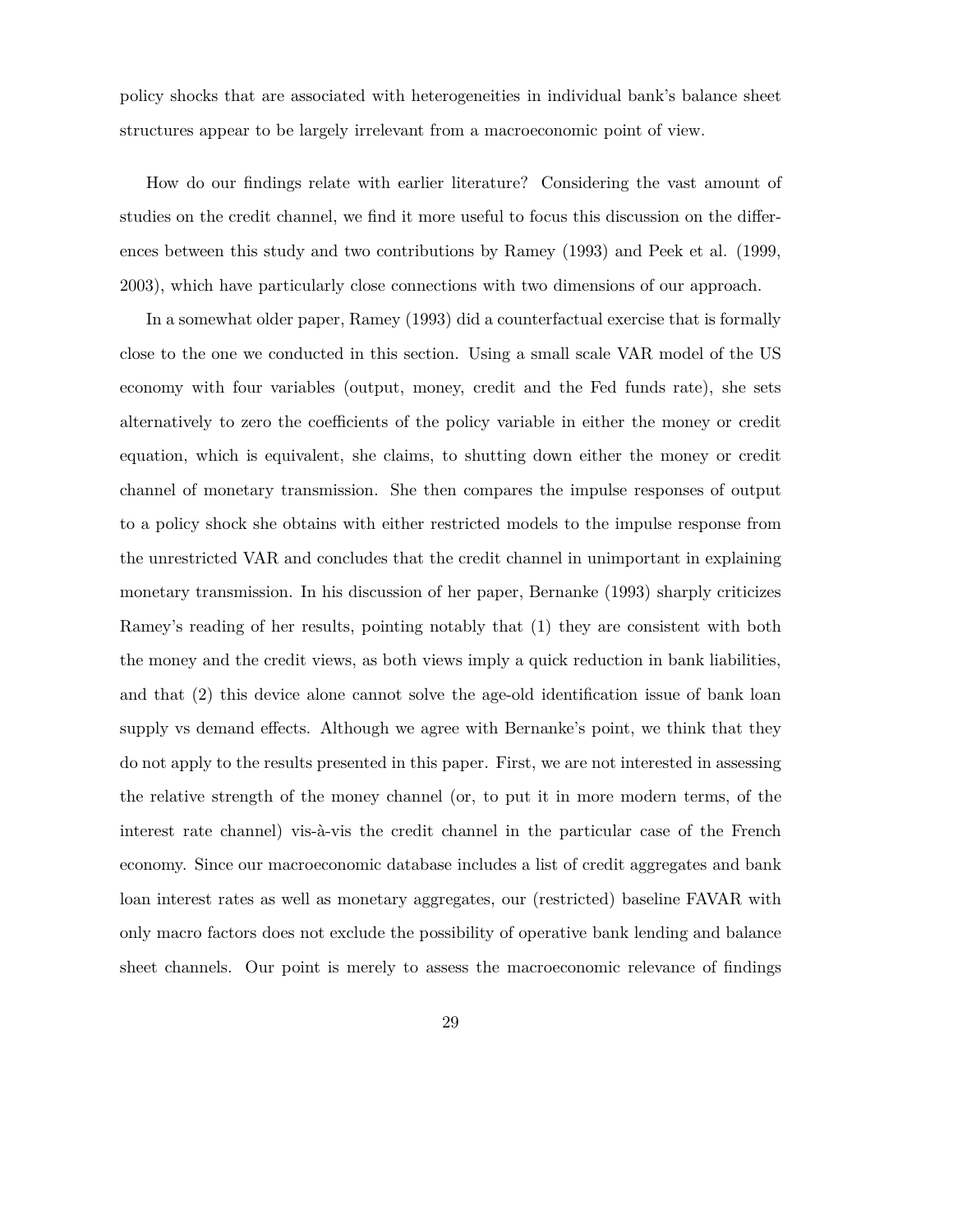policy shocks that are associated with heterogeneities in individual bank's balance sheet structures appear to be largely irrelevant from a macroeconomic point of view.

How do our findings relate with earlier literature? Considering the vast amount of studies on the credit channel, we find it more useful to focus this discussion on the differences between this study and two contributions by Ramey (1993) and Peek et al. (1999, 2003), which have particularly close connections with two dimensions of our approach.

In a somewhat older paper, Ramey (1993) did a counterfactual exercise that is formally close to the one we conducted in this section. Using a small scale VAR model of the US economy with four variables (output, money, credit and the Fed funds rate), she sets alternatively to zero the coefficients of the policy variable in either the money or credit equation, which is equivalent, she claims, to shutting down either the money or credit channel of monetary transmission. She then compares the impulse responses of output to a policy shock she obtains with either restricted models to the impulse response from the unrestricted VAR and concludes that the credit channel in unimportant in explaining monetary transmission. In his discussion of her paper, Bernanke (1993) sharply criticizes Ramey's reading of her results, pointing notably that (1) they are consistent with both the money and the credit views, as both views imply a quick reduction in bank liabilities, and that (2) this device alone cannot solve the age-old identification issue of bank loan supply vs demand effects. Although we agree with Bernanke's point, we think that they do not apply to the results presented in this paper. First, we are not interested in assessing the relative strength of the money channel (or, to put it in more modern terms, of the interest rate channel) vis-à-vis the credit channel in the particular case of the French economy. Since our macroeconomic database includes a list of credit aggregates and bank loan interest rates as well as monetary aggregates, our (restricted) baseline FAVAR with only macro factors does not exclude the possibility of operative bank lending and balance sheet channels. Our point is merely to assess the macroeconomic relevance of findings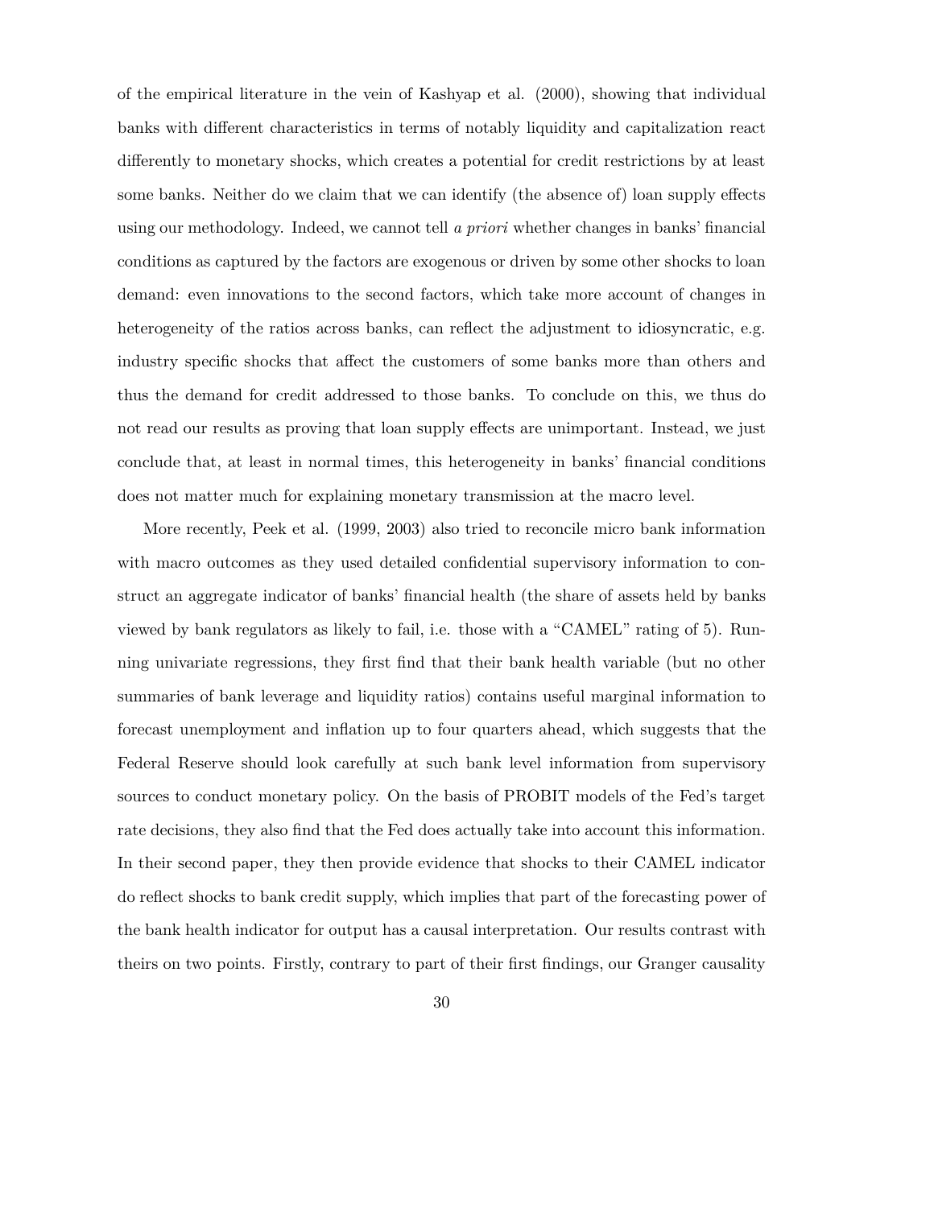of the empirical literature in the vein of Kashyap et al. (2000), showing that individual banks with different characteristics in terms of notably liquidity and capitalization react differently to monetary shocks, which creates a potential for credit restrictions by at least some banks. Neither do we claim that we can identify (the absence of) loan supply effects using our methodology. Indeed, we cannot tell *a priori* whether changes in banks' financial conditions as captured by the factors are exogenous or driven by some other shocks to loan demand: even innovations to the second factors, which take more account of changes in heterogeneity of the ratios across banks, can reflect the adjustment to idiosyncratic, e.g. industry specific shocks that affect the customers of some banks more than others and thus the demand for credit addressed to those banks. To conclude on this, we thus do not read our results as proving that loan supply effects are unimportant. Instead, we just conclude that, at least in normal times, this heterogeneity in banks' financial conditions does not matter much for explaining monetary transmission at the macro level.

More recently, Peek et al. (1999, 2003) also tried to reconcile micro bank information with macro outcomes as they used detailed confidential supervisory information to construct an aggregate indicator of banks' financial health (the share of assets held by banks viewed by bank regulators as likely to fail, i.e. those with a "CAMEL" rating of 5). Running univariate regressions, they first find that their bank health variable (but no other summaries of bank leverage and liquidity ratios) contains useful marginal information to forecast unemployment and inflation up to four quarters ahead, which suggests that the Federal Reserve should look carefully at such bank level information from supervisory sources to conduct monetary policy. On the basis of PROBIT models of the Fed's target rate decisions, they also find that the Fed does actually take into account this information. In their second paper, they then provide evidence that shocks to their CAMEL indicator do reflect shocks to bank credit supply, which implies that part of the forecasting power of the bank health indicator for output has a causal interpretation. Our results contrast with theirs on two points. Firstly, contrary to part of their first findings, our Granger causality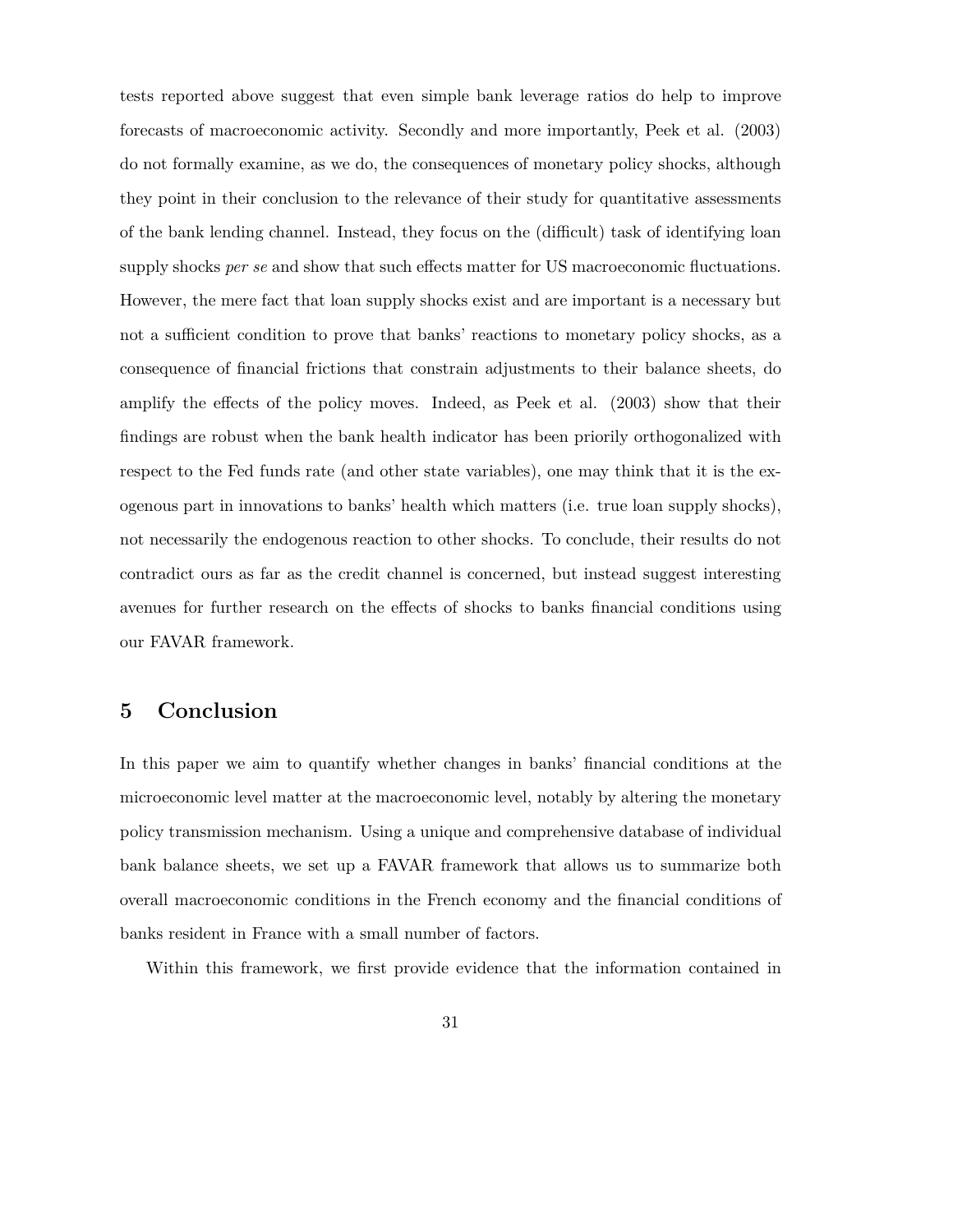tests reported above suggest that even simple bank leverage ratios do help to improve forecasts of macroeconomic activity. Secondly and more importantly, Peek et al. (2003) do not formally examine, as we do, the consequences of monetary policy shocks, although they point in their conclusion to the relevance of their study for quantitative assessments of the bank lending channel. Instead, they focus on the (difficult) task of identifying loan supply shocks *per se* and show that such effects matter for US macroeconomic fluctuations. However, the mere fact that loan supply shocks exist and are important is a necessary but not a sufficient condition to prove that banks' reactions to monetary policy shocks, as a consequence of financial frictions that constrain adjustments to their balance sheets, do amplify the effects of the policy moves. Indeed, as Peek et al. (2003) show that their findings are robust when the bank health indicator has been priorily orthogonalized with respect to the Fed funds rate (and other state variables), one may think that it is the exogenous part in innovations to banks' health which matters (i.e. true loan supply shocks), not necessarily the endogenous reaction to other shocks. To conclude, their results do not contradict ours as far as the credit channel is concerned, but instead suggest interesting avenues for further research on the effects of shocks to banks financial conditions using our FAVAR framework.

## 5 Conclusion

In this paper we aim to quantify whether changes in banks' financial conditions at the microeconomic level matter at the macroeconomic level, notably by altering the monetary policy transmission mechanism. Using a unique and comprehensive database of individual bank balance sheets, we set up a FAVAR framework that allows us to summarize both overall macroeconomic conditions in the French economy and the financial conditions of banks resident in France with a small number of factors.

Within this framework, we first provide evidence that the information contained in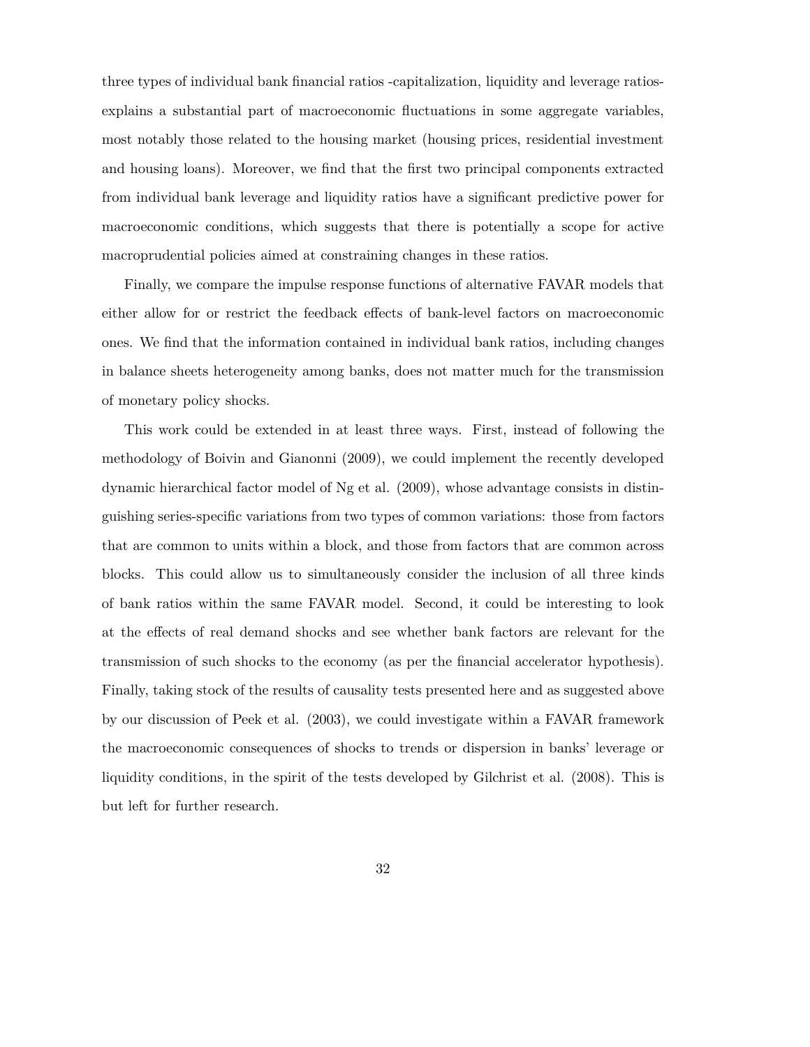three types of individual bank financial ratios -capitalization, liquidity and leverage ratios-explains a substantial part of macroeconomic fluctuations in some aggregate variables, most notably those related to the housing market (housing prices, residential investment and housing loans). Moreover, we find that the first two principal components extracted from individual bank leverage and liquidity ratios have a significant predictive power for macroeconomic conditions, which suggests that there is potentially a scope for active macroprudential policies aimed at constraining changes in these ratios.

Finally, we compare the impulse response functions of alternative FAVAR models that either allow for or restrict the feedback effects of bank-level factors on macroeconomic ones. We find that the information contained in individual bank ratios, including changes in balance sheets heterogeneity among banks, does not matter much for the transmission of monetary policy shocks.

This work could be extended in at least three ways. First, instead of following the methodology of Boivin and Gianonni (2009), we could implement the recently developed dynamic hierarchical factor model of Ng et al. (2009), whose advantage consists in distinguishing series-specific variations from two types of common variations: those from factors that are common to units within a block, and those from factors that are common across blocks. This could allow us to simultaneously consider the inclusion of all three kinds of bank ratios within the same FAVAR model. Second, it could be interesting to look at the effects of real demand shocks and see whether bank factors are relevant for the transmission of such shocks to the economy (as per the financial accelerator hypothesis). Finally, taking stock of the results of causality tests presented here and as suggested above by our discussion of Peek et al. (2003), we could investigate within a FAVAR framework the macroeconomic consequences of shocks to trends or dispersion in banks' leverage or liquidity conditions, in the spirit of the tests developed by Gilchrist et al. (2008). This is but left for further research.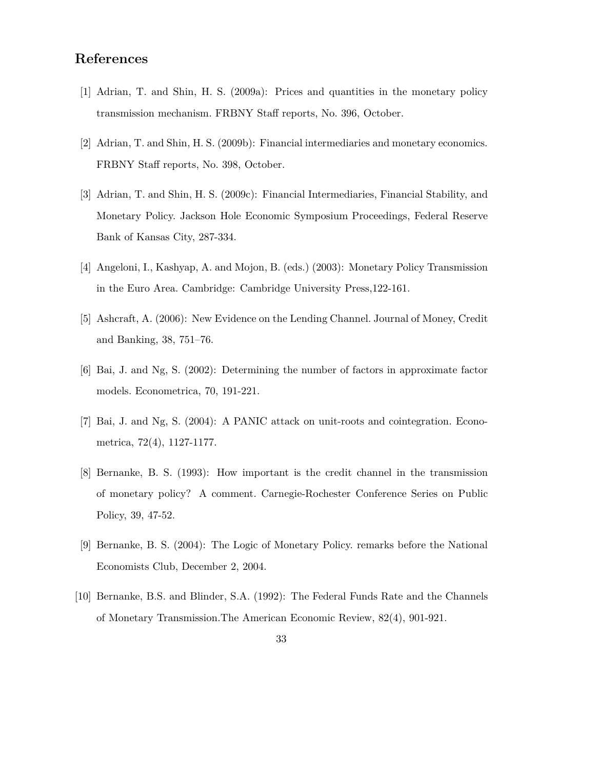# References

[1] Adrian, T. and Shin, H. S. (2009a): Prices and quantities in the monetary policy transmission mechanism. FRBNY Staff reports, No. 396, October.

[2] Adrian, T. and Shin, H. S. (2009b): Financial intermediaries and monetary economics. FRBNY Staff reports, No. 398, October.

[3] Adrian, T. and Shin, H. S. (2009c): Financial Intermediaries, Financial Stability, and Monetary Policy. Jackson Hole Economic Symposium Proceedings, Federal Reserve Bank of Kansas City, 287-334.

[4] Angeloni, I., Kashyap, A. and Mojon, B. (eds.) (2003): Monetary Policy Transmission in the Euro Area. Cambridge: Cambridge University Press,122-161.

[5] Ashcraft, A. (2006): New Evidence on the Lending Channel. Journal of Money, Credit and Banking, 38, 751–76.

[6] Bai, J. and Ng, S. (2002): Determining the number of factors in approximate factor models. Econometrica, 70, 191-221.

[7] Bai, J. and Ng, S. (2004): A PANIC attack on unit-roots and cointegration. Econometrica, 72(4), 1127-1177.

[8] Bernanke, B. S. (1993): How important is the credit channel in the transmission of monetary policy? A comment. Carnegie-Rochester Conference Series on Public Policy, 39, 47-52.

[9] Bernanke, B. S. (2004): The Logic of Monetary Policy. remarks before the National Economists Club, December 2, 2004.

[10] Bernanke, B.S. and Blinder, S.A. (1992): The Federal Funds Rate and the Channels of Monetary Transmission.The American Economic Review, 82(4), 901-921.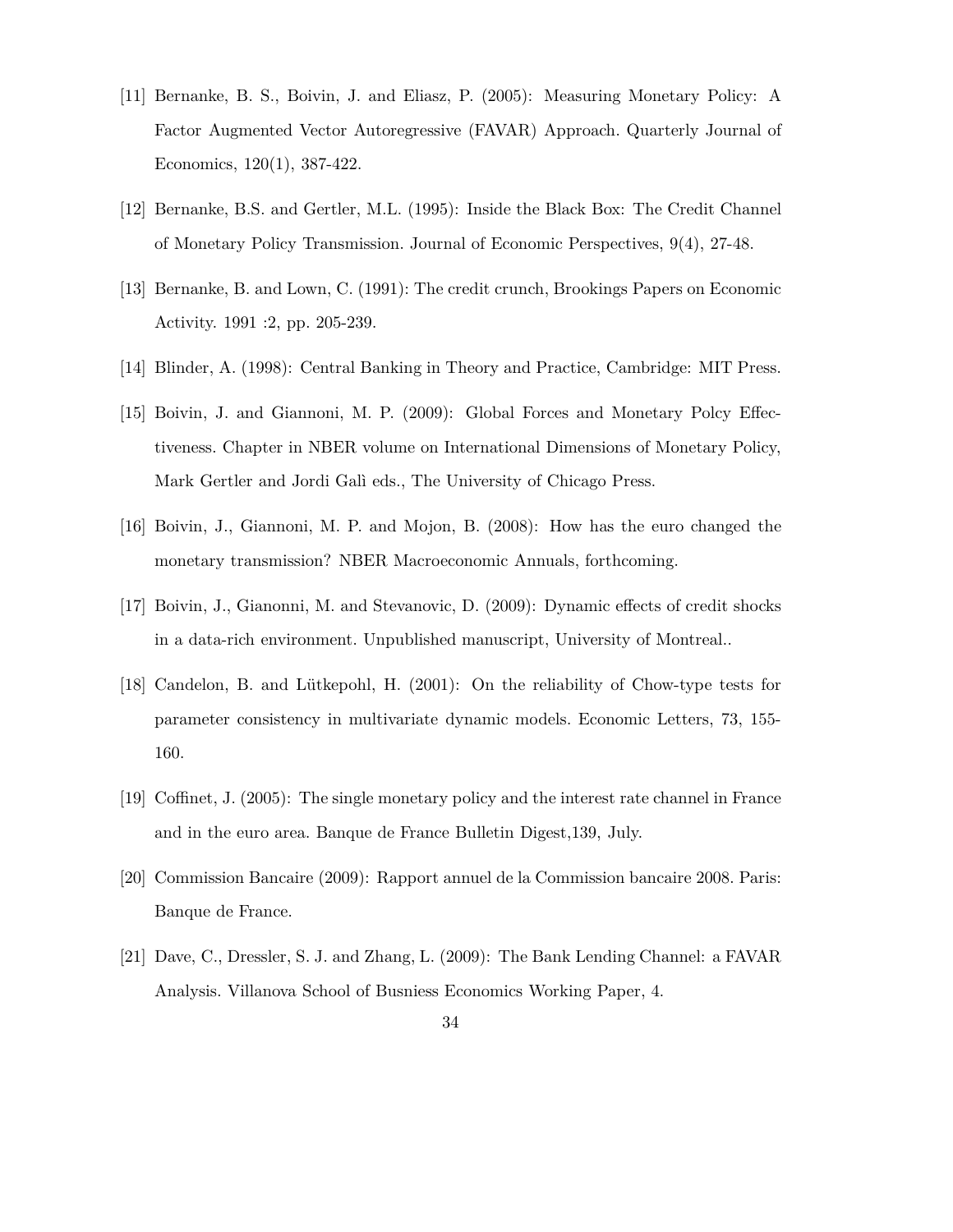[11] Bernanke, B. S., Boivin, J. and Eliasz, P. (2005): Measuring Monetary Policy: A Factor Augmented Vector Autoregressive (FAVAR) Approach. Quarterly Journal of Economics, 120(1), 387-422.

[12] Bernanke, B.S. and Gertler, M.L. (1995): Inside the Black Box: The Credit Channel of Monetary Policy Transmission. Journal of Economic Perspectives, 9(4), 27-48.

[13] Bernanke, B. and Lown, C. (1991): The credit crunch, Brookings Papers on Economic Activity. 1991 :2, pp. 205-239.

[14] Blinder, A. (1998): Central Banking in Theory and Practice, Cambridge: MIT Press.

[15] Boivin, J. and Giannoni, M. P. (2009): Global Forces and Monetary Polcy Effectiveness. Chapter in NBER volume on International Dimensions of Monetary Policy, Mark Gertler and Jordi Galì eds., The University of Chicago Press.

[16] Boivin, J., Giannoni, M. P. and Mojon, B. (2008): How has the euro changed the monetary transmission? NBER Macroeconomic Annuals, forthcoming.

[17] Boivin, J., Gianonni, M. and Stevanovic, D. (2009): Dynamic effects of credit shocks in a data-rich environment. Unpublished manuscript, University of Montreal..

[18] Candelon, B. and Lütkepohl, H. (2001): On the reliability of Chow-type tests for parameter consistency in multivariate dynamic models. Economic Letters, 73, 155-160.

[19] Coffinet, J. (2005): The single monetary policy and the interest rate channel in France and in the euro area. Banque de France Bulletin Digest,139, July.

[20] Commission Bancaire (2009): Rapport annuel de la Commission bancaire 2008. Paris: Banque de France.

[21] Dave, C., Dressler, S. J. and Zhang, L. (2009): The Bank Lending Channel: a FAVAR Analysis. Villanova School of Busniess Economics Working Paper, 4.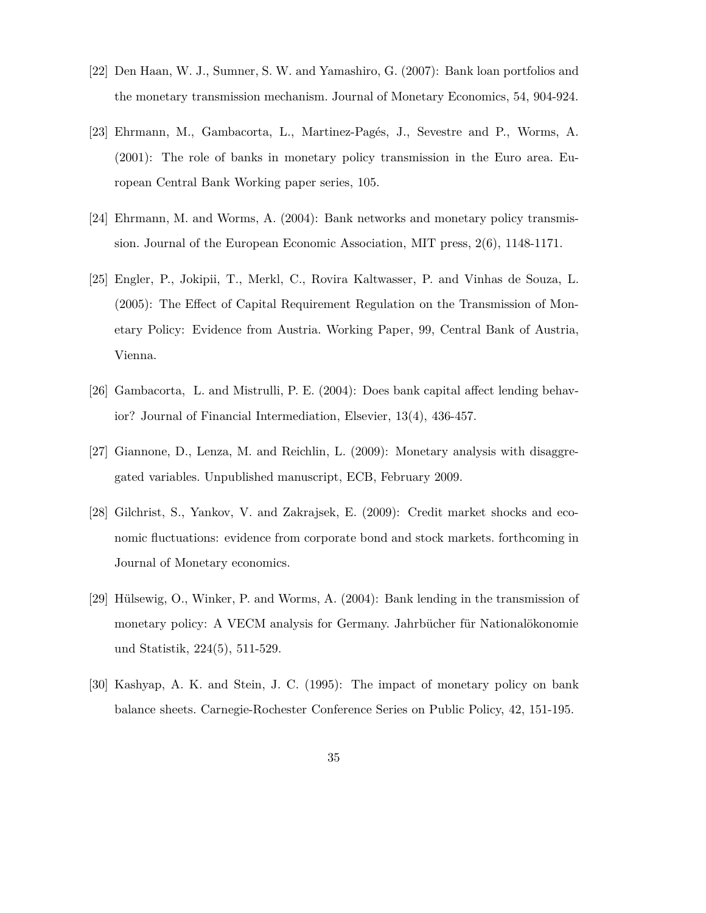[22] Den Haan, W. J., Sumner, S. W. and Yamashiro, G. (2007): Bank loan portfolios and the monetary transmission mechanism. Journal of Monetary Economics, 54, 904-924.

[23] Ehrmann, M., Gambacorta, L., Martinez-Pagés, J., Sevestre and P., Worms, A. (2001): The role of banks in monetary policy transmission in the Euro area. European Central Bank Working paper series, 105.

[24] Ehrmann, M. and Worms, A. (2004): Bank networks and monetary policy transmission. Journal of the European Economic Association, MIT press, 2(6), 1148-1171.

[25] Engler, P., Jokipii, T., Merkl, C., Rovira Kaltwasser, P. and Vinhas de Souza, L. (2005): The Effect of Capital Requirement Regulation on the Transmission of Monetary Policy: Evidence from Austria. Working Paper, 99, Central Bank of Austria, Vienna.

[26] Gambacorta, L. and Mistrulli, P. E. (2004): Does bank capital affect lending behavior? Journal of Financial Intermediation, Elsevier, 13(4), 436-457.

[27] Giannone, D., Lenza, M. and Reichlin, L. (2009): Monetary analysis with disaggregated variables. Unpublished manuscript, ECB, February 2009.

[28] Gilchrist, S., Yankov, V. and Zakrajsek, E. (2009): Credit market shocks and economic fluctuations: evidence from corporate bond and stock markets. forthcoming in Journal of Monetary economics.

[29] Hülsewig, O., Winker, P. and Worms, A. (2004): Bank lending in the transmission of monetary policy: A VECM analysis for Germany. Jahrbücher für Nationalökonomie und Statistik, 224(5), 511-529.

[30] Kashyap, A. K. and Stein, J. C. (1995): The impact of monetary policy on bank balance sheets. Carnegie-Rochester Conference Series on Public Policy, 42, 151-195.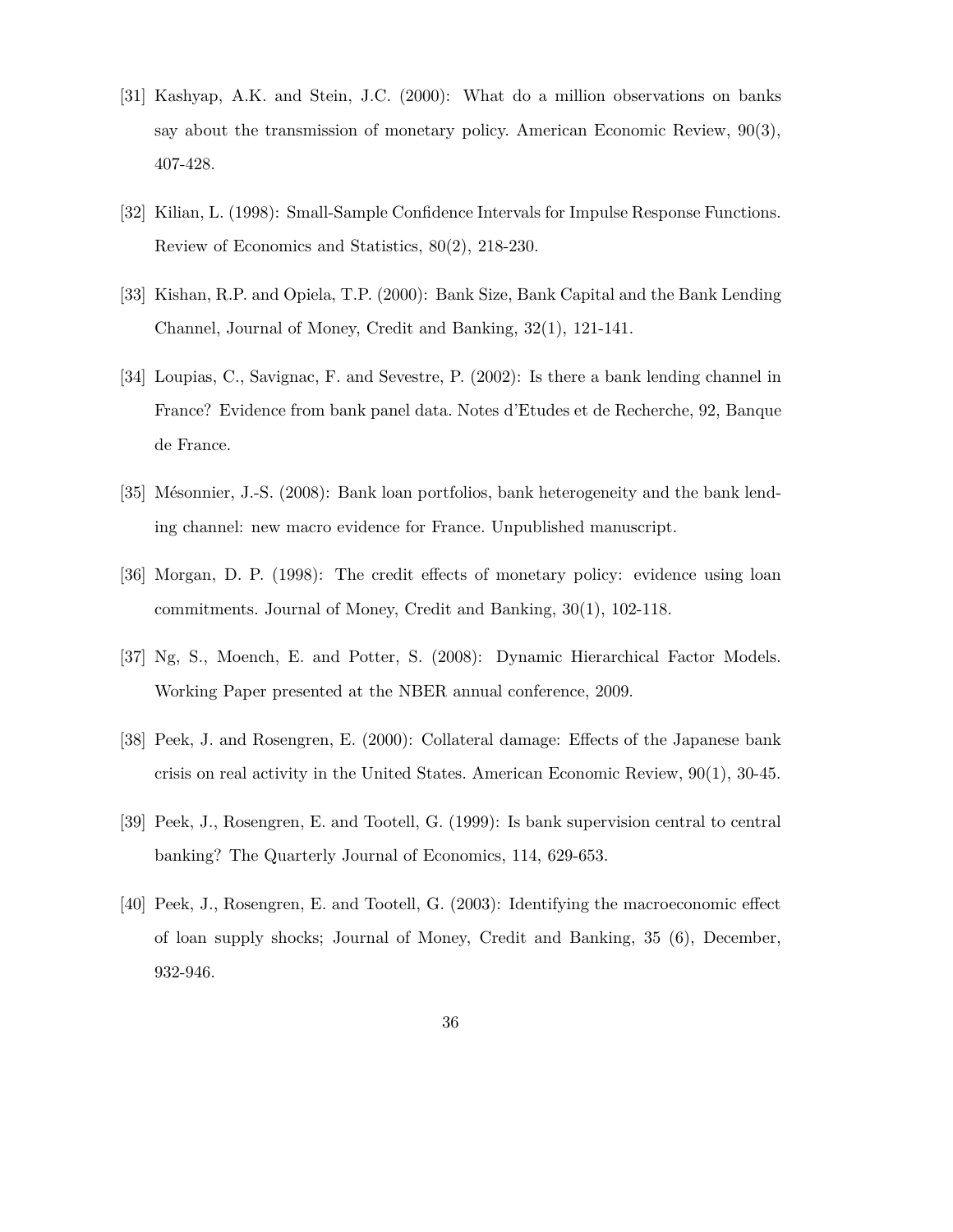[31] Kashyap, A.K. and Stein, J.C. (2000): What do a million observations on banks say about the transmission of monetary policy. American Economic Review, 90(3), 407-428.

[32] Kilian, L. (1998): Small-Sample Confidence Intervals for Impulse Response Functions. Review of Economics and Statistics, 80(2), 218-230.

[33] Kishan, R.P. and Opiela, T.P. (2000): Bank Size, Bank Capital and the Bank Lending Channel, Journal of Money, Credit and Banking, 32(1), 121-141.

[34] Loupias, C., Savignac, F. and Sevestre, P. (2002): Is there a bank lending channel in France? Evidence from bank panel data. Notes d'Etudes et de Recherche, 92, Banque de France.

[35] Mésonnier, J.-S. (2008): Bank loan portfolios, bank heterogeneity and the bank lending channel: new macro evidence for France. Unpublished manuscript.

[36] Morgan, D. P. (1998): The credit effects of monetary policy: evidence using loan commitments. Journal of Money, Credit and Banking, 30(1), 102-118.

[37] Ng, S., Moench, E. and Potter, S. (2008): Dynamic Hierarchical Factor Models. Working Paper presented at the NBER annual conference, 2009.

[38] Peek, J. and Rosengren, E. (2000): Collateral damage: Effects of the Japanese bank crisis on real activity in the United States. American Economic Review, 90(1), 30-45.

[39] Peek, J., Rosengren, E. and Tootell, G. (1999): Is bank supervision central to central banking? The Quarterly Journal of Economics, 114, 629-653.

[40] Peek, J., Rosengren, E. and Tootell, G. (2003): Identifying the macroeconomic effect of loan supply shocks; Journal of Money, Credit and Banking, 35 (6), December, 932-946.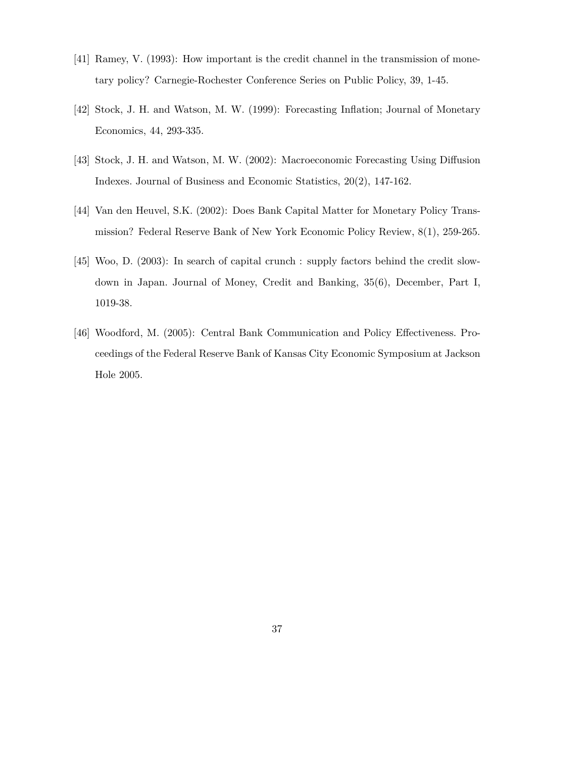[41] Ramey, V. (1993): How important is the credit channel in the transmission of monetary policy? Carnegie-Rochester Conference Series on Public Policy, 39, 1-45.

[42] Stock, J. H. and Watson, M. W. (1999): Forecasting Inflation; Journal of Monetary Economics, 44, 293-335.

[43] Stock, J. H. and Watson, M. W. (2002): Macroeconomic Forecasting Using Diffusion Indexes. Journal of Business and Economic Statistics, 20(2), 147-162.

[44] Van den Heuvel, S.K. (2002): Does Bank Capital Matter for Monetary Policy Transmission? Federal Reserve Bank of New York Economic Policy Review, 8(1), 259-265.

[45] Woo, D. (2003): In search of capital crunch : supply factors behind the credit slowdown in Japan. Journal of Money, Credit and Banking, 35(6), December, Part I, 1019-38.

[46] Woodford, M. (2005): Central Bank Communication and Policy Effectiveness. Proceedings of the Federal Reserve Bank of Kansas City Economic Symposium at Jackson Hole 2005.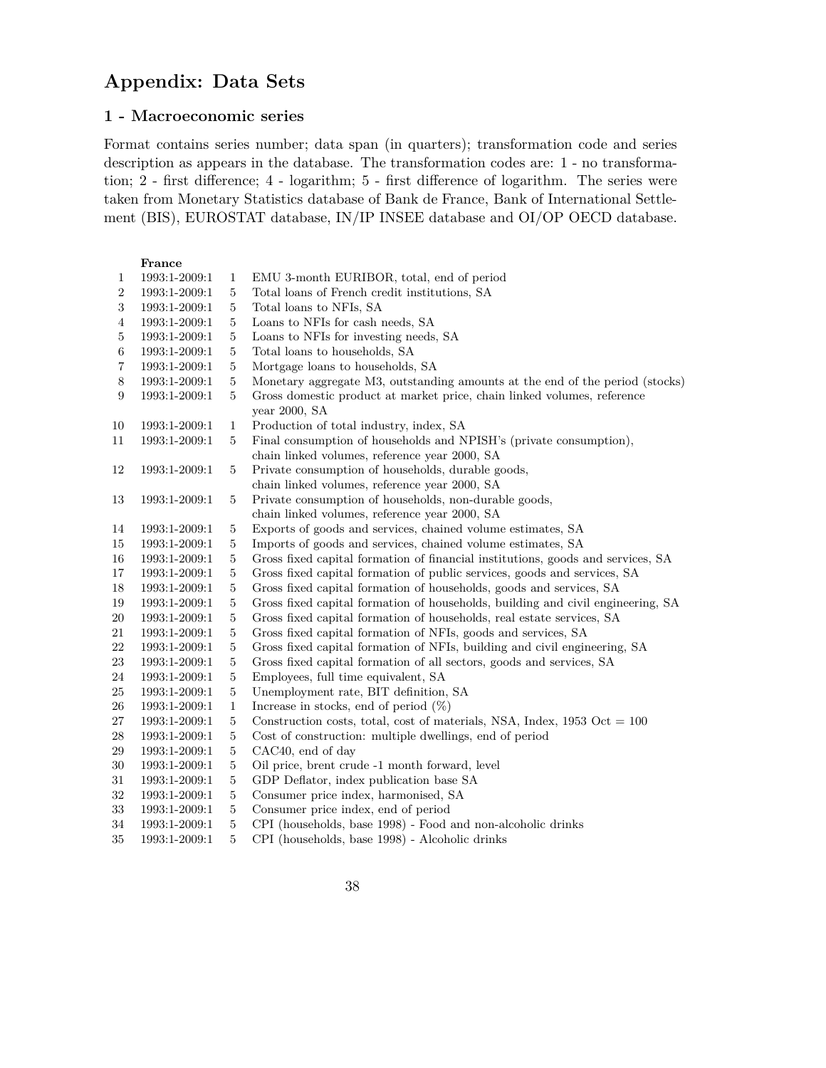# Appendix: Data Sets

## 1 - Macroeconomic series

Format contains series number; data span (in quarters); transformation code and series description as appears in the database. The transformation codes are: 1 - no transformation; 2 - first difference; 4 - logarithm; 5 - first difference of logarithm. The series were taken from Monetary Statistics database of Bank de France, Bank of International Settlement (BIS), EUROSTAT database, IN/IP INSEE database and OI/OP OECD database.

| | **France** | | |
|---|---|---|---|
| 1 | 1993:1-2009:1 | 1 | EMU 3-month EURIBOR, total, end of period |
| 2 | 1993:1-2009:1 | 5 | Total loans of French credit institutions, SA |
| 3 | 1993:1-2009:1 | 5 | Total loans to NFIs, SA |
| 4 | 1993:1-2009:1 | 5 | Loans to NFIs for cash needs, SA |
| 5 | 1993:1-2009:1 | 5 | Loans to NFIs for investing needs, SA |
| 6 | 1993:1-2009:1 | 5 | Total loans to households, SA |
| 7 | 1993:1-2009:1 | 5 | Mortgage loans to households, SA |
| 8 | 1993:1-2009:1 | 5 | Monetary aggregate M3, outstanding amounts at the end of the period (stocks) |
| 9 | 1993:1-2009:1 | 5 | Gross domestic product at market price, chain linked volumes, reference year 2000, SA |
| 10 | 1993:1-2009:1 | 1 | Production of total industry, index, SA |
| 11 | 1993:1-2009:1 | 5 | Final consumption of households and NPISH's (private consumption), chain linked volumes, reference year 2000, SA |
| 12 | 1993:1-2009:1 | 5 | Private consumption of households, durable goods, chain linked volumes, reference year 2000, SA |
| 13 | 1993:1-2009:1 | 5 | Private consumption of households, non-durable goods, chain linked volumes, reference year 2000, SA |
| 14 | 1993:1-2009:1 | 5 | Exports of goods and services, chained volume estimates, SA |
| 15 | 1993:1-2009:1 | 5 | Imports of goods and services, chained volume estimates, SA |
| 16 | 1993:1-2009:1 | 5 | Gross fixed capital formation of financial institutions, goods and services, SA |
| 17 | 1993:1-2009:1 | 5 | Gross fixed capital formation of public services, goods and services, SA |
| 18 | 1993:1-2009:1 | 5 | Gross fixed capital formation of households, goods and services, SA |
| 19 | 1993:1-2009:1 | 5 | Gross fixed capital formation of households, building and civil engineering, SA |
| 20 | 1993:1-2009:1 | 5 | Gross fixed capital formation of households, real estate services, SA |
| 21 | 1993:1-2009:1 | 5 | Gross fixed capital formation of NFIs, goods and services, SA |
| 22 | 1993:1-2009:1 | 5 | Gross fixed capital formation of NFIs, building and civil engineering, SA |
| 23 | 1993:1-2009:1 | 5 | Gross fixed capital formation of all sectors, goods and services, SA |
| 24 | 1993:1-2009:1 | 5 | Employees, full time equivalent, SA |
| 25 | 1993:1-2009:1 | 5 | Unemployment rate, BIT definition, SA |
| 26 | 1993:1-2009:1 | 1 | Increase in stocks, end of period (%) |
| 27 | 1993:1-2009:1 | 5 | Construction costs, total, cost of materials, NSA, Index, 1953 Oct = 100 |
| 28 | 1993:1-2009:1 | 5 | Cost of construction: multiple dwellings, end of period |
| 29 | 1993:1-2009:1 | 5 | CAC40, end of day |
| 30 | 1993:1-2009:1 | 5 | Oil price, brent crude -1 month forward, level |
| 31 | 1993:1-2009:1 | 5 | GDP Deflator, index publication base SA |
| 32 | 1993:1-2009:1 | 5 | Consumer price index, harmonised, SA |
| 33 | 1993:1-2009:1 | 5 | Consumer price index, end of period |
| 34 | 1993:1-2009:1 | 5 | CPI (households, base 1998) - Food and non-alcoholic drinks |
| 35 | 1993:1-2009:1 | 5 | CPI (households, base 1998) - Alcoholic drinks |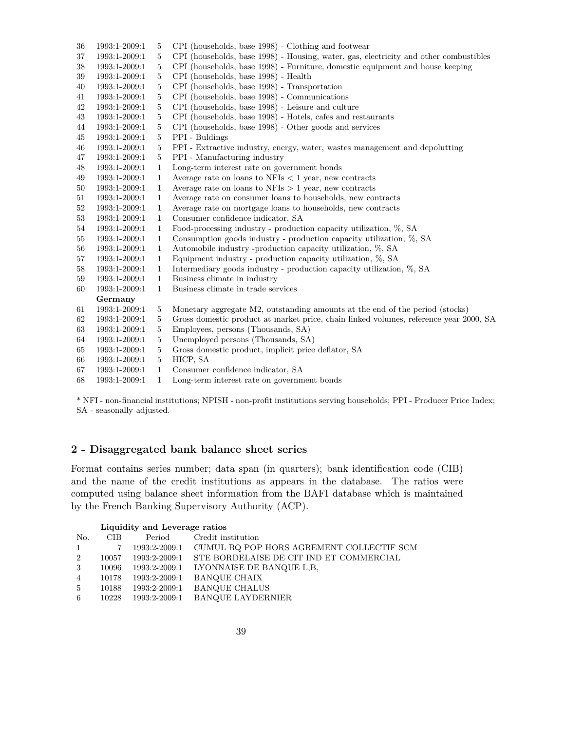| | | | |
|---|---|---|---|
| 36 | 1993:1-2009:1 | 5 | CPI (households, base 1998) - Clothing and footwear |
| 37 | 1993:1-2009:1 | 5 | CPI (households, base 1998) - Housing, water, gas, electricity and other combustibles |
| 38 | 1993:1-2009:1 | 5 | CPI (households, base 1998) - Furniture, domestic equipment and house keeping |
| 39 | 1993:1-2009:1 | 5 | CPI (households, base 1998) - Health |
| 40 | 1993:1-2009:1 | 5 | CPI (households, base 1998) - Transportation |
| 41 | 1993:1-2009:1 | 5 | CPI (households, base 1998) - Communications |
| 42 | 1993:1-2009:1 | 5 | CPI (households, base 1998) - Leisure and culture |
| 43 | 1993:1-2009:1 | 5 | CPI (households, base 1998) - Hotels, cafes and restaurants |
| 44 | 1993:1-2009:1 | 5 | CPI (households, base 1998) - Other goods and services |
| 45 | 1993:1-2009:1 | 5 | PPI - Buldings |
| 46 | 1993:1-2009:1 | 5 | PPI - Extractive industry, energy, water, wastes management and depolutting |
| 47 | 1993:1-2009:1 | 5 | PPI - Manufacturing industry |
| 48 | 1993:1-2009:1 | 1 | Long-term interest rate on government bonds |
| 49 | 1993:1-2009:1 | 1 | Average rate on loans to NFIs < 1 year, new contracts |
| 50 | 1993:1-2009:1 | 1 | Average rate on loans to NFIs > 1 year, new contracts |
| 51 | 1993:1-2009:1 | 1 | Average rate on consumer loans to households, new contracts |
| 52 | 1993:1-2009:1 | 1 | Average rate on mortgage loans to households, new contracts |
| 53 | 1993:1-2009:1 | 1 | Consumer confidence indicator, SA |
| 54 | 1993:1-2009:1 | 1 | Food-processing industry - production capacity utilization, %, SA |
| 55 | 1993:1-2009:1 | 1 | Consumption goods industry - production capacity utilization, %, SA |
| 56 | 1993:1-2009:1 | 1 | Automobile industry -production capacity utilization, %, SA |
| 57 | 1993:1-2009:1 | 1 | Equipment industry - production capacity utilization, %, SA |
| 58 | 1993:1-2009:1 | 1 | Intermediary goods industry - production capacity utilization, %, SA |
| 59 | 1993:1-2009:1 | 1 | Business climate in industry |
| 60 | 1993:1-2009:1 | 1 | Business climate in trade services |
| | **Germany** | | |
| 61 | 1993:1-2009:1 | 5 | Monetary aggregate M2, outstanding amounts at the end of the period (stocks) |
| 62 | 1993:1-2009:1 | 5 | Gross domestic product at market price, chain linked volumes, reference year 2000, SA |
| 63 | 1993:1-2009:1 | 5 | Employees, persons (Thousands, SA) |
| 64 | 1993:1-2009:1 | 5 | Unemployed persons (Thousands, SA) |
| 65 | 1993:1-2009:1 | 5 | Gross domestic product, implicit price deflator, SA |
| 66 | 1993:1-2009:1 | 5 | HICP, SA |
| 67 | 1993:1-2009:1 | 1 | Consumer confidence indicator, SA |
| 68 | 1993:1-2009:1 | 1 | Long-term interest rate on government bonds |

* NFI - non-financial institutions; NPISH - non-profit institutions serving households; PPI - Producer Price Index; SA - seasonally adjusted.

## 2 - Disaggregated bank balance sheet series

Format contains series number; data span (in quarters); bank identification code (CIB) and the name of the credit institutions as appears in the database. The ratios were computed using balance sheet information from the BAFI database which is maintained by the French Banking Supervisory Authority (ACP).

**Liquidity and Leverage ratios**

| No. | CIB | Period | Credit institution |
|---|---|---|---|
| 1 | 7 | 1993:2-2009:1 | CUMUL BQ POP HORS AGREMENT COLLECTIF SCM |
| 2 | 10057 | 1993:2-2009:1 | STE BORDELAISE DE CIT IND ET COMMERCIAL |
| 3 | 10096 | 1993:2-2009:1 | LYONNAISE DE BANQUE L,B, |
| 4 | 10178 | 1993:2-2009:1 | BANQUE CHAIX |
| 5 | 10188 | 1993:2-2009:1 | BANQUE CHALUS |
| 6 | 10228 | 1993:2-2009:1 | BANQUE LAYDERNIER |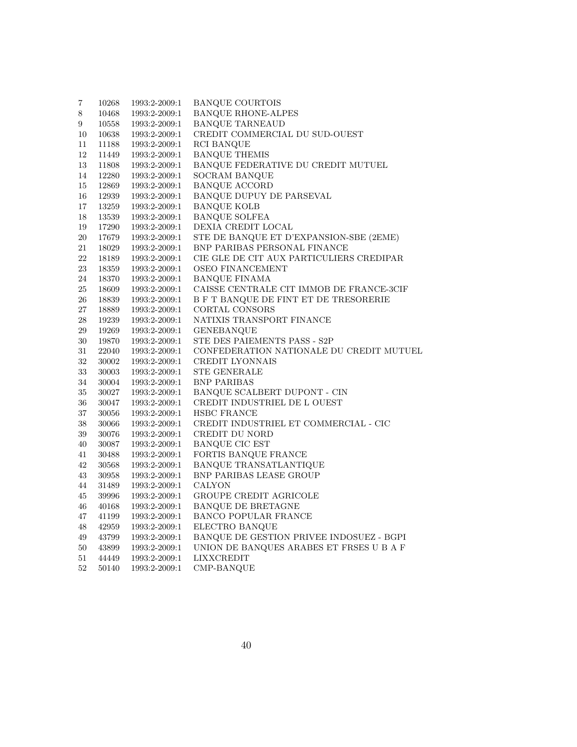| | | | |
|---|---|---|---|
| 7 | 10268 | 1993:2-2009:1 | BANQUE COURTOIS |
| 8 | 10468 | 1993:2-2009:1 | BANQUE RHONE-ALPES |
| 9 | 10558 | 1993:2-2009:1 | BANQUE TARNEAUD |
| 10 | 10638 | 1993:2-2009:1 | CREDIT COMMERCIAL DU SUD-OUEST |
| 11 | 11188 | 1993:2-2009:1 | RCI BANQUE |
| 12 | 11449 | 1993:2-2009:1 | BANQUE THEMIS |
| 13 | 11808 | 1993:2-2009:1 | BANQUE FEDERATIVE DU CREDIT MUTUEL |
| 14 | 12280 | 1993:2-2009:1 | SOCRAM BANQUE |
| 15 | 12869 | 1993:2-2009:1 | BANQUE ACCORD |
| 16 | 12939 | 1993:2-2009:1 | BANQUE DUPUY DE PARSEVAL |
| 17 | 13259 | 1993:2-2009:1 | BANQUE KOLB |
| 18 | 13539 | 1993:2-2009:1 | BANQUE SOLFEA |
| 19 | 17290 | 1993:2-2009:1 | DEXIA CREDIT LOCAL |
| 20 | 17679 | 1993:2-2009:1 | STE DE BANQUE ET D'EXPANSION-SBE (2EME) |
| 21 | 18029 | 1993:2-2009:1 | BNP PARIBAS PERSONAL FINANCE |
| 22 | 18189 | 1993:2-2009:1 | CIE GLE DE CIT AUX PARTICULIERS CREDIPAR |
| 23 | 18359 | 1993:2-2009:1 | OSEO FINANCEMENT |
| 24 | 18370 | 1993:2-2009:1 | BANQUE FINAMA |
| 25 | 18609 | 1993:2-2009:1 | CAISSE CENTRALE CIT IMMOB DE FRANCE-3CIF |
| 26 | 18839 | 1993:2-2009:1 | B F T BANQUE DE FINT ET DE TRESORERIE |
| 27 | 18889 | 1993:2-2009:1 | CORTAL CONSORS |
| 28 | 19239 | 1993:2-2009:1 | NATIXIS TRANSPORT FINANCE |
| 29 | 19269 | 1993:2-2009:1 | GENEBANQUE |
| 30 | 19870 | 1993:2-2009:1 | STE DES PAIEMENTS PASS - S2P |
| 31 | 22040 | 1993:2-2009:1 | CONFEDERATION NATIONALE DU CREDIT MUTUEL |
| 32 | 30002 | 1993:2-2009:1 | CREDIT LYONNAIS |
| 33 | 30003 | 1993:2-2009:1 | STE GENERALE |
| 34 | 30004 | 1993:2-2009:1 | BNP PARIBAS |
| 35 | 30027 | 1993:2-2009:1 | BANQUE SCALBERT DUPONT - CIN |
| 36 | 30047 | 1993:2-2009:1 | CREDIT INDUSTRIEL DE L OUEST |
| 37 | 30056 | 1993:2-2009:1 | HSBC FRANCE |
| 38 | 30066 | 1993:2-2009:1 | CREDIT INDUSTRIEL ET COMMERCIAL - CIC |
| 39 | 30076 | 1993:2-2009:1 | CREDIT DU NORD |
| 40 | 30087 | 1993:2-2009:1 | BANQUE CIC EST |
| 41 | 30488 | 1993:2-2009:1 | FORTIS BANQUE FRANCE |
| 42 | 30568 | 1993:2-2009:1 | BANQUE TRANSATLANTIQUE |
| 43 | 30958 | 1993:2-2009:1 | BNP PARIBAS LEASE GROUP |
| 44 | 31489 | 1993:2-2009:1 | CALYON |
| 45 | 39996 | 1993:2-2009:1 | GROUPE CREDIT AGRICOLE |
| 46 | 40168 | 1993:2-2009:1 | BANQUE DE BRETAGNE |
| 47 | 41199 | 1993:2-2009:1 | BANCO POPULAR FRANCE |
| 48 | 42959 | 1993:2-2009:1 | ELECTRO BANQUE |
| 49 | 43799 | 1993:2-2009:1 | BANQUE DE GESTION PRIVEE INDOSUEZ - BGPI |
| 50 | 43899 | 1993:2-2009:1 | UNION DE BANQUES ARABES ET FRSES U B A F |
| 51 | 44449 | 1993:2-2009:1 | LIXXCREDIT |
| 52 | 50140 | 1993:2-2009:1 | CMP-BANQUE |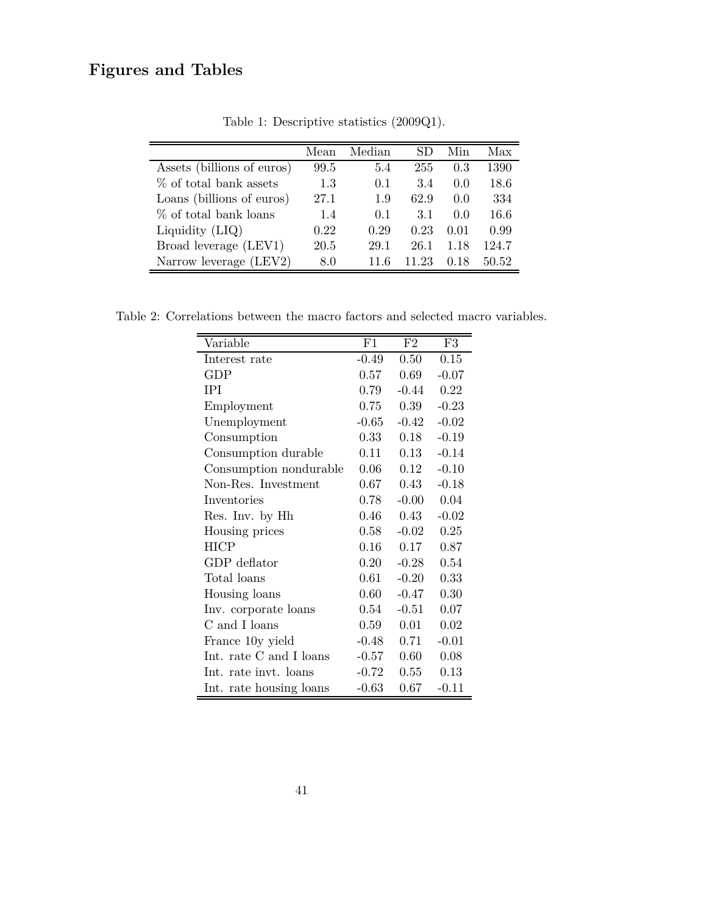## Figures and Tables

Table 1: Descriptive statistics (2009Q1).

| | Mean | Median | SD | Min | Max |
|---|---|---|---|---|---|
| Assets (billions of euros) | 99.5 | 5.4 | 255 | 0.3 | 1390 |
| % of total bank assets | 1.3 | 0.1 | 3.4 | 0.0 | 18.6 |
| Loans (billions of euros) | 27.1 | 1.9 | 62.9 | 0.0 | 334 |
| % of total bank loans | 1.4 | 0.1 | 3.1 | 0.0 | 16.6 |
| Liquidity (LIQ) | 0.22 | 0.29 | 0.23 | 0.01 | 0.99 |
| Broad leverage (LEV1) | 20.5 | 29.1 | 26.1 | 1.18 | 124.7 |
| Narrow leverage (LEV2) | 8.0 | 11.6 | 11.23 | 0.18 | 50.52 |

Table 2: Correlations between the macro factors and selected macro variables.

| Variable | F1 | F2 | F3 |
|---|---|---|---|
| Interest rate | -0.49 | 0.50 | 0.15 |
| GDP | 0.57 | 0.69 | -0.07 |
| IPI | 0.79 | -0.44 | 0.22 |
| Employment | 0.75 | 0.39 | -0.23 |
| Unemployment | -0.65 | -0.42 | -0.02 |
| Consumption | 0.33 | 0.18 | -0.19 |
| Consumption durable | 0.11 | 0.13 | -0.14 |
| Consumption nondurable | 0.06 | 0.12 | -0.10 |
| Non-Res. Investment | 0.67 | 0.43 | -0.18 |
| Inventories | 0.78 | -0.00 | 0.04 |
| Res. Inv. by Hh | 0.46 | 0.43 | -0.02 |
| Housing prices | 0.58 | -0.02 | 0.25 |
| HICP | 0.16 | 0.17 | 0.87 |
| GDP deflator | 0.20 | -0.28 | 0.54 |
| Total loans | 0.61 | -0.20 | 0.33 |
| Housing loans | 0.60 | -0.47 | 0.30 |
| Inv. corporate loans | 0.54 | -0.51 | 0.07 |
| C and I loans | 0.59 | 0.01 | 0.02 |
| France 10y yield | -0.48 | 0.71 | -0.01 |
| Int. rate C and I loans | -0.57 | 0.60 | 0.08 |
| Int. rate invt. loans | -0.72 | 0.55 | 0.13 |
| Int. rate housing loans | -0.63 | 0.67 | -0.11 |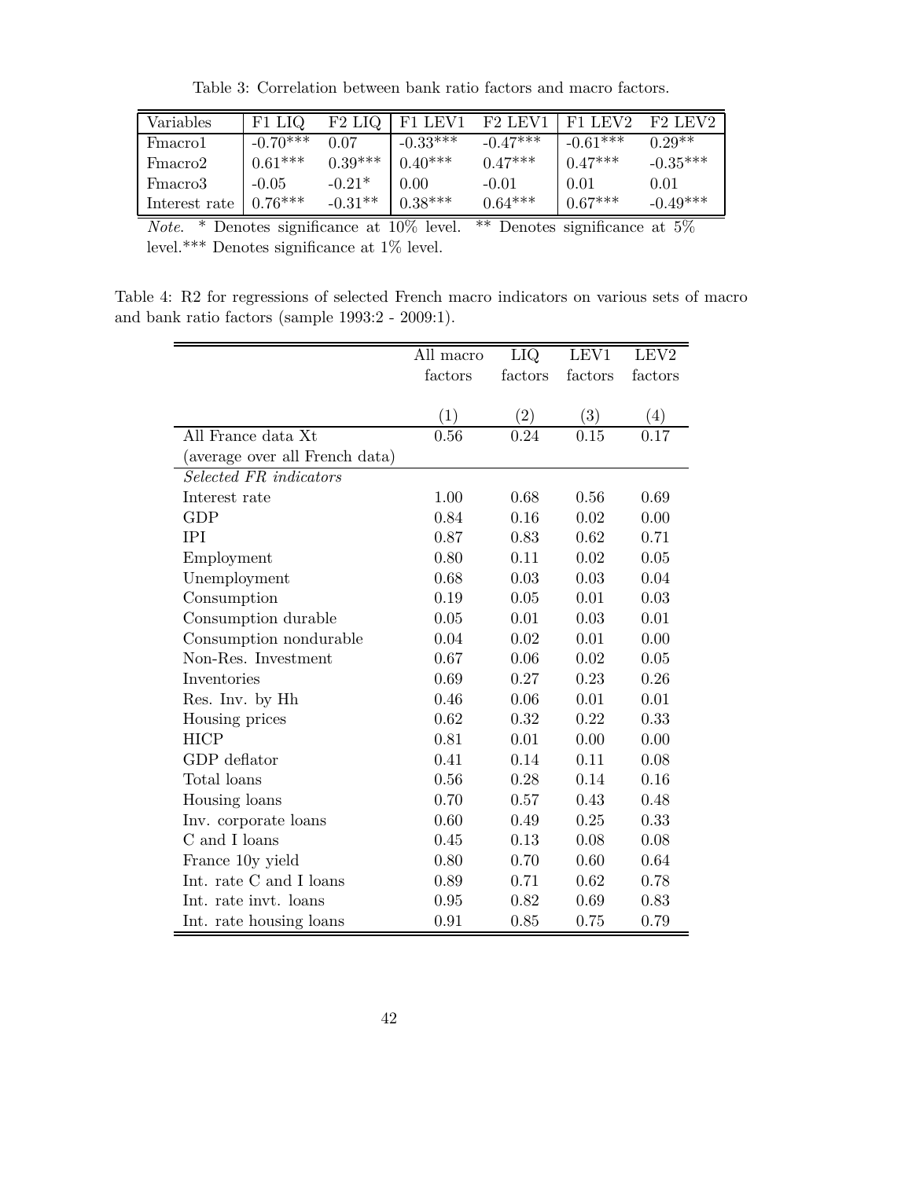Table 3: Correlation between bank ratio factors and macro factors.

| Variables | F1 LIQ | F2 LIQ | F1 LEV1 | F2 LEV1 | F1 LEV2 | F2 LEV2 |
|---|---|---|---|---|---|---|
| Fmacro1 | -0.70*** | 0.07 | -0.33*** | -0.47*** | -0.61*** | 0.29** |
| Fmacro2 | 0.61*** | 0.39*** | 0.40*** | 0.47*** | 0.47*** | -0.35*** |
| Fmacro3 | -0.05 | -0.21* | 0.00 | -0.01 | 0.01 | 0.01 |
| Interest rate | 0.76*** | -0.31** | 0.38*** | 0.64*** | 0.67*** | -0.49*** |

*Note.* * Denotes significance at 10% level. ** Denotes significance at 5% level.*** Denotes significance at 1% level.

Table 4: R2 for regressions of selected French macro indicators on various sets of macro and bank ratio factors (sample 1993:2 - 2009:1).

| | All macro factors | LIQ factors | LEV1 factors | LEV2 factors |
|---|---|---|---|---|
| | (1) | (2) | (3) | (4) |
| All France data Xt | 0.56 | 0.24 | 0.15 | 0.17 |
| (average over all French data) | | | | |
| *Selected FR indicators* | | | | |
| Interest rate | 1.00 | 0.68 | 0.56 | 0.69 |
| GDP | 0.84 | 0.16 | 0.02 | 0.00 |
| IPI | 0.87 | 0.83 | 0.62 | 0.71 |
| Employment | 0.80 | 0.11 | 0.02 | 0.05 |
| Unemployment | 0.68 | 0.03 | 0.03 | 0.04 |
| Consumption | 0.19 | 0.05 | 0.01 | 0.03 |
| Consumption durable | 0.05 | 0.01 | 0.03 | 0.01 |
| Consumption nondurable | 0.04 | 0.02 | 0.01 | 0.00 |
| Non-Res. Investment | 0.67 | 0.06 | 0.02 | 0.05 |
| Inventories | 0.69 | 0.27 | 0.23 | 0.26 |
| Res. Inv. by Hh | 0.46 | 0.06 | 0.01 | 0.01 |
| Housing prices | 0.62 | 0.32 | 0.22 | 0.33 |
| HICP | 0.81 | 0.01 | 0.00 | 0.00 |
| GDP deflator | 0.41 | 0.14 | 0.11 | 0.08 |
| Total loans | 0.56 | 0.28 | 0.14 | 0.16 |
| Housing loans | 0.70 | 0.57 | 0.43 | 0.48 |
| Inv. corporate loans | 0.60 | 0.49 | 0.25 | 0.33 |
| C and I loans | 0.45 | 0.13 | 0.08 | 0.08 |
| France 10y yield | 0.80 | 0.70 | 0.60 | 0.64 |
| Int. rate C and I loans | 0.89 | 0.71 | 0.62 | 0.78 |
| Int. rate invt. loans | 0.95 | 0.82 | 0.69 | 0.83 |
| Int. rate housing loans | 0.91 | 0.85 | 0.75 | 0.79 |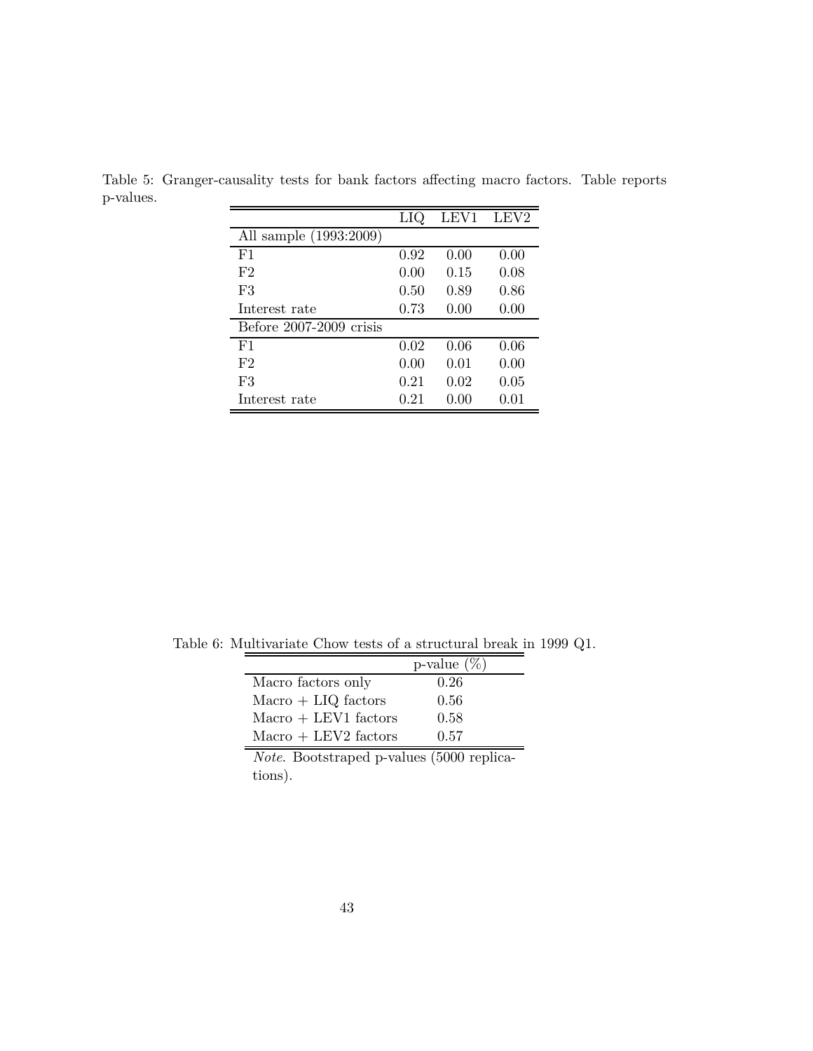Table 5: Granger-causality tests for bank factors affecting macro factors. Table reports p-values.

| | LIQ | LEV1 | LEV2 |
|---|---|---|---|
| All sample (1993:2009) | | | |
| F1 | 0.92 | 0.00 | 0.00 |
| F2 | 0.00 | 0.15 | 0.08 |
| F3 | 0.50 | 0.89 | 0.86 |
| Interest rate | 0.73 | 0.00 | 0.00 |
| Before 2007-2009 crisis | | | |
| F1 | 0.02 | 0.06 | 0.06 |
| F2 | 0.00 | 0.01 | 0.00 |
| F3 | 0.21 | 0.02 | 0.05 |
| Interest rate | 0.21 | 0.00 | 0.01 |

Table 6: Multivariate Chow tests of a structural break in 1999 Q1.

| | p-value (%) |
|---|---|
| Macro factors only | 0.26 |
| Macro + LIQ factors | 0.56 |
| Macro + LEV1 factors | 0.58 |
| Macro + LEV2 factors | 0.57 |

*Note*. Bootstraped p-values (5000 replications).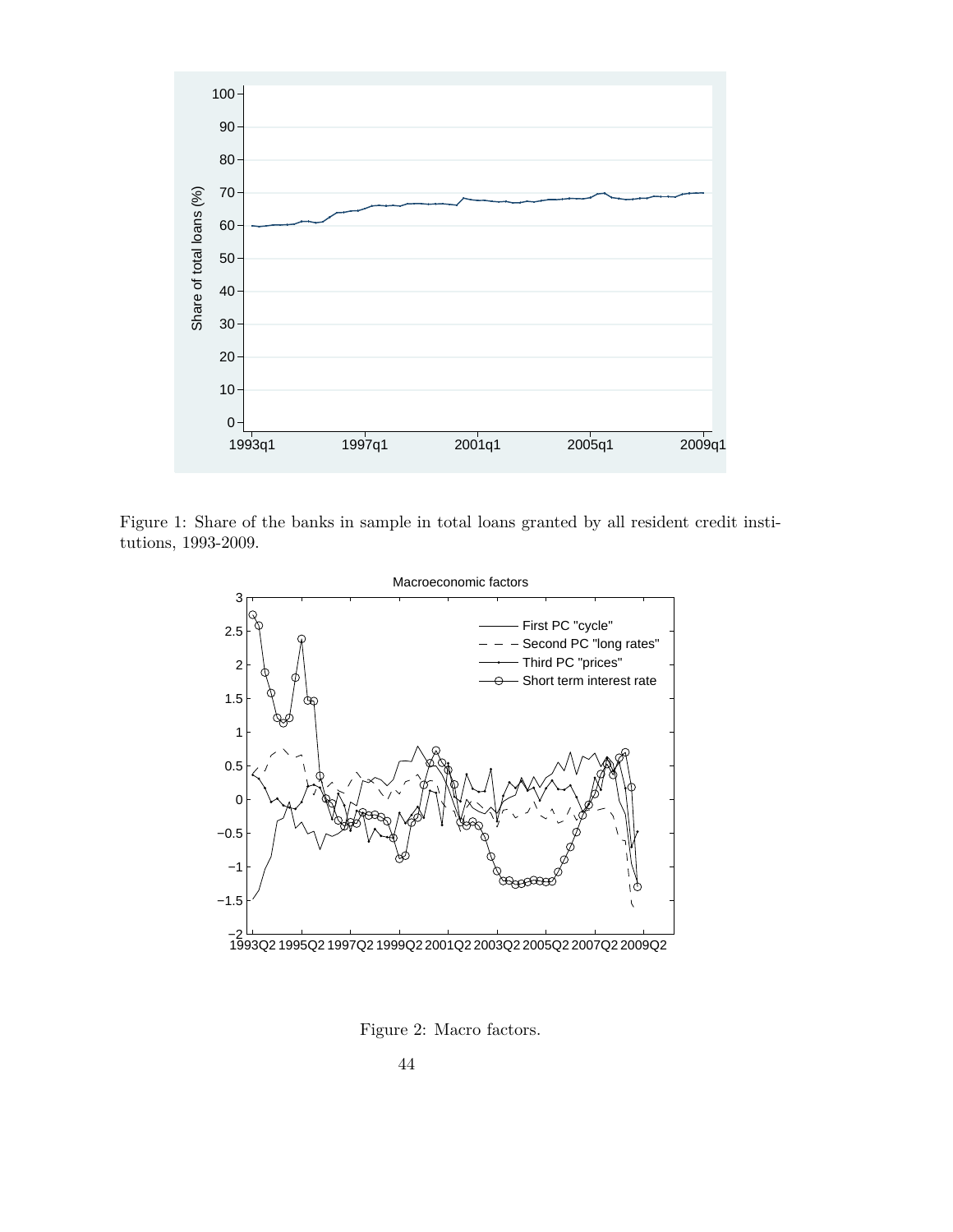Figure 1: Share of the banks in sample in total loans granted by all resident credit institutions, 1993-2009.

Figure 2: Macro factors.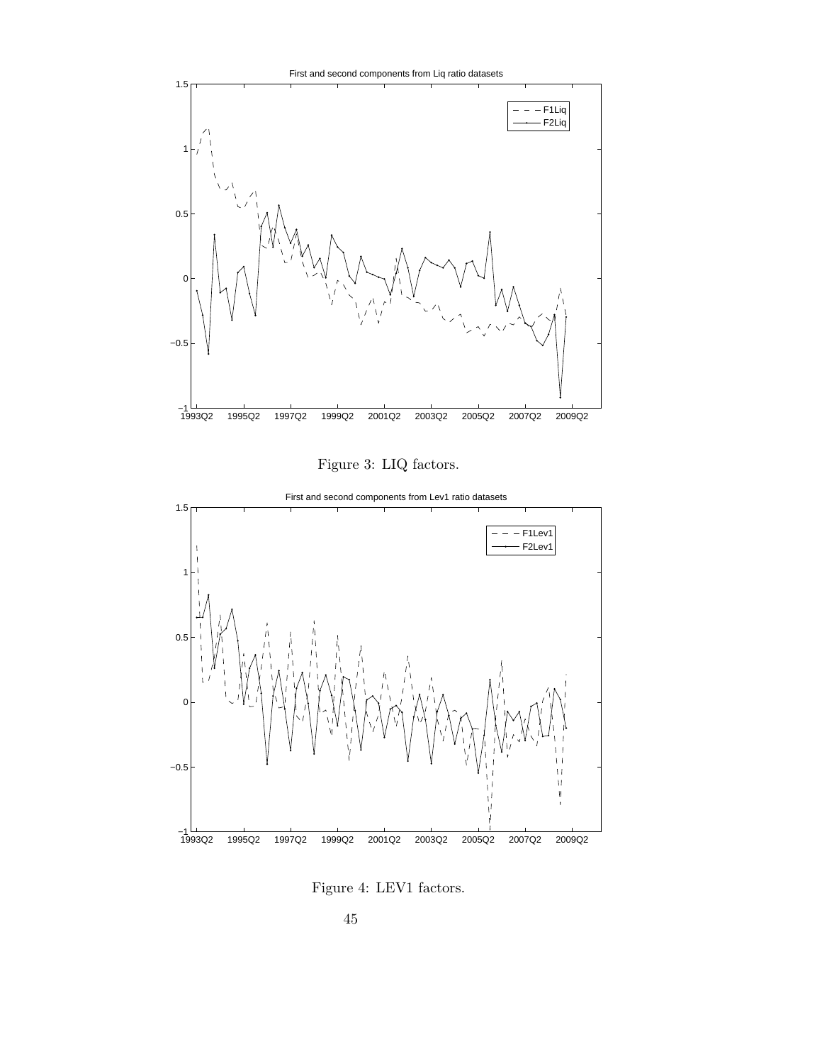Figure 3: LIQ factors.

Figure 4: LEV1 factors.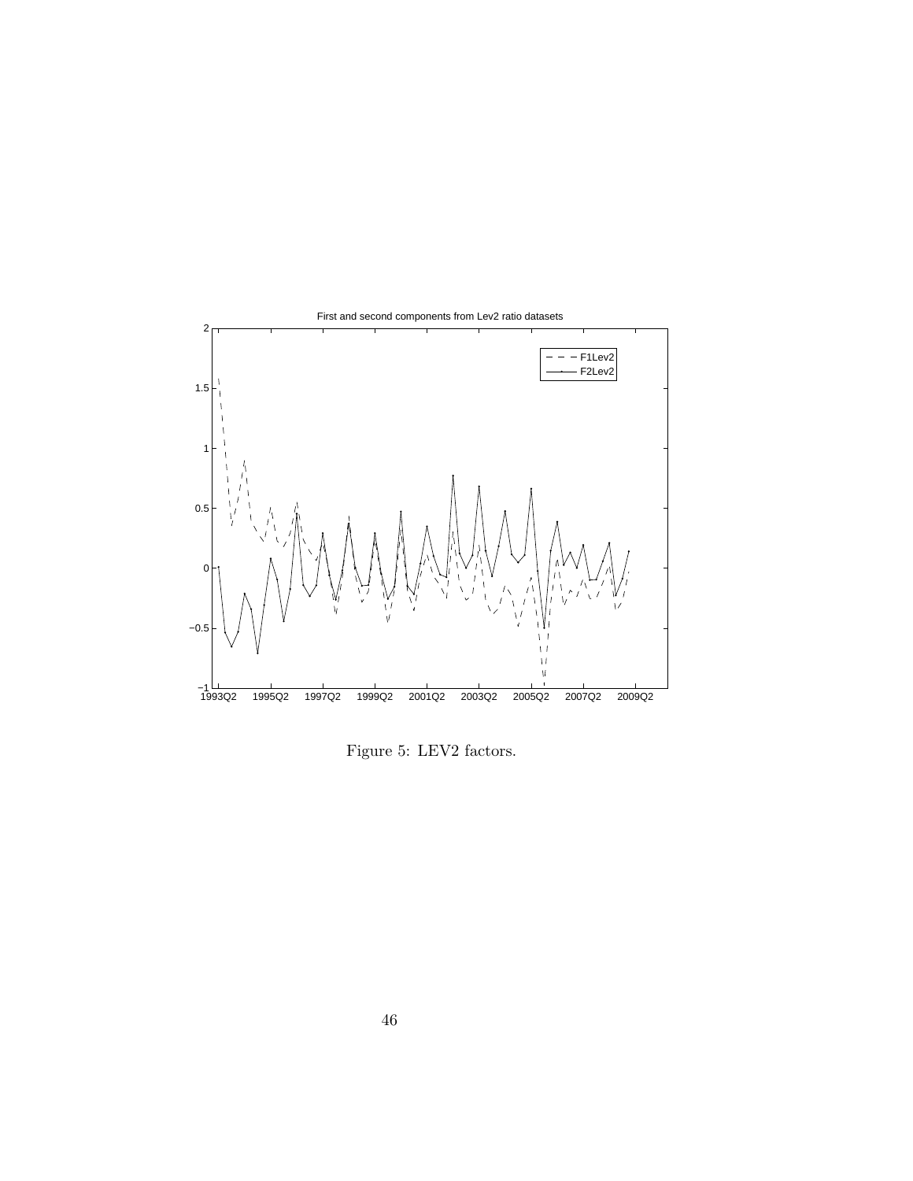Figure 5: LEV2 factors.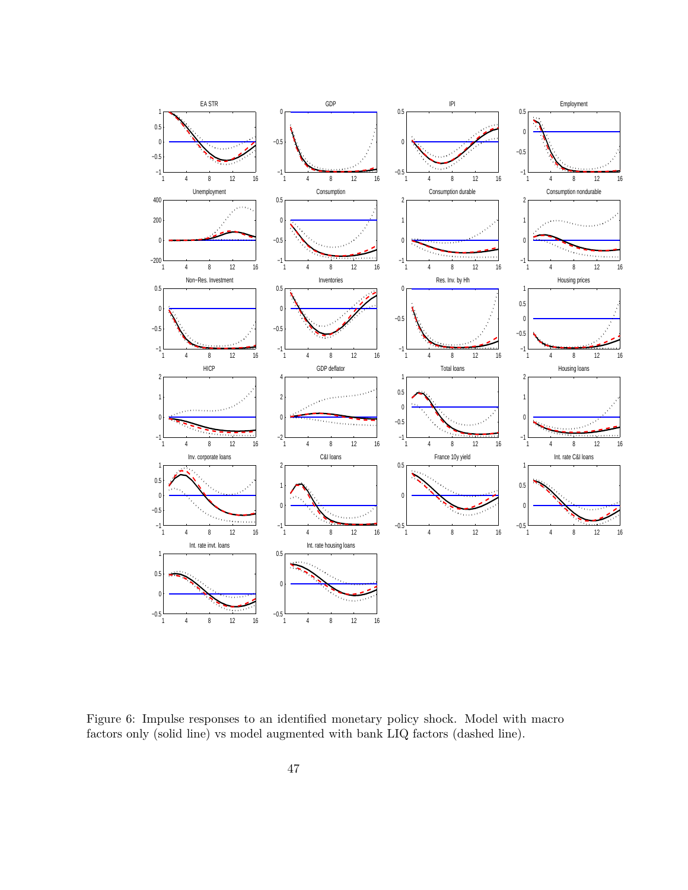Figure 6: Impulse responses to an identified monetary policy shock. Model with macro factors only (solid line) vs model augmented with bank LIQ factors (dashed line).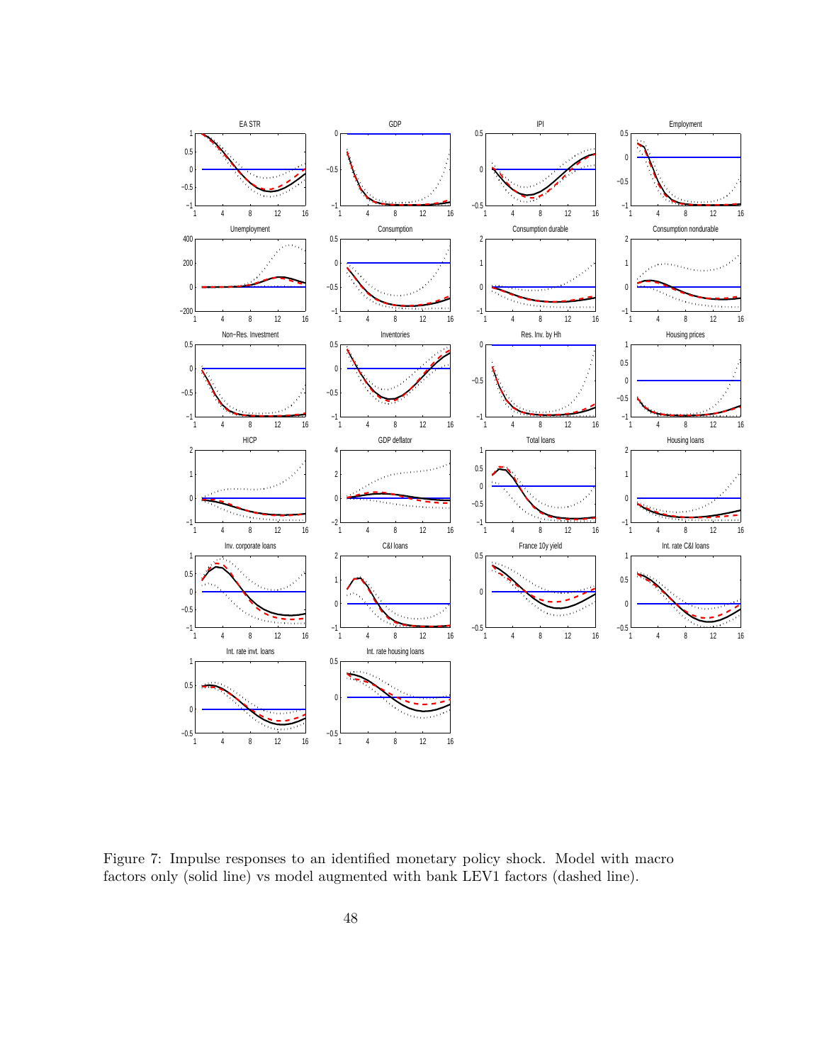Figure 7: Impulse responses to an identified monetary policy shock. Model with macro factors only (solid line) vs model augmented with bank LEV1 factors (dashed line).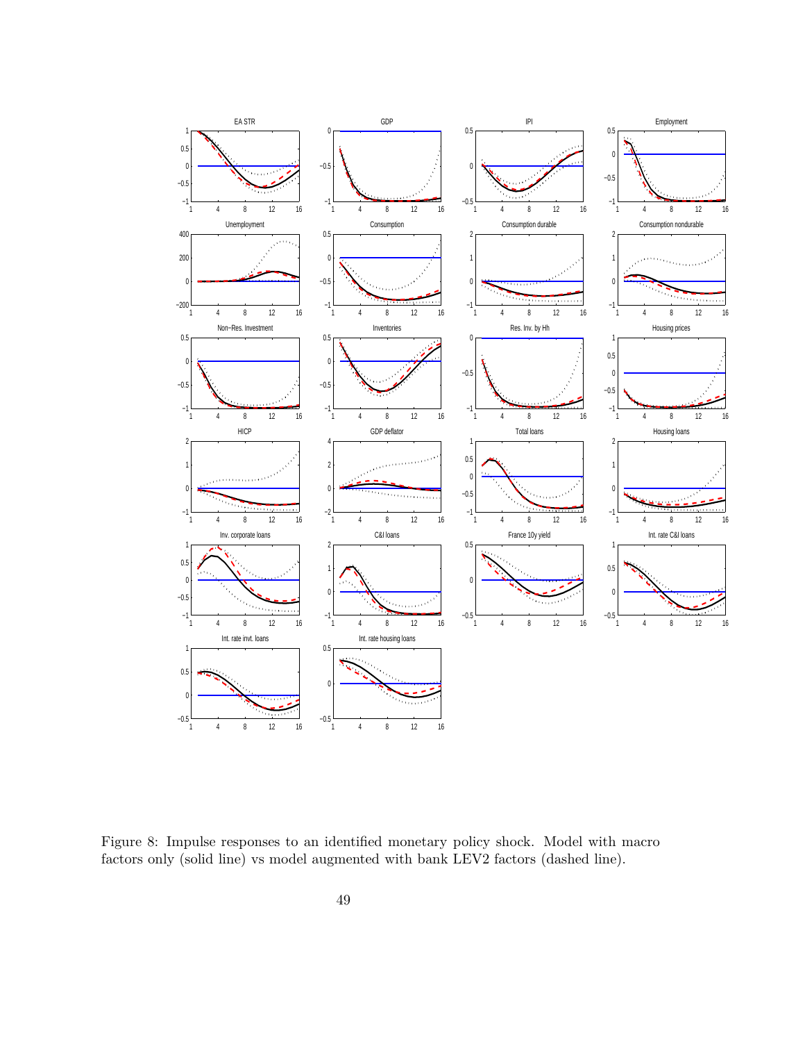Figure 8: Impulse responses to an identified monetary policy shock. Model with macro factors only (solid line) vs model augmented with bank LEV2 factors (dashed line).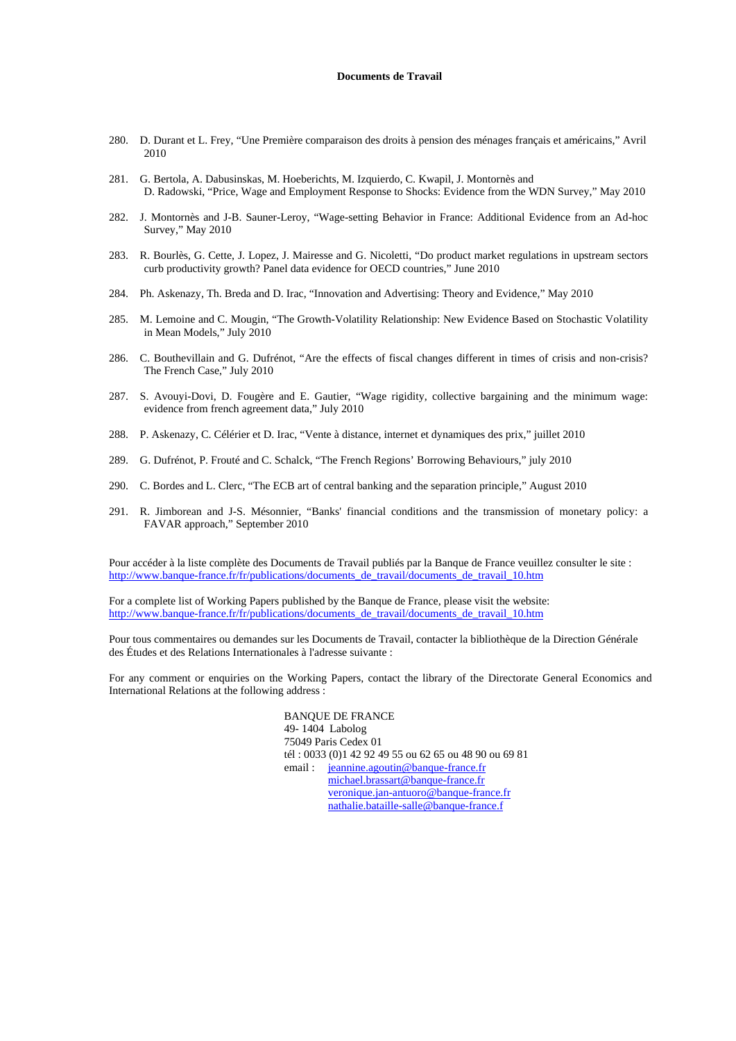**Documents de Travail**

280. D. Durant et L. Frey, “Une Première comparaison des droits à pension des ménages français et américains,” Avril 2010

281. G. Bertola, A. Dabusinskas, M. Hoeberichts, M. Izquierdo, C. Kwapil, J. Montornès and D. Radowski, “Price, Wage and Employment Response to Shocks: Evidence from the WDN Survey,” May 2010

282. J. Montornès and J-B. Sauner-Leroy, “Wage-setting Behavior in France: Additional Evidence from an Ad-hoc Survey,” May 2010

283. R. Bourlès, G. Cette, J. Lopez, J. Mairesse and G. Nicoletti, “Do product market regulations in upstream sectors curb productivity growth? Panel data evidence for OECD countries,” June 2010

284. Ph. Askenazy, Th. Breda and D. Irac, “Innovation and Advertising: Theory and Evidence,” May 2010

285. M. Lemoine and C. Mougin, “The Growth-Volatility Relationship: New Evidence Based on Stochastic Volatility in Mean Models,” July 2010

286. C. Bouthevillain and G. Dufrénot, “Are the effects of fiscal changes different in times of crisis and non-crisis? The French Case,” July 2010

287. S. Avouyi-Dovi, D. Fougère and E. Gautier, “Wage rigidity, collective bargaining and the minimum wage: evidence from french agreement data,” July 2010

288. P. Askenazy, C. Célérier et D. Irac, “Vente à distance, internet et dynamiques des prix,” juillet 2010

289. G. Dufrénot, P. Frouté and C. Schalck, “The French Regions’ Borrowing Behaviours,” july 2010

290. C. Bordes and L. Clerc, “The ECB art of central banking and the separation principle,” August 2010

291. R. Jimborean and J-S. Mésonnier, “Banks' financial conditions and the transmission of monetary policy: a FAVAR approach,” September 2010

Pour accéder à la liste complète des Documents de Travail publiés par la Banque de France veuillez consulter le site : http://www.banque-france.fr/fr/publications/documents_de_travail/documents_de_travail_10.htm

For a complete list of Working Papers published by the Banque de France, please visit the website: http://www.banque-france.fr/fr/publications/documents_de_travail/documents_de_travail_10.htm

Pour tous commentaires ou demandes sur les Documents de Travail, contacter la bibliothèque de la Direction Générale des Études et des Relations Internationales à l'adresse suivante :

For any comment or enquiries on the Working Papers, contact the library of the Directorate General Economics and International Relations at the following address :

BANQUE DE FRANCE
49- 1404 Labolog
75049 Paris Cedex 01
tél : 0033 (0)1 42 92 49 55 ou 62 65 ou 48 90 ou 69 81
email : jeannine.agoutin@banque-france.fr
michael.brassart@banque-france.fr
veronique.jan-antuoro@banque-france.fr
nathalie.bataille-salle@banque-france.f